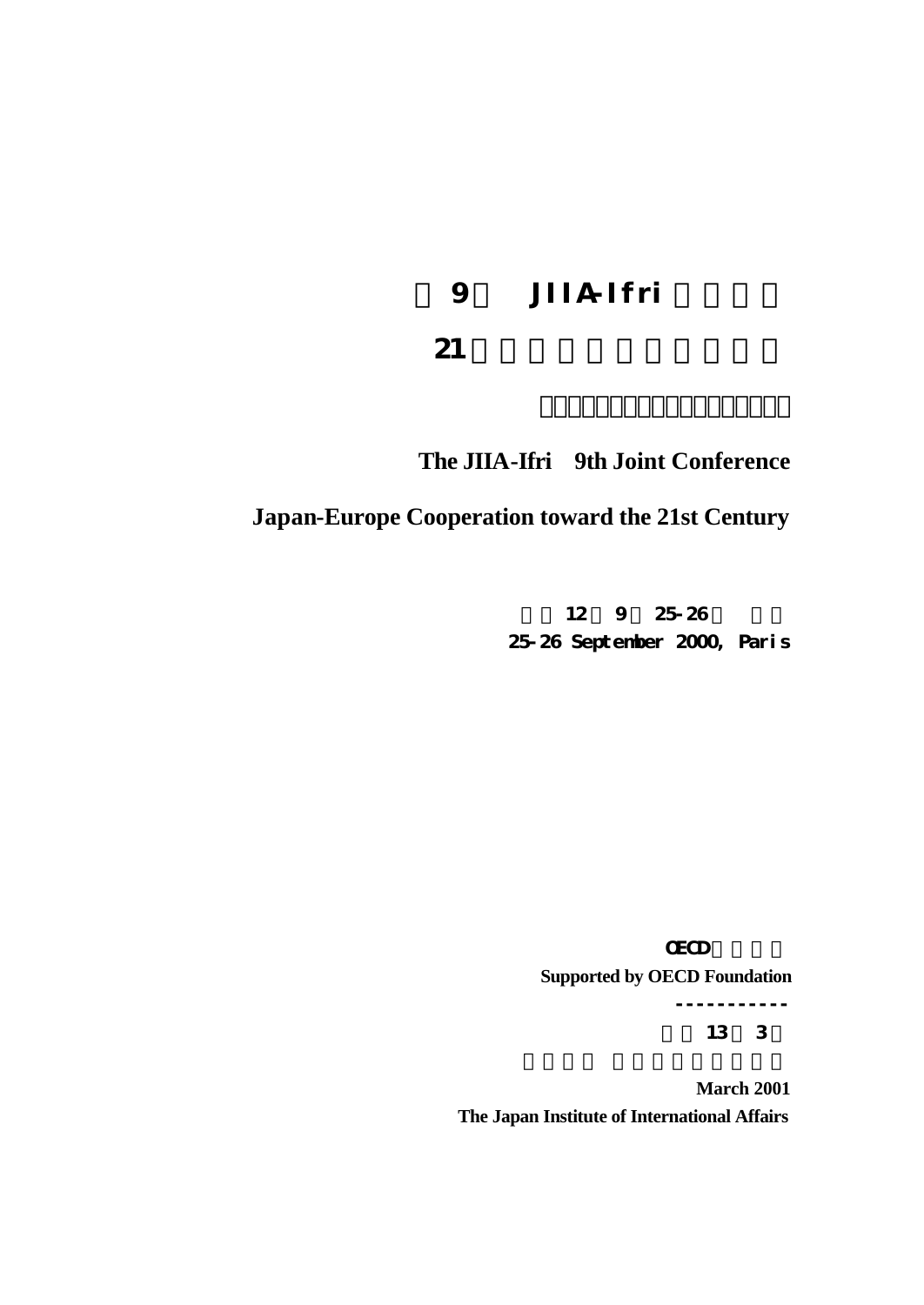# 9 JIIA-Ifri

# 21

**The JIIA-Ifri 9th Joint Conference**

**Japan-Europe Cooperation toward the 21st Century**

12 9 25-26

**25-26 September 2000, Paris**

OECD

**Supported by OECD Foundation**

-----------

13 3

**March 2001**

**The Japan Institute of International Affairs**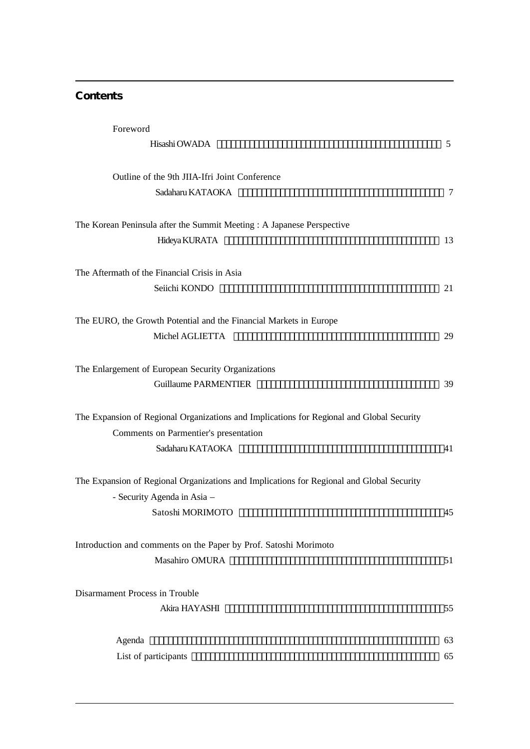## Contents

Foreword

Hisashi OWADA ........................................................................ 5

Outline of the 9th JIIA-Ifri Joint Conference

Sadaharu KATAOKA ........................................................................ 7

The Korean Peninsula after the Summit Meeting : A Japanese Perspective

Hideya KURATA ........................................................................ 13

The Aftermath of the Financial Crisis in Asia

Seiichi KONDO ........................................................................ 21

The EURO, the Growth Potential and the Financial Markets in Europe

Michel AGLIETTA ........................................................................ 29

The Enlargement of European Security Organizations

Guillaume PARMENTIER ........................................................................ 39

The Expansion of Regional Organizations and Implications for Regional and Global Security

Comments on Parmentier's presentation

Sadaharu KATAOKA ........................................................................ 41

The Expansion of Regional Organizations and Implications for Regional and Global Security

- Security Agenda in Asia –

Satoshi MORIMOTO ........................................................................ 45

Introduction and comments on the Paper by Prof. Satoshi Morimoto

Masahiro OMURA ........................................................................ 51

Disarmament Process in Trouble

Akira HAYASHI ........................................................................ 55

Agenda ........................................................................ 63

List of participants ........................................................................ 65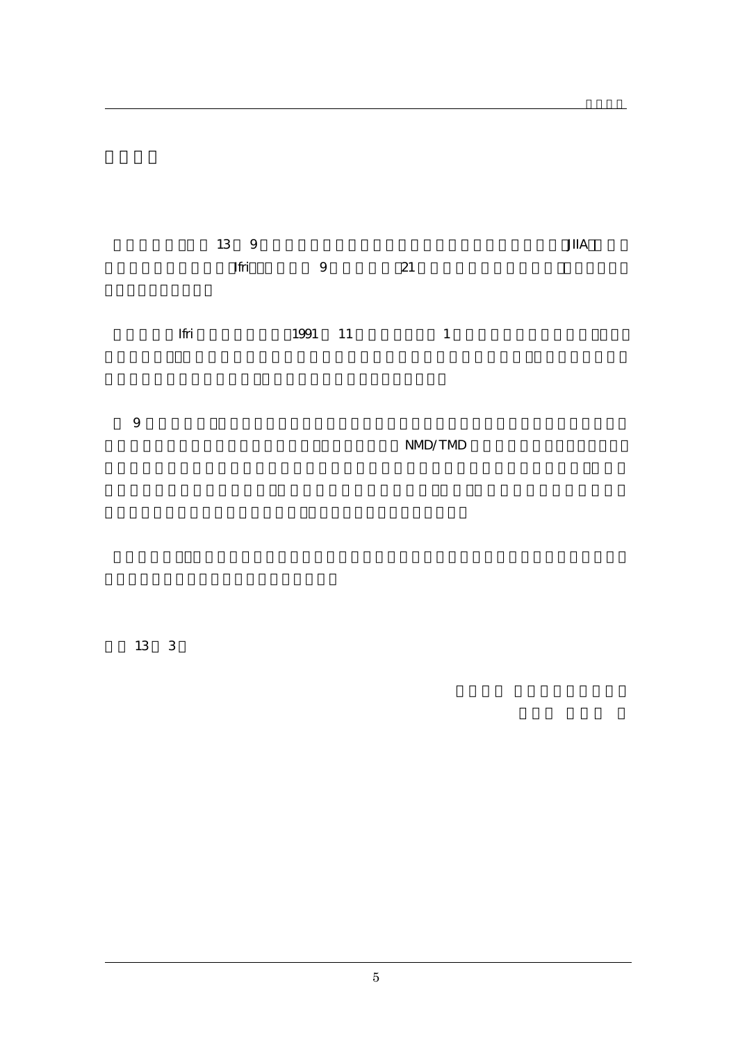13 9 JIIA

Ifri 9 21

Ifri 1991 11 1

9

NMD/TMD

13 3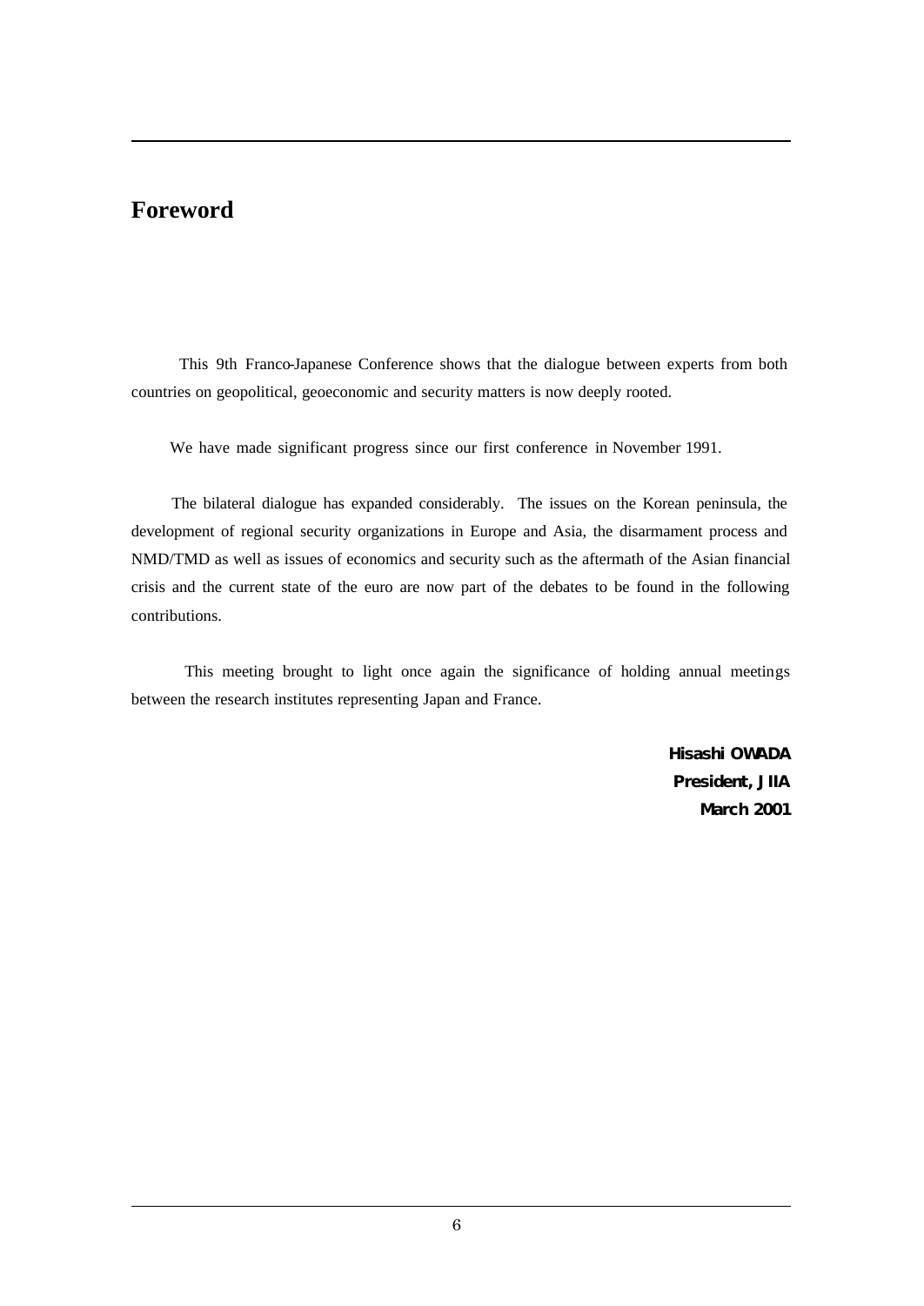# Foreword

This 9th Franco-Japanese Conference shows that the dialogue between experts from both countries on geopolitical, geoeconomic and security matters is now deeply rooted.

We have made significant progress since our first conference in November 1991.

The bilateral dialogue has expanded considerably. The issues on the Korean peninsula, the development of regional security organizations in Europe and Asia, the disarmament process and NMD/TMD as well as issues of economics and security such as the aftermath of the Asian financial crisis and the current state of the euro are now part of the debates to be found in the following contributions.

This meeting brought to light once again the significance of holding annual meetings between the research institutes representing Japan and France.

**Hisashi OWADA**
**President, JIIA**
**March 2001**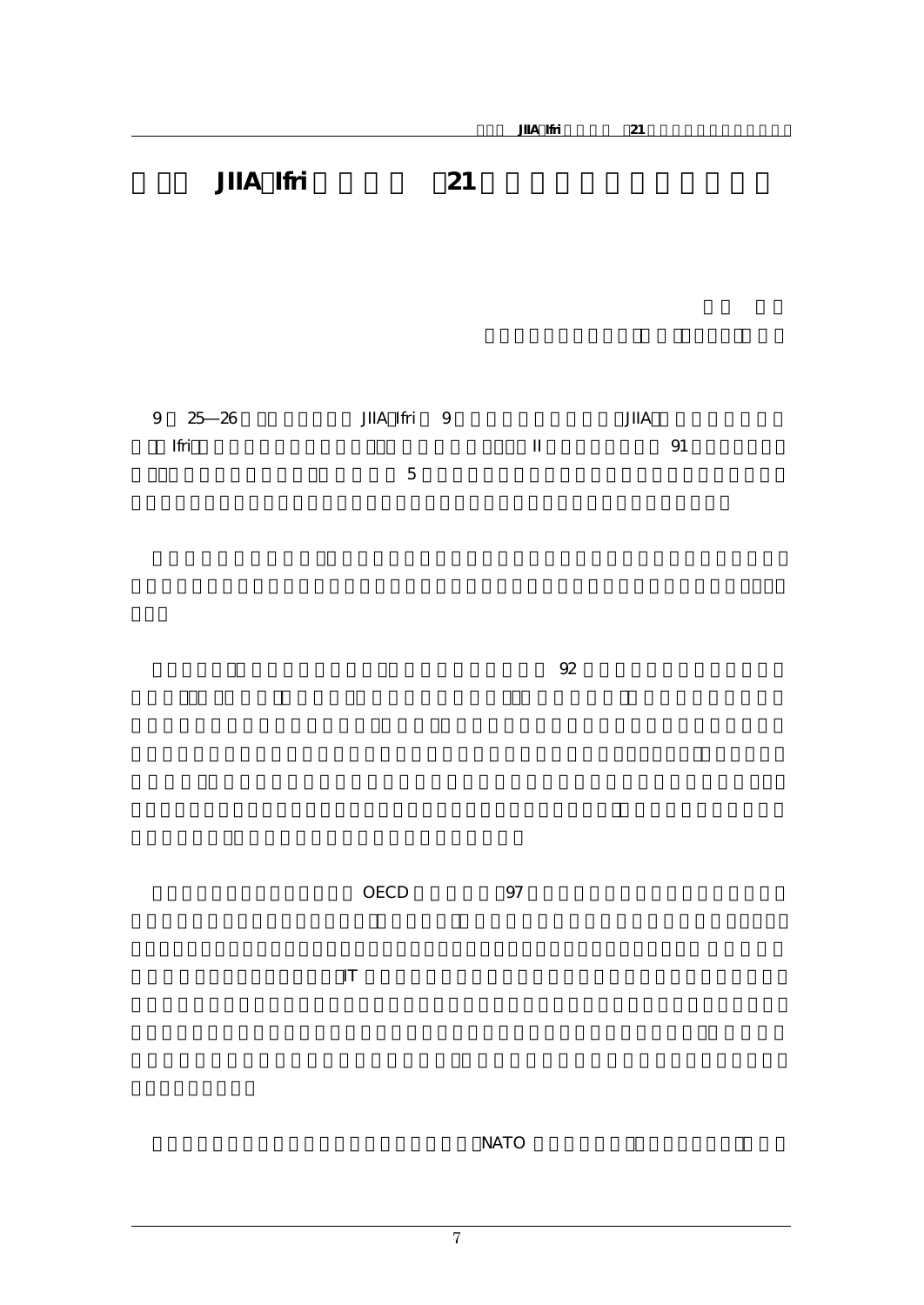# JIIA Ifri 21

9 25—26 JIIA Ifri 9 JIIA Ifri II 91 5

92

OECD 97 IT

NATO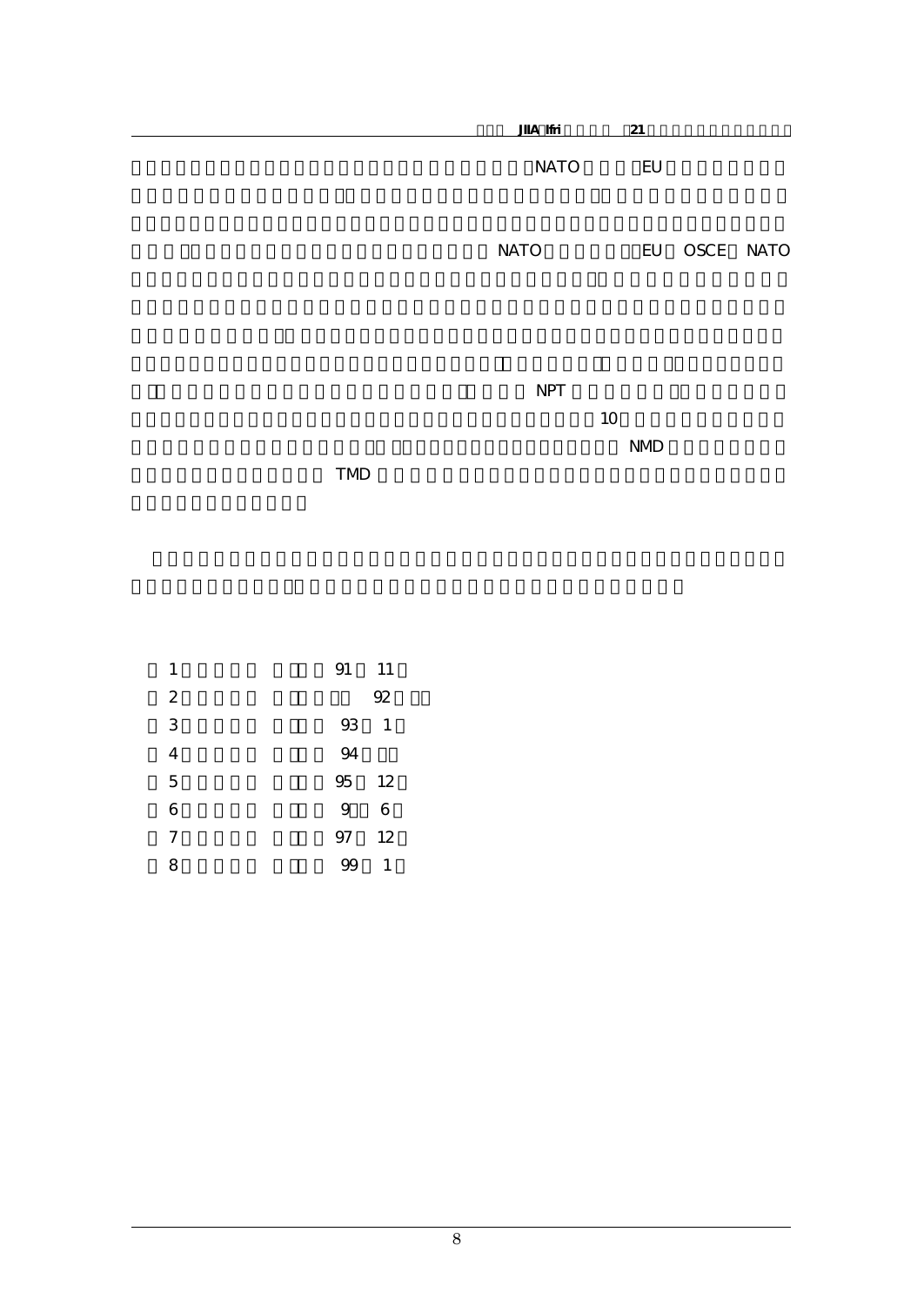NATO EU

NATO EU OSCE NATO

NPT

10

NMD

TMD

1 91 11

2 92

3 93 1

4 94

5 95 12

6 9 6

7 97 12

8 99 1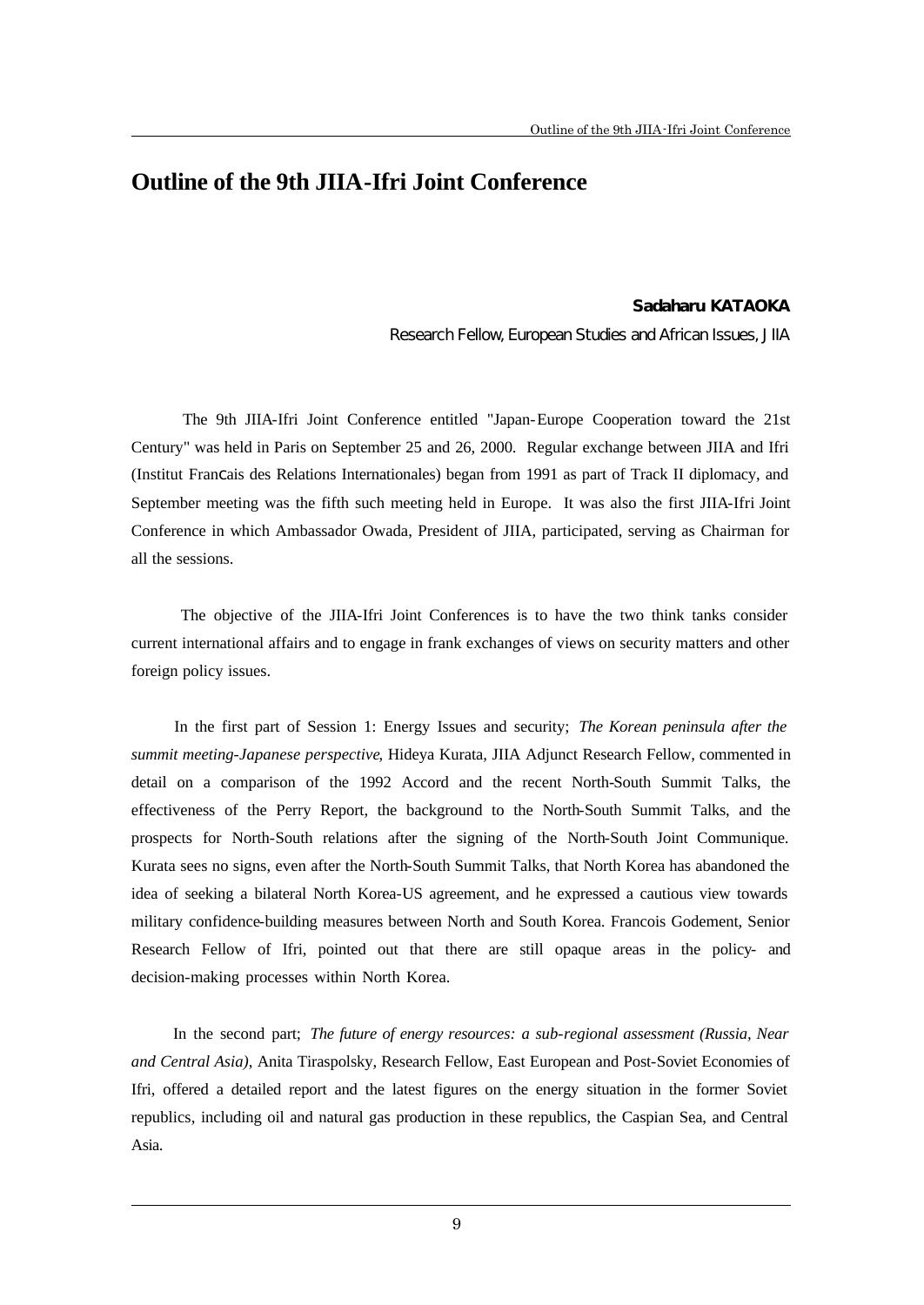# Outline of the 9th JIIA-Ifri Joint Conference

**Sadaharu KATAOKA**

Research Fellow, European Studies and African Issues, JIIA

The 9th JIIA-Ifri Joint Conference entitled "Japan-Europe Cooperation toward the 21st Century" was held in Paris on September 25 and 26, 2000. Regular exchange between JIIA and Ifri (Institut Francais des Relations Internationales) began from 1991 as part of Track II diplomacy, and September meeting was the fifth such meeting held in Europe. It was also the first JIIA-Ifri Joint Conference in which Ambassador Owada, President of JIIA, participated, serving as Chairman for all the sessions.

The objective of the JIIA-Ifri Joint Conferences is to have the two think tanks consider current international affairs and to engage in frank exchanges of views on security matters and other foreign policy issues.

In the first part of Session 1: Energy Issues and security; *The Korean peninsula after the summit meeting-Japanese perspective*, Hideya Kurata, JIIA Adjunct Research Fellow, commented in detail on a comparison of the 1992 Accord and the recent North-South Summit Talks, the effectiveness of the Perry Report, the background to the North-South Summit Talks, and the prospects for North-South relations after the signing of the North-South Joint Communique. Kurata sees no signs, even after the North-South Summit Talks, that North Korea has abandoned the idea of seeking a bilateral North Korea-US agreement, and he expressed a cautious view towards military confidence-building measures between North and South Korea. Francois Godement, Senior Research Fellow of Ifri, pointed out that there are still opaque areas in the policy- and decision-making processes within North Korea.

In the second part; *The future of energy resources: a sub-regional assessment (Russia, Near and Central Asia)*, Anita Tiraspolsky, Research Fellow, East European and Post-Soviet Economies of Ifri, offered a detailed report and the latest figures on the energy situation in the former Soviet republics, including oil and natural gas production in these republics, the Caspian Sea, and Central Asia.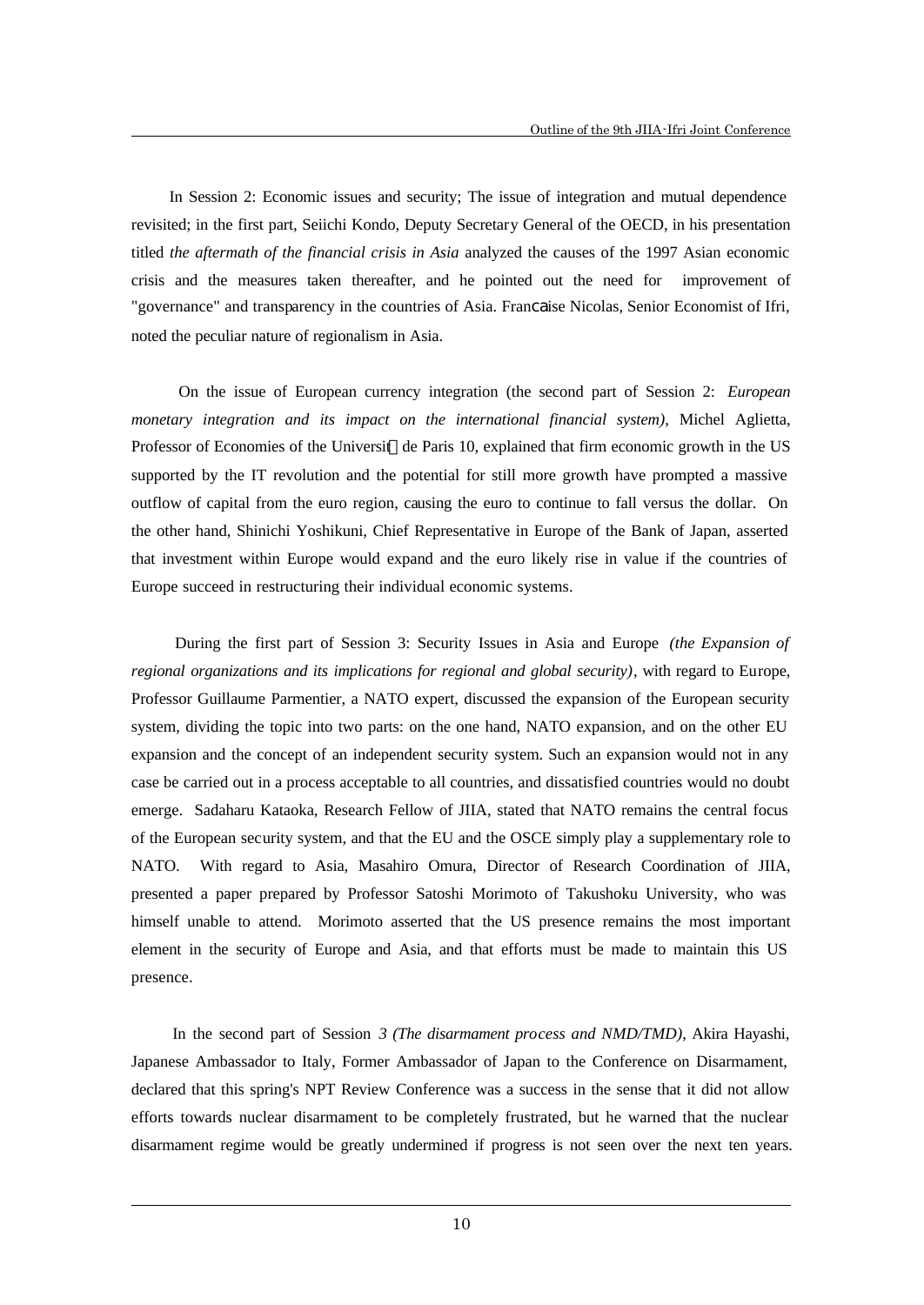In Session 2: Economic issues and security; The issue of integration and mutual dependence revisited; in the first part, Seiichi Kondo, Deputy Secretary General of the OECD, in his presentation titled *the aftermath of the financial crisis in Asia* analyzed the causes of the 1997 Asian economic crisis and the measures taken thereafter, and he pointed out the need for improvement of "governance" and transparency in the countries of Asia. Française Nicolas, Senior Economist of Ifri, noted the peculiar nature of regionalism in Asia.

On the issue of European currency integration (the second part of Session 2: *European monetary integration and its impact on the international financial system)*, Michel Aglietta, Professor of Economies of the Université de Paris 10, explained that firm economic growth in the US supported by the IT revolution and the potential for still more growth have prompted a massive outflow of capital from the euro region, causing the euro to continue to fall versus the dollar. On the other hand, Shinichi Yoshikuni, Chief Representative in Europe of the Bank of Japan, asserted that investment within Europe would expand and the euro likely rise in value if the countries of Europe succeed in restructuring their individual economic systems.

During the first part of Session 3: Security Issues in Asia and Europe *(the Expansion of regional organizations and its implications for regional and global security)*, with regard to Europe, Professor Guillaume Parmentier, a NATO expert, discussed the expansion of the European security system, dividing the topic into two parts: on the one hand, NATO expansion, and on the other EU expansion and the concept of an independent security system. Such an expansion would not in any case be carried out in a process acceptable to all countries, and dissatisfied countries would no doubt emerge. Sadaharu Kataoka, Research Fellow of JIIA, stated that NATO remains the central focus of the European security system, and that the EU and the OSCE simply play a supplementary role to NATO. With regard to Asia, Masahiro Omura, Director of Research Coordination of JIIA, presented a paper prepared by Professor Satoshi Morimoto of Takushoku University, who was himself unable to attend. Morimoto asserted that the US presence remains the most important element in the security of Europe and Asia, and that efforts must be made to maintain this US presence.

In the second part of Session *3 (The disarmament process and NMD/TMD)*, Akira Hayashi, Japanese Ambassador to Italy, Former Ambassador of Japan to the Conference on Disarmament, declared that this spring's NPT Review Conference was a success in the sense that it did not allow efforts towards nuclear disarmament to be completely frustrated, but he warned that the nuclear disarmament regime would be greatly undermined if progress is not seen over the next ten years.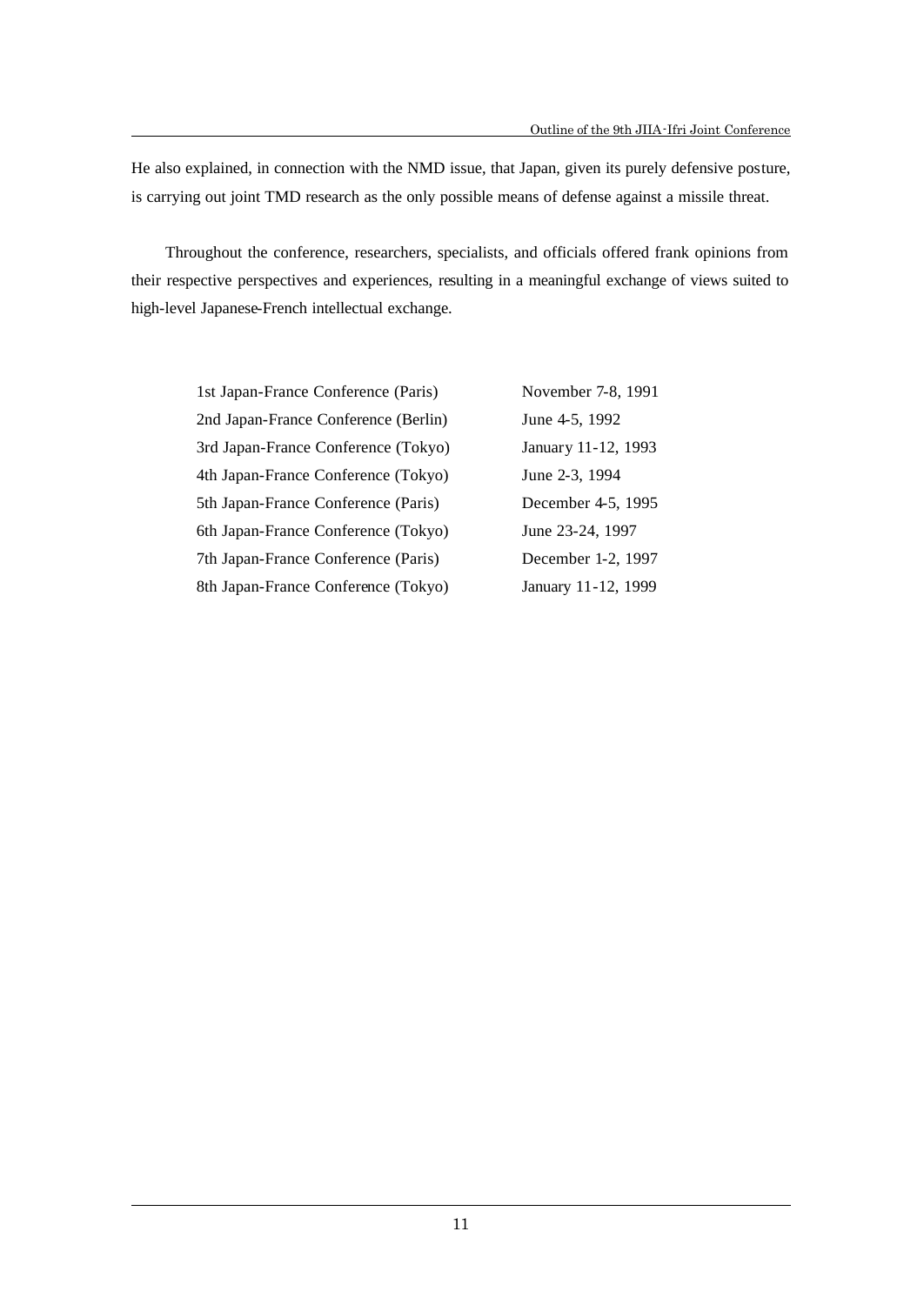He also explained, in connection with the NMD issue, that Japan, given its purely defensive posture, is carrying out joint TMD research as the only possible means of defense against a missile threat.

Throughout the conference, researchers, specialists, and officials offered frank opinions from their respective perspectives and experiences, resulting in a meaningful exchange of views suited to high-level Japanese-French intellectual exchange.

| | |
|---|---|
| 1st Japan-France Conference (Paris) | November 7-8, 1991 |
| 2nd Japan-France Conference (Berlin) | June 4-5, 1992 |
| 3rd Japan-France Conference (Tokyo) | January 11-12, 1993 |
| 4th Japan-France Conference (Tokyo) | June 2-3, 1994 |
| 5th Japan-France Conference (Paris) | December 4-5, 1995 |
| 6th Japan-France Conference (Tokyo) | June 23-24, 1997 |
| 7th Japan-France Conference (Paris) | December 1-2, 1997 |
| 8th Japan-France Conference (Tokyo) | January 11-12, 1999 |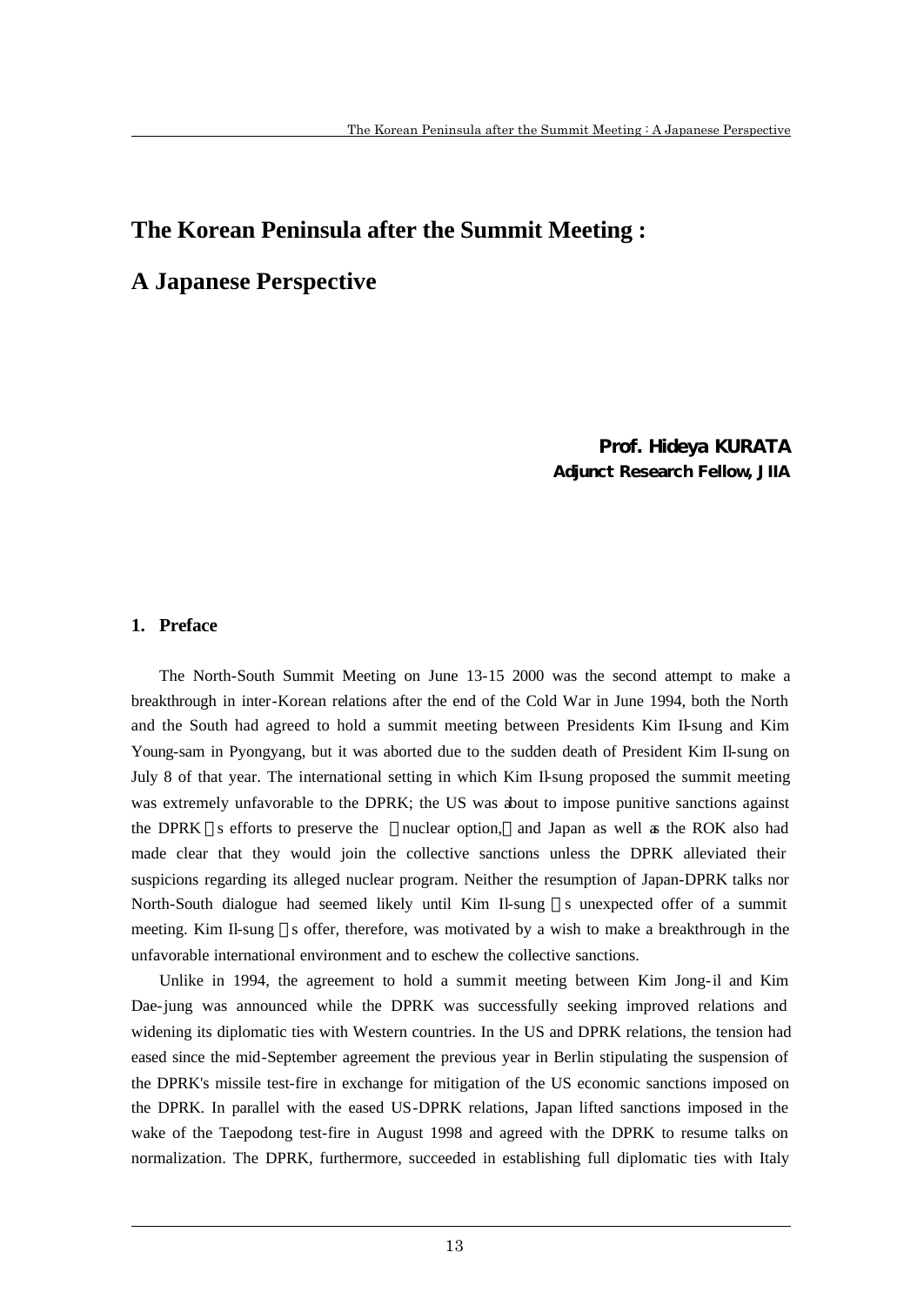# The Korean Peninsula after the Summit Meeting : A Japanese Perspective

**Prof. Hideya KURATA**
**Adjunct Research Fellow, JIIA**

## 1. Preface

The North-South Summit Meeting on June 13-15 2000 was the second attempt to make a breakthrough in inter-Korean relations after the end of the Cold War in June 1994, both the North and the South had agreed to hold a summit meeting between Presidents Kim Il-sung and Kim Young-sam in Pyongyang, but it was aborted due to the sudden death of President Kim Il-sung on July 8 of that year. The international setting in which Kim Il-sung proposed the summit meeting was extremely unfavorable to the DPRK; the US was about to impose punitive sanctions against the DPRK's efforts to preserve the "nuclear option," and Japan as well as the ROK also had made clear that they would join the collective sanctions unless the DPRK alleviated their suspicions regarding its alleged nuclear program. Neither the resumption of Japan-DPRK talks nor North-South dialogue had seemed likely until Kim Il-sung's unexpected offer of a summit meeting. Kim Il-sung's offer, therefore, was motivated by a wish to make a breakthrough in the unfavorable international environment and to eschew the collective sanctions.

Unlike in 1994, the agreement to hold a summit meeting between Kim Jong-il and Kim Dae-jung was announced while the DPRK was successfully seeking improved relations and widening its diplomatic ties with Western countries. In the US and DPRK relations, the tension had eased since the mid-September agreement the previous year in Berlin stipulating the suspension of the DPRK's missile test-fire in exchange for mitigation of the US economic sanctions imposed on the DPRK. In parallel with the eased US-DPRK relations, Japan lifted sanctions imposed in the wake of the Taepodong test-fire in August 1998 and agreed with the DPRK to resume talks on normalization. The DPRK, furthermore, succeeded in establishing full diplomatic ties with Italy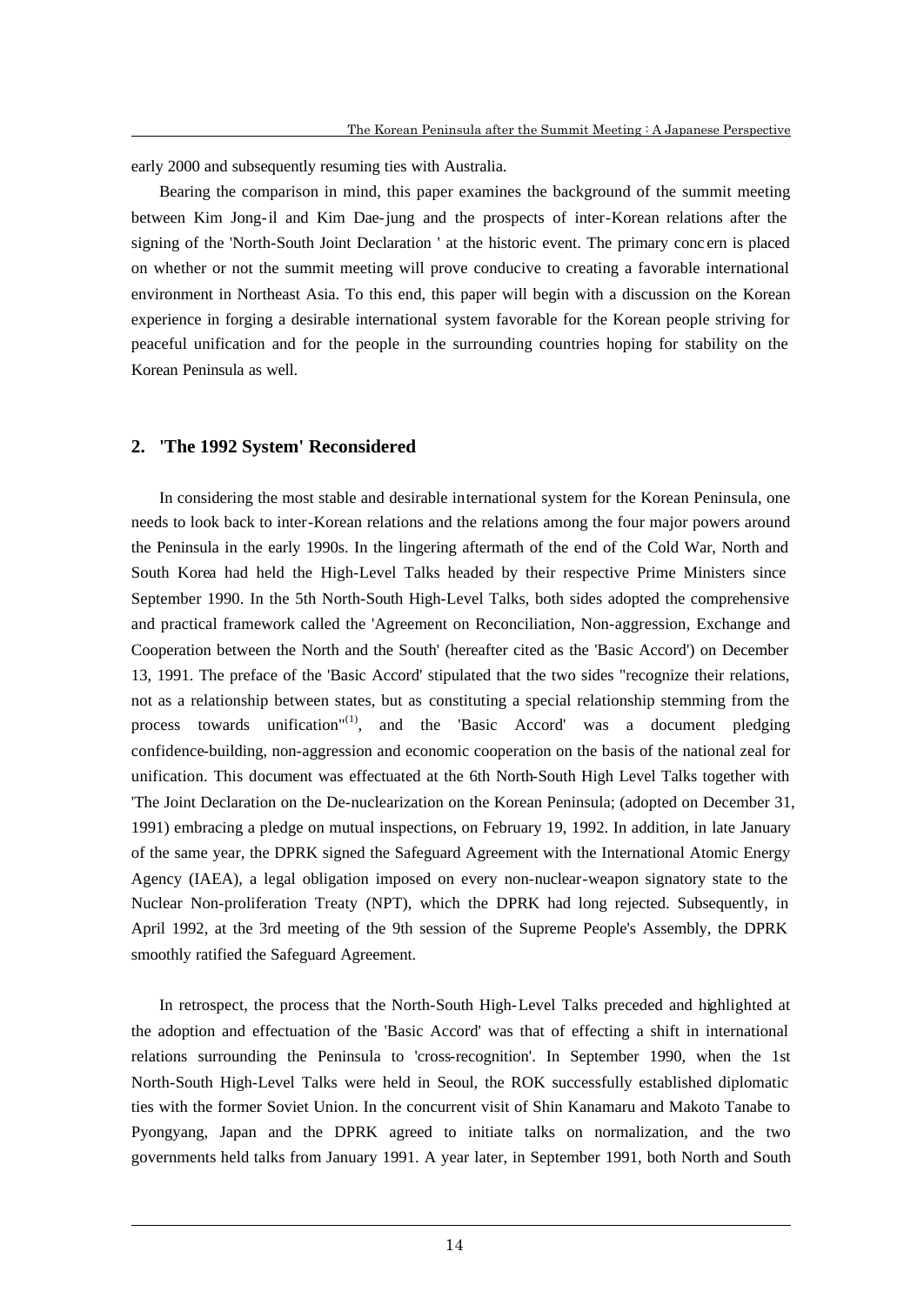early 2000 and subsequently resuming ties with Australia.

Bearing the comparison in mind, this paper examines the background of the summit meeting between Kim Jong-il and Kim Dae-jung and the prospects of inter-Korean relations after the signing of the 'North-South Joint Declaration ' at the historic event. The primary concern is placed on whether or not the summit meeting will prove conducive to creating a favorable international environment in Northeast Asia. To this end, this paper will begin with a discussion on the Korean experience in forging a desirable international system favorable for the Korean people striving for peaceful unification and for the people in the surrounding countries hoping for stability on the Korean Peninsula as well.

## 2. 'The 1992 System' Reconsidered

In considering the most stable and desirable international system for the Korean Peninsula, one needs to look back to inter-Korean relations and the relations among the four major powers around the Peninsula in the early 1990s. In the lingering aftermath of the end of the Cold War, North and South Korea had held the High-Level Talks headed by their respective Prime Ministers since September 1990. In the 5th North-South High-Level Talks, both sides adopted the comprehensive and practical framework called the 'Agreement on Reconciliation, Non-aggression, Exchange and Cooperation between the North and the South' (hereafter cited as the 'Basic Accord') on December 13, 1991. The preface of the 'Basic Accord' stipulated that the two sides "recognize their relations, not as a relationship between states, but as constituting a special relationship stemming from the process towards unification"[(1)], and the 'Basic Accord' was a document pledging confidence-building, non-aggression and economic cooperation on the basis of the national zeal for unification. This document was effectuated at the 6th North-South High Level Talks together with 'The Joint Declaration on the De-nuclearization on the Korean Peninsula; (adopted on December 31, 1991) embracing a pledge on mutual inspections, on February 19, 1992. In addition, in late January of the same year, the DPRK signed the Safeguard Agreement with the International Atomic Energy Agency (IAEA), a legal obligation imposed on every non-nuclear-weapon signatory state to the Nuclear Non-proliferation Treaty (NPT), which the DPRK had long rejected. Subsequently, in April 1992, at the 3rd meeting of the 9th session of the Supreme People's Assembly, the DPRK smoothly ratified the Safeguard Agreement.

In retrospect, the process that the North-South High-Level Talks preceded and highlighted at the adoption and effectuation of the 'Basic Accord' was that of effecting a shift in international relations surrounding the Peninsula to 'cross-recognition'. In September 1990, when the 1st North-South High-Level Talks were held in Seoul, the ROK successfully established diplomatic ties with the former Soviet Union. In the concurrent visit of Shin Kanamaru and Makoto Tanabe to Pyongyang, Japan and the DPRK agreed to initiate talks on normalization, and the two governments held talks from January 1991. A year later, in September 1991, both North and South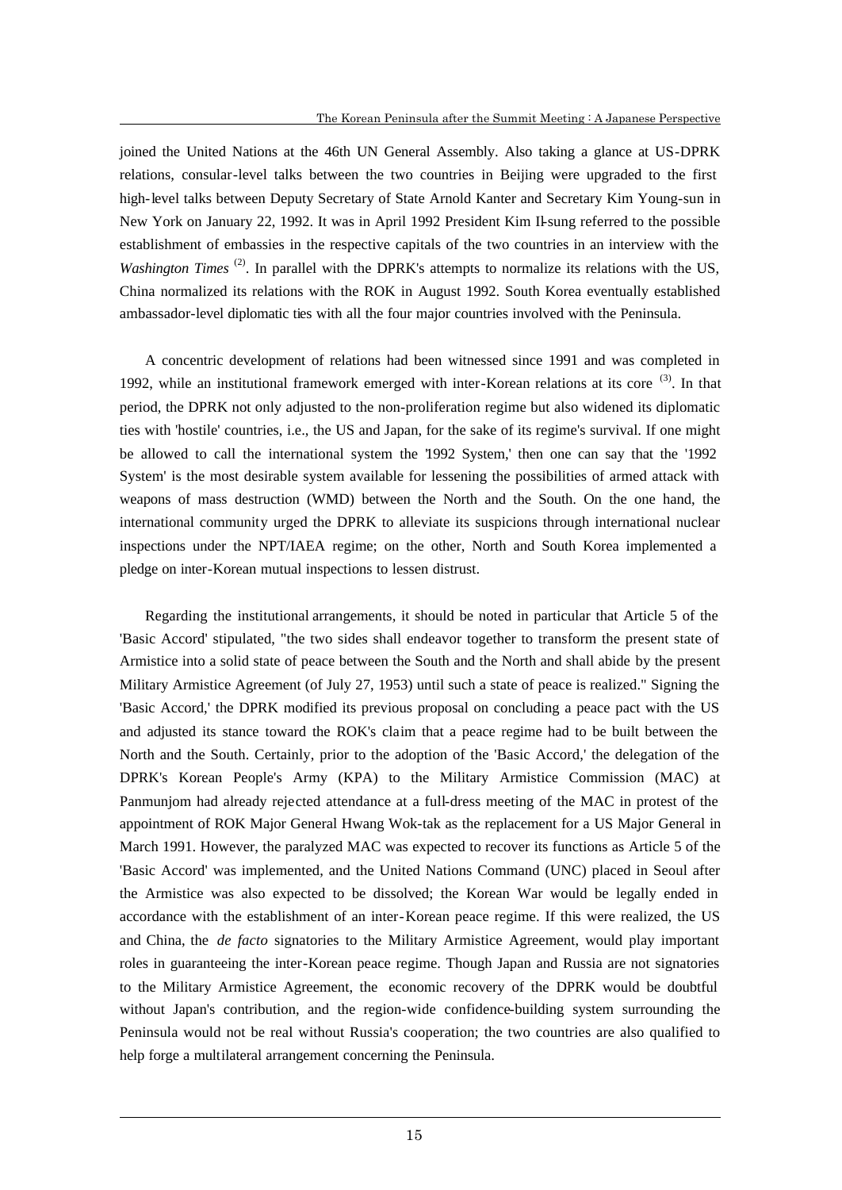joined the United Nations at the 46th UN General Assembly. Also taking a glance at US-DPRK relations, consular-level talks between the two countries in Beijing were upgraded to the first high-level talks between Deputy Secretary of State Arnold Kanter and Secretary Kim Young-sun in New York on January 22, 1992. It was in April 1992 President Kim Il-sung referred to the possible establishment of embassies in the respective capitals of the two countries in an interview with the *Washington Times* (2). In parallel with the DPRK's attempts to normalize its relations with the US, China normalized its relations with the ROK in August 1992. South Korea eventually established ambassador-level diplomatic ties with all the four major countries involved with the Peninsula.

A concentric development of relations had been witnessed since 1991 and was completed in 1992, while an institutional framework emerged with inter-Korean relations at its core (3). In that period, the DPRK not only adjusted to the non-proliferation regime but also widened its diplomatic ties with 'hostile' countries, i.e., the US and Japan, for the sake of its regime's survival. If one might be allowed to call the international system the '1992 System,' then one can say that the '1992 System' is the most desirable system available for lessening the possibilities of armed attack with weapons of mass destruction (WMD) between the North and the South. On the one hand, the international community urged the DPRK to alleviate its suspicions through international nuclear inspections under the NPT/IAEA regime; on the other, North and South Korea implemented a pledge on inter-Korean mutual inspections to lessen distrust.

Regarding the institutional arrangements, it should be noted in particular that Article 5 of the 'Basic Accord' stipulated, "the two sides shall endeavor together to transform the present state of Armistice into a solid state of peace between the South and the North and shall abide by the present Military Armistice Agreement (of July 27, 1953) until such a state of peace is realized." Signing the 'Basic Accord,' the DPRK modified its previous proposal on concluding a peace pact with the US and adjusted its stance toward the ROK's claim that a peace regime had to be built between the North and the South. Certainly, prior to the adoption of the 'Basic Accord,' the delegation of the DPRK's Korean People's Army (KPA) to the Military Armistice Commission (MAC) at Panmunjom had already rejected attendance at a full-dress meeting of the MAC in protest of the appointment of ROK Major General Hwang Wok-tak as the replacement for a US Major General in March 1991. However, the paralyzed MAC was expected to recover its functions as Article 5 of the 'Basic Accord' was implemented, and the United Nations Command (UNC) placed in Seoul after the Armistice was also expected to be dissolved; the Korean War would be legally ended in accordance with the establishment of an inter-Korean peace regime. If this were realized, the US and China, the *de facto* signatories to the Military Armistice Agreement, would play important roles in guaranteeing the inter-Korean peace regime. Though Japan and Russia are not signatories to the Military Armistice Agreement, the economic recovery of the DPRK would be doubtful without Japan's contribution, and the region-wide confidence-building system surrounding the Peninsula would not be real without Russia's cooperation; the two countries are also qualified to help forge a multilateral arrangement concerning the Peninsula.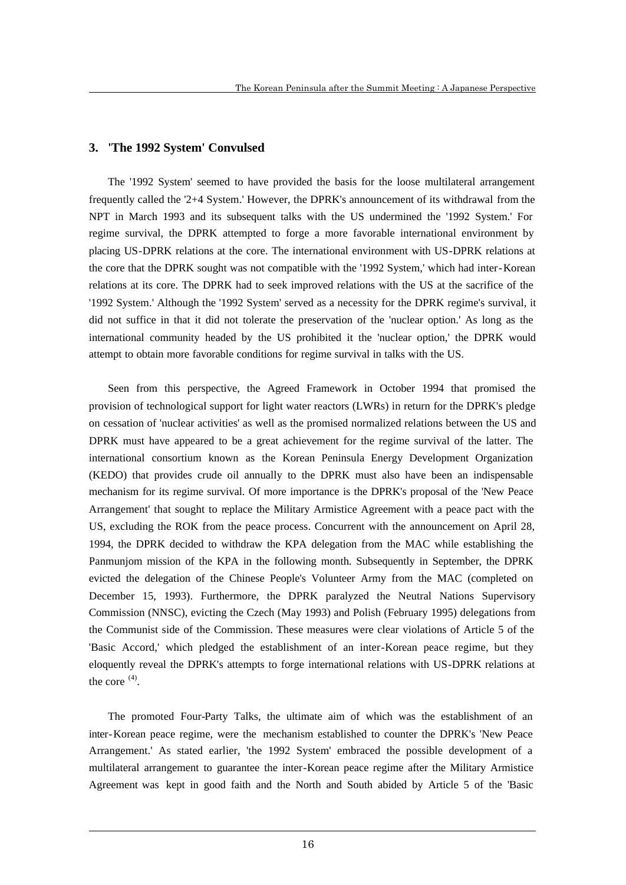## 3. 'The 1992 System' Convulsed

The '1992 System' seemed to have provided the basis for the loose multilateral arrangement frequently called the '2+4 System.' However, the DPRK's announcement of its withdrawal from the NPT in March 1993 and its subsequent talks with the US undermined the '1992 System.' For regime survival, the DPRK attempted to forge a more favorable international environment by placing US-DPRK relations at the core. The international environment with US-DPRK relations at the core that the DPRK sought was not compatible with the '1992 System,' which had inter-Korean relations at its core. The DPRK had to seek improved relations with the US at the sacrifice of the '1992 System.' Although the '1992 System' served as a necessity for the DPRK regime's survival, it did not suffice in that it did not tolerate the preservation of the 'nuclear option.' As long as the international community headed by the US prohibited it the 'nuclear option,' the DPRK would attempt to obtain more favorable conditions for regime survival in talks with the US.

Seen from this perspective, the Agreed Framework in October 1994 that promised the provision of technological support for light water reactors (LWRs) in return for the DPRK's pledge on cessation of 'nuclear activities' as well as the promised normalized relations between the US and DPRK must have appeared to be a great achievement for the regime survival of the latter. The international consortium known as the Korean Peninsula Energy Development Organization (KEDO) that provides crude oil annually to the DPRK must also have been an indispensable mechanism for its regime survival. Of more importance is the DPRK's proposal of the 'New Peace Arrangement' that sought to replace the Military Armistice Agreement with a peace pact with the US, excluding the ROK from the peace process. Concurrent with the announcement on April 28, 1994, the DPRK decided to withdraw the KPA delegation from the MAC while establishing the Panmunjom mission of the KPA in the following month. Subsequently in September, the DPRK evicted the delegation of the Chinese People's Volunteer Army from the MAC (completed on December 15, 1993). Furthermore, the DPRK paralyzed the Neutral Nations Supervisory Commission (NNSC), evicting the Czech (May 1993) and Polish (February 1995) delegations from the Communist side of the Commission. These measures were clear violations of Article 5 of the 'Basic Accord,' which pledged the establishment of an inter-Korean peace regime, but they eloquently reveal the DPRK's attempts to forge international relations with US-DPRK relations at the core [(4)].

The promoted Four-Party Talks, the ultimate aim of which was the establishment of an inter-Korean peace regime, were the mechanism established to counter the DPRK's 'New Peace Arrangement.' As stated earlier, 'the 1992 System' embraced the possible development of a multilateral arrangement to guarantee the inter-Korean peace regime after the Military Armistice Agreement was kept in good faith and the North and South abided by Article 5 of the 'Basic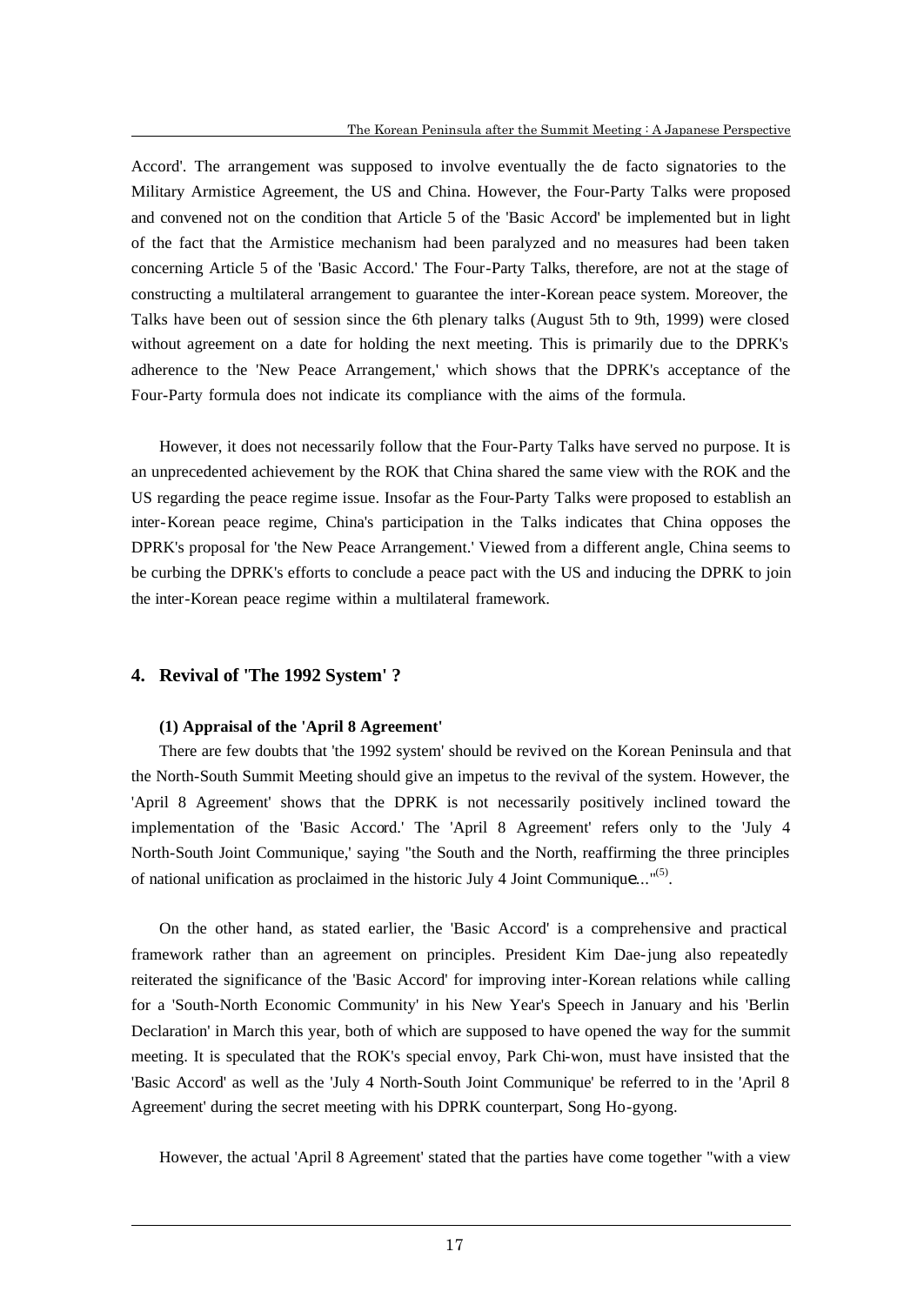Accord'. The arrangement was supposed to involve eventually the de facto signatories to the Military Armistice Agreement, the US and China. However, the Four-Party Talks were proposed and convened not on the condition that Article 5 of the 'Basic Accord' be implemented but in light of the fact that the Armistice mechanism had been paralyzed and no measures had been taken concerning Article 5 of the 'Basic Accord.' The Four-Party Talks, therefore, are not at the stage of constructing a multilateral arrangement to guarantee the inter-Korean peace system. Moreover, the Talks have been out of session since the 6th plenary talks (August 5th to 9th, 1999) were closed without agreement on a date for holding the next meeting. This is primarily due to the DPRK's adherence to the 'New Peace Arrangement,' which shows that the DPRK's acceptance of the Four-Party formula does not indicate its compliance with the aims of the formula.

However, it does not necessarily follow that the Four-Party Talks have served no purpose. It is an unprecedented achievement by the ROK that China shared the same view with the ROK and the US regarding the peace regime issue. Insofar as the Four-Party Talks were proposed to establish an inter-Korean peace regime, China's participation in the Talks indicates that China opposes the DPRK's proposal for 'the New Peace Arrangement.' Viewed from a different angle, China seems to be curbing the DPRK's efforts to conclude a peace pact with the US and inducing the DPRK to join the inter-Korean peace regime within a multilateral framework.

## 4. Revival of 'The 1992 System' ?

### (1) Appraisal of the 'April 8 Agreement'

There are few doubts that 'the 1992 system' should be revived on the Korean Peninsula and that the North-South Summit Meeting should give an impetus to the revival of the system. However, the 'April 8 Agreement' shows that the DPRK is not necessarily positively inclined toward the implementation of the 'Basic Accord.' The 'April 8 Agreement' refers only to the 'July 4 North-South Joint Communique,' saying "the South and the North, reaffirming the three principles of national unification as proclaimed in the historic July 4 Joint Communique..."[(5)].

On the other hand, as stated earlier, the 'Basic Accord' is a comprehensive and practical framework rather than an agreement on principles. President Kim Dae-jung also repeatedly reiterated the significance of the 'Basic Accord' for improving inter-Korean relations while calling for a 'South-North Economic Community' in his New Year's Speech in January and his 'Berlin Declaration' in March this year, both of which are supposed to have opened the way for the summit meeting. It is speculated that the ROK's special envoy, Park Chi-won, must have insisted that the 'Basic Accord' as well as the 'July 4 North-South Joint Communique' be referred to in the 'April 8 Agreement' during the secret meeting with his DPRK counterpart, Song Ho-gyong.

However, the actual 'April 8 Agreement' stated that the parties have come together "with a view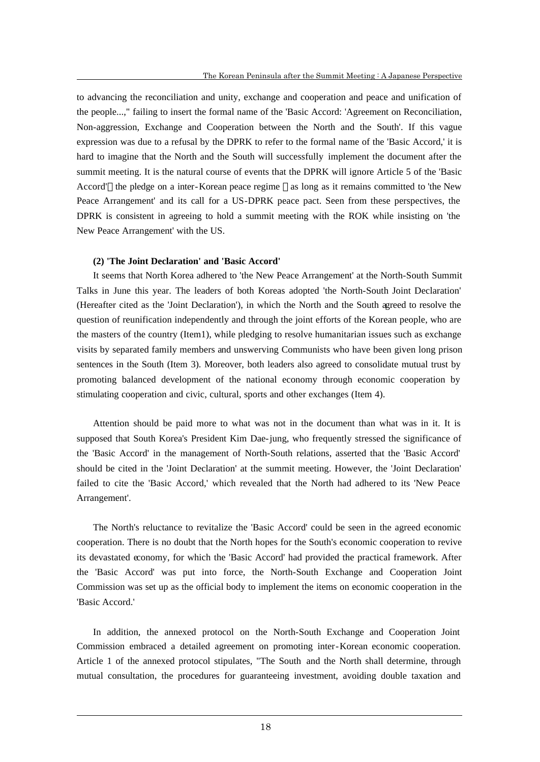to advancing the reconciliation and unity, exchange and cooperation and peace and unification of the people...," failing to insert the formal name of the 'Basic Accord: 'Agreement on Reconciliation, Non-aggression, Exchange and Cooperation between the North and the South'. If this vague expression was due to a refusal by the DPRK to refer to the formal name of the 'Basic Accord,' it is hard to imagine that the North and the South will successfully implement the document after the summit meeting. It is the natural course of events that the DPRK will ignore Article 5 of the 'Basic Accord' the pledge on a inter-Korean peace regime as long as it remains committed to 'the New Peace Arrangement' and its call for a US-DPRK peace pact. Seen from these perspectives, the DPRK is consistent in agreeing to hold a summit meeting with the ROK while insisting on 'the New Peace Arrangement' with the US.

**(2) 'The Joint Declaration' and 'Basic Accord'**

It seems that North Korea adhered to 'the New Peace Arrangement' at the North-South Summit Talks in June this year. The leaders of both Koreas adopted 'the North-South Joint Declaration' (Hereafter cited as the 'Joint Declaration'), in which the North and the South agreed to resolve the question of reunification independently and through the joint efforts of the Korean people, who are the masters of the country (Item1), while pledging to resolve humanitarian issues such as exchange visits by separated family members and unswerving Communists who have been given long prison sentences in the South (Item 3). Moreover, both leaders also agreed to consolidate mutual trust by promoting balanced development of the national economy through economic cooperation by stimulating cooperation and civic, cultural, sports and other exchanges (Item 4).

Attention should be paid more to what was not in the document than what was in it. It is supposed that South Korea's President Kim Dae-jung, who frequently stressed the significance of the 'Basic Accord' in the management of North-South relations, asserted that the 'Basic Accord' should be cited in the 'Joint Declaration' at the summit meeting. However, the 'Joint Declaration' failed to cite the 'Basic Accord,' which revealed that the North had adhered to its 'New Peace Arrangement'.

The North's reluctance to revitalize the 'Basic Accord' could be seen in the agreed economic cooperation. There is no doubt that the North hopes for the South's economic cooperation to revive its devastated economy, for which the 'Basic Accord' had provided the practical framework. After the 'Basic Accord' was put into force, the North-South Exchange and Cooperation Joint Commission was set up as the official body to implement the items on economic cooperation in the 'Basic Accord.'

In addition, the annexed protocol on the North-South Exchange and Cooperation Joint Commission embraced a detailed agreement on promoting inter-Korean economic cooperation. Article 1 of the annexed protocol stipulates, "The South and the North shall determine, through mutual consultation, the procedures for guaranteeing investment, avoiding double taxation and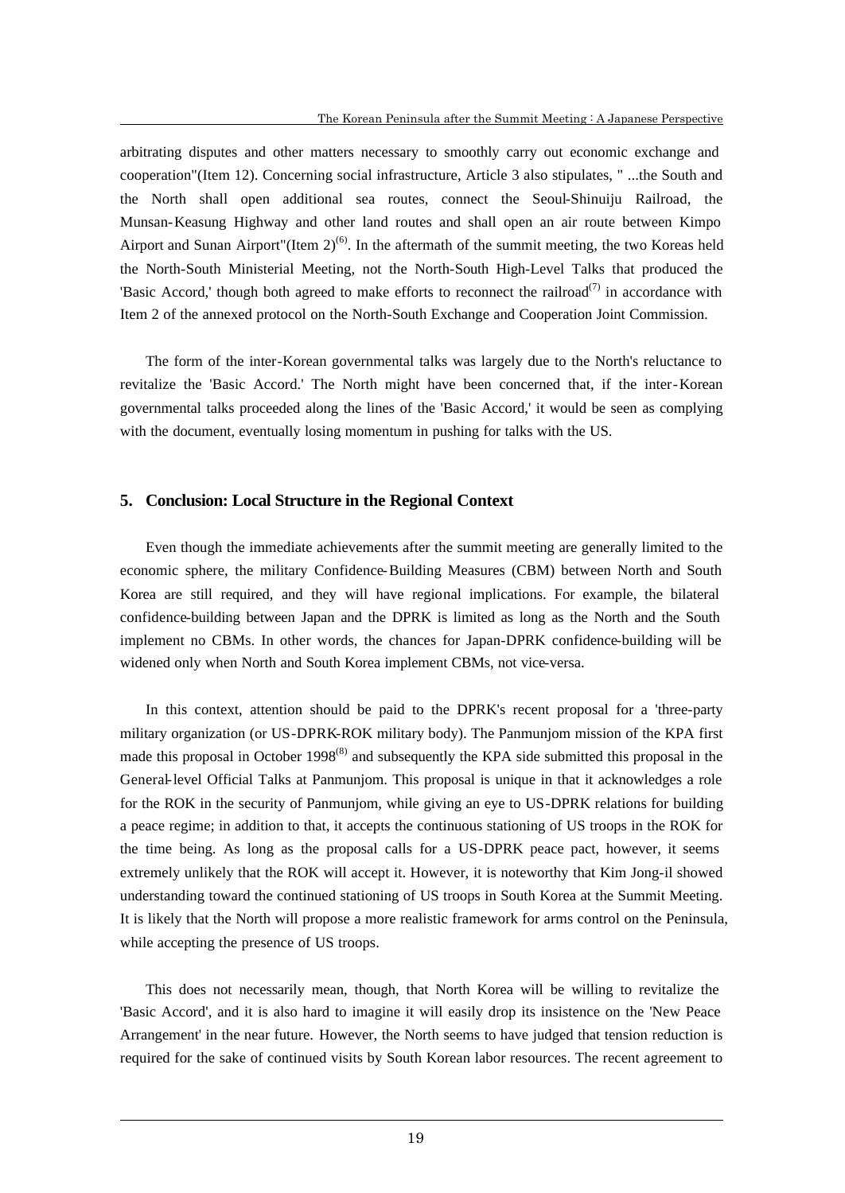arbitrating disputes and other matters necessary to smoothly carry out economic exchange and cooperation"(Item 12). Concerning social infrastructure, Article 3 also stipulates, " ...the South and the North shall open additional sea routes, connect the Seoul-Shinuiju Railroad, the Munsan-Keasung Highway and other land routes and shall open an air route between Kimpo Airport and Sunan Airport"(Item 2)[(6)]. In the aftermath of the summit meeting, the two Koreas held the North-South Ministerial Meeting, not the North-South High-Level Talks that produced the 'Basic Accord,' though both agreed to make efforts to reconnect the railroad[(7)] in accordance with Item 2 of the annexed protocol on the North-South Exchange and Cooperation Joint Commission.

The form of the inter-Korean governmental talks was largely due to the North's reluctance to revitalize the 'Basic Accord.' The North might have been concerned that, if the inter-Korean governmental talks proceeded along the lines of the 'Basic Accord,' it would be seen as complying with the document, eventually losing momentum in pushing for talks with the US.

## 5. Conclusion: Local Structure in the Regional Context

Even though the immediate achievements after the summit meeting are generally limited to the economic sphere, the military Confidence-Building Measures (CBM) between North and South Korea are still required, and they will have regional implications. For example, the bilateral confidence-building between Japan and the DPRK is limited as long as the North and the South implement no CBMs. In other words, the chances for Japan-DPRK confidence-building will be widened only when North and South Korea implement CBMs, not vice-versa.

In this context, attention should be paid to the DPRK's recent proposal for a 'three-party military organization (or US-DPRK-ROK military body). The Panmunjom mission of the KPA first made this proposal in October 1998[(8)] and subsequently the KPA side submitted this proposal in the General-level Official Talks at Panmunjom. This proposal is unique in that it acknowledges a role for the ROK in the security of Panmunjom, while giving an eye to US-DPRK relations for building a peace regime; in addition to that, it accepts the continuous stationing of US troops in the ROK for the time being. As long as the proposal calls for a US-DPRK peace pact, however, it seems extremely unlikely that the ROK will accept it. However, it is noteworthy that Kim Jong-il showed understanding toward the continued stationing of US troops in South Korea at the Summit Meeting. It is likely that the North will propose a more realistic framework for arms control on the Peninsula, while accepting the presence of US troops.

This does not necessarily mean, though, that North Korea will be willing to revitalize the 'Basic Accord', and it is also hard to imagine it will easily drop its insistence on the 'New Peace Arrangement' in the near future. However, the North seems to have judged that tension reduction is required for the sake of continued visits by South Korean labor resources. The recent agreement to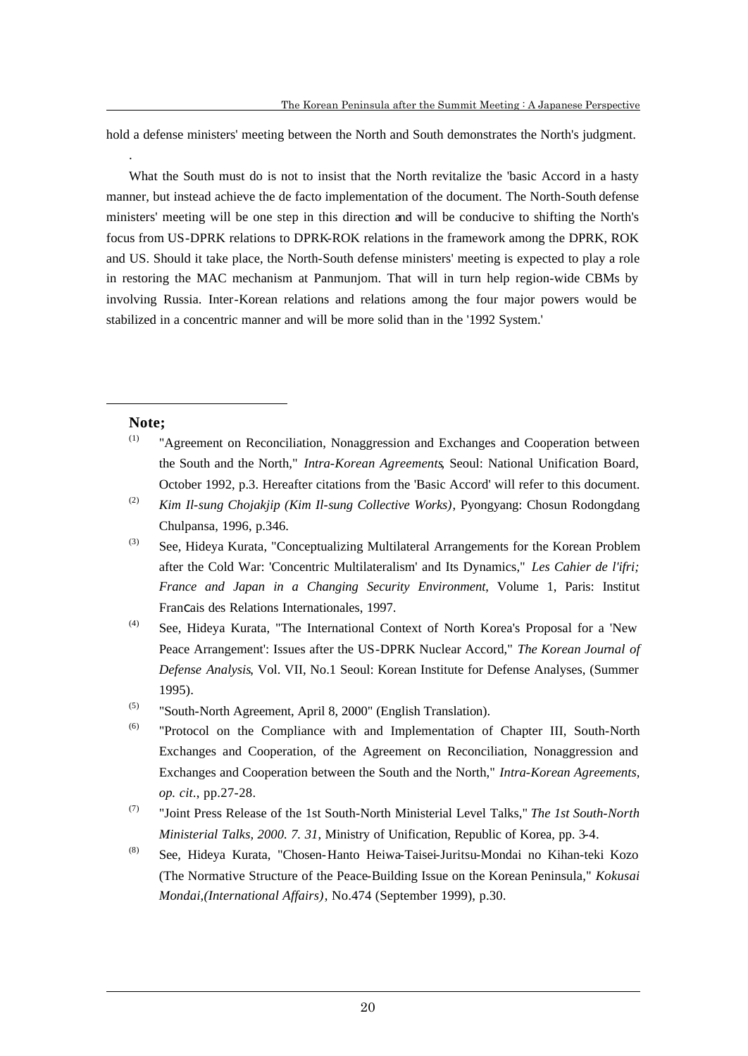hold a defense ministers' meeting between the North and South demonstrates the North's judgment.

.

What the South must do is not to insist that the North revitalize the 'basic Accord in a hasty manner, but instead achieve the de facto implementation of the document. The North-South defense ministers' meeting will be one step in this direction and will be conducive to shifting the North's focus from US-DPRK relations to DPRK-ROK relations in the framework among the DPRK, ROK and US. Should it take place, the North-South defense ministers' meeting is expected to play a role in restoring the MAC mechanism at Panmunjom. That will in turn help region-wide CBMs by involving Russia. Inter-Korean relations and relations among the four major powers would be stabilized in a concentric manner and will be more solid than in the '1992 System.'

**Note;**

(1) "Agreement on Reconciliation, Nonaggression and Exchanges and Cooperation between the South and the North," *Intra-Korean Agreements*, Seoul: National Unification Board, October 1992, p.3. Hereafter citations from the 'Basic Accord' will refer to this document.

(2) *Kim Il-sung Chojakjip (Kim Il-sung Collective Works)*, Pyongyang: Chosun Rodongdang Chulpansa, 1996, p.346.

(3) See, Hideya Kurata, "Conceptualizing Multilateral Arrangements for the Korean Problem after the Cold War: 'Concentric Multilateralism' and Its Dynamics," *Les Cahier de l'ifri; France and Japan in a Changing Security Environment*, Volume 1, Paris: Institut Français des Relations Internationales, 1997.

(4) See, Hideya Kurata, "The International Context of North Korea's Proposal for a 'New Peace Arrangement': Issues after the US-DPRK Nuclear Accord," *The Korean Journal of Defense Analysis*, Vol. VII, No.1 Seoul: Korean Institute for Defense Analyses, (Summer 1995).

(5) "South-North Agreement, April 8, 2000" (English Translation).

(6) "Protocol on the Compliance with and Implementation of Chapter III, South-North Exchanges and Cooperation, of the Agreement on Reconciliation, Nonaggression and Exchanges and Cooperation between the South and the North," *Intra-Korean Agreements, op. cit.*, pp.27-28.

(7) "Joint Press Release of the 1st South-North Ministerial Level Talks," *The 1st South-North Ministerial Talks, 2000. 7. 31*, Ministry of Unification, Republic of Korea, pp. 3-4.

(8) See, Hideya Kurata, "Chosen-Hanto Heiwa-Taisei-Juritsu-Mondai no Kihan-teki Kozo (The Normative Structure of the Peace-Building Issue on the Korean Peninsula," *Kokusai Mondai,(International Affairs)*, No.474 (September 1999), p.30.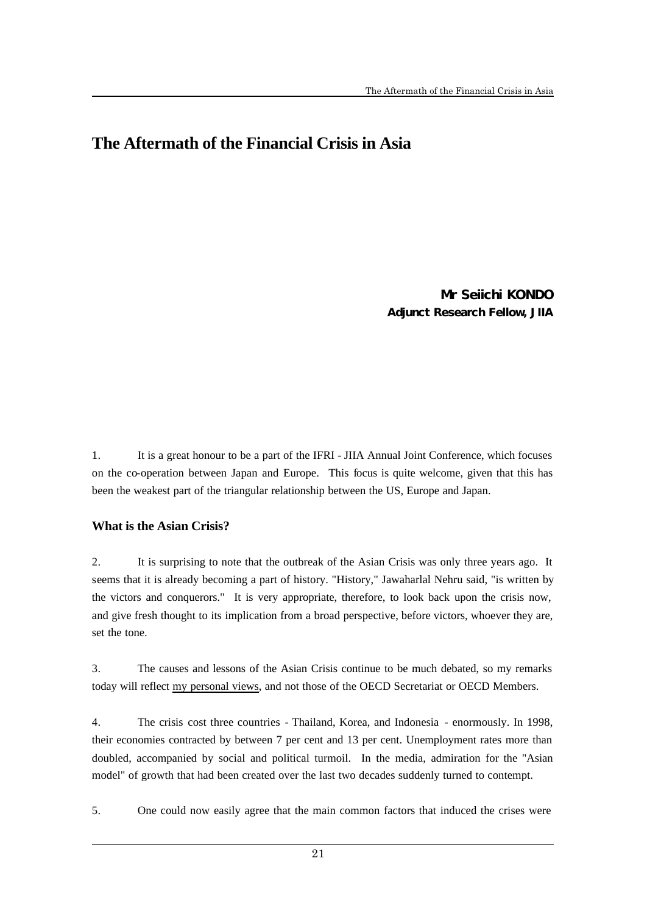# The Aftermath of the Financial Crisis in Asia

**Mr Seiichi KONDO**
**Adjunct Research Fellow, JIIA**

1. It is a great honour to be a part of the IFRI - JIIA Annual Joint Conference, which focuses on the co-operation between Japan and Europe. This focus is quite welcome, given that this has been the weakest part of the triangular relationship between the US, Europe and Japan.

### What is the Asian Crisis?

2. It is surprising to note that the outbreak of the Asian Crisis was only three years ago. It seems that it is already becoming a part of history. "History," Jawaharlal Nehru said, "is written by the victors and conquerors." It is very appropriate, therefore, to look back upon the crisis now, and give fresh thought to its implication from a broad perspective, before victors, whoever they are, set the tone.

3. The causes and lessons of the Asian Crisis continue to be much debated, so my remarks today will reflect <u>my personal views</u>, and not those of the OECD Secretariat or OECD Members.

4. The crisis cost three countries - Thailand, Korea, and Indonesia - enormously. In 1998, their economies contracted by between 7 per cent and 13 per cent. Unemployment rates more than doubled, accompanied by social and political turmoil. In the media, admiration for the "Asian model" of growth that had been created over the last two decades suddenly turned to contempt.

5. One could now easily agree that the main common factors that induced the crises were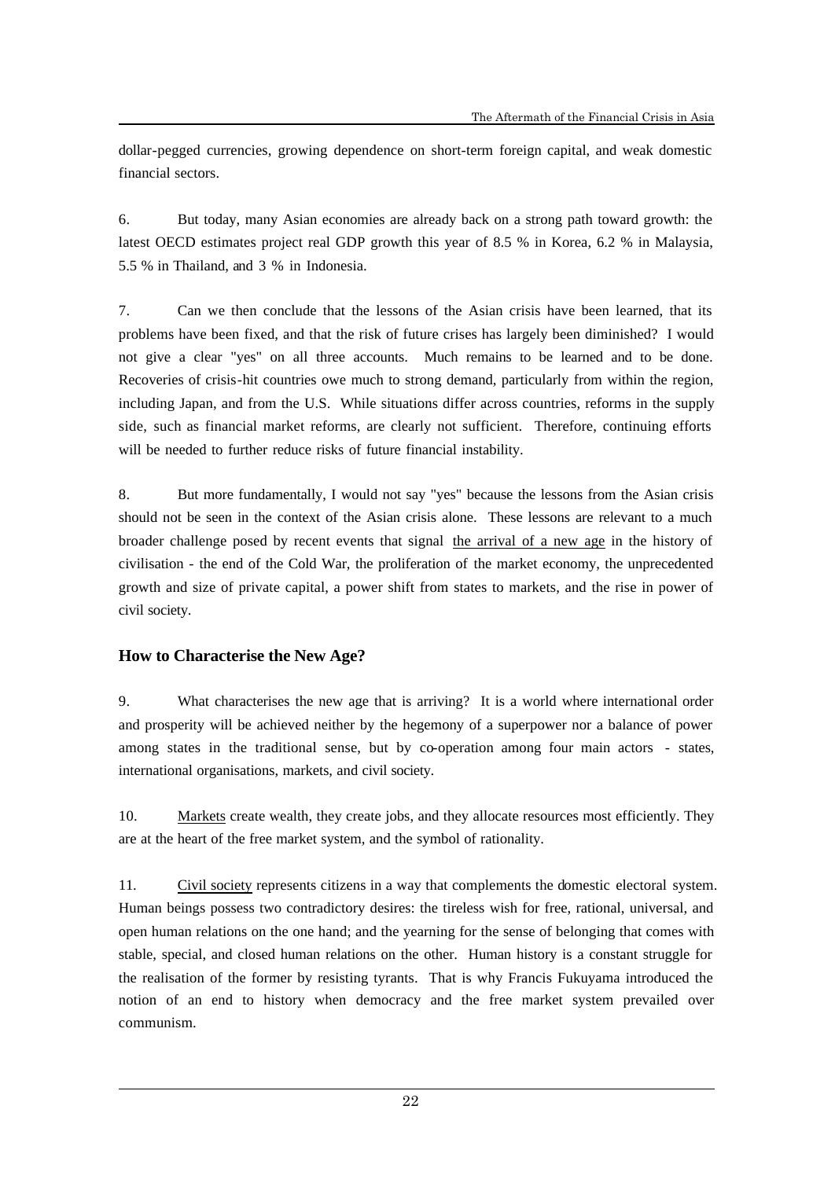dollar-pegged currencies, growing dependence on short-term foreign capital, and weak domestic financial sectors.

6. But today, many Asian economies are already back on a strong path toward growth: the latest OECD estimates project real GDP growth this year of 8.5 % in Korea, 6.2 % in Malaysia, 5.5 % in Thailand, and 3 % in Indonesia.

7. Can we then conclude that the lessons of the Asian crisis have been learned, that its problems have been fixed, and that the risk of future crises has largely been diminished? I would not give a clear "yes" on all three accounts. Much remains to be learned and to be done. Recoveries of crisis-hit countries owe much to strong demand, particularly from within the region, including Japan, and from the U.S. While situations differ across countries, reforms in the supply side, such as financial market reforms, are clearly not sufficient. Therefore, continuing efforts will be needed to further reduce risks of future financial instability.

8. But more fundamentally, I would not say "yes" because the lessons from the Asian crisis should not be seen in the context of the Asian crisis alone. These lessons are relevant to a much broader challenge posed by recent events that signal the arrival of a new age in the history of civilisation - the end of the Cold War, the proliferation of the market economy, the unprecedented growth and size of private capital, a power shift from states to markets, and the rise in power of civil society.

## How to Characterise the New Age?

9. What characterises the new age that is arriving? It is a world where international order and prosperity will be achieved neither by the hegemony of a superpower nor a balance of power among states in the traditional sense, but by co-operation among four main actors - states, international organisations, markets, and civil society.

10. Markets create wealth, they create jobs, and they allocate resources most efficiently. They are at the heart of the free market system, and the symbol of rationality.

11. Civil society represents citizens in a way that complements the domestic electoral system. Human beings possess two contradictory desires: the tireless wish for free, rational, universal, and open human relations on the one hand; and the yearning for the sense of belonging that comes with stable, special, and closed human relations on the other. Human history is a constant struggle for the realisation of the former by resisting tyrants. That is why Francis Fukuyama introduced the notion of an end to history when democracy and the free market system prevailed over communism.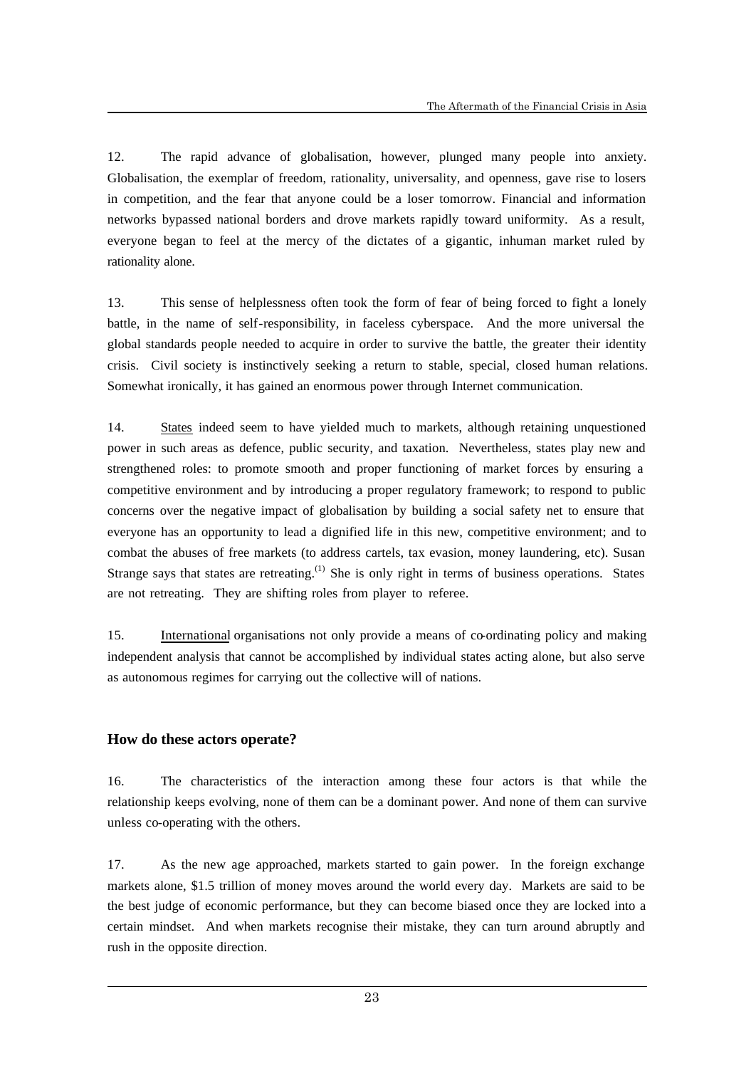12. The rapid advance of globalisation, however, plunged many people into anxiety. Globalisation, the exemplar of freedom, rationality, universality, and openness, gave rise to losers in competition, and the fear that anyone could be a loser tomorrow. Financial and information networks bypassed national borders and drove markets rapidly toward uniformity. As a result, everyone began to feel at the mercy of the dictates of a gigantic, inhuman market ruled by rationality alone.

13. This sense of helplessness often took the form of fear of being forced to fight a lonely battle, in the name of self-responsibility, in faceless cyberspace. And the more universal the global standards people needed to acquire in order to survive the battle, the greater their identity crisis. Civil society is instinctively seeking a return to stable, special, closed human relations. Somewhat ironically, it has gained an enormous power through Internet communication.

14. <u>States</u> indeed seem to have yielded much to markets, although retaining unquestioned power in such areas as defence, public security, and taxation. Nevertheless, states play new and strengthened roles: to promote smooth and proper functioning of market forces by ensuring a competitive environment and by introducing a proper regulatory framework; to respond to public concerns over the negative impact of globalisation by building a social safety net to ensure that everyone has an opportunity to lead a dignified life in this new, competitive environment; and to combat the abuses of free markets (to address cartels, tax evasion, money laundering, etc). Susan Strange says that states are retreating.(1) She is only right in terms of business operations. States are not retreating. They are shifting roles from player to referee.

15. <u>International</u> organisations not only provide a means of co-ordinating policy and making independent analysis that cannot be accomplished by individual states acting alone, but also serve as autonomous regimes for carrying out the collective will of nations.

### How do these actors operate?

16. The characteristics of the interaction among these four actors is that while the relationship keeps evolving, none of them can be a dominant power. And none of them can survive unless co-operating with the others.

17. As the new age approached, markets started to gain power. In the foreign exchange markets alone, $1.5 trillion of money moves around the world every day. Markets are said to be the best judge of economic performance, but they can become biased once they are locked into a certain mindset. And when markets recognise their mistake, they can turn around abruptly and rush in the opposite direction.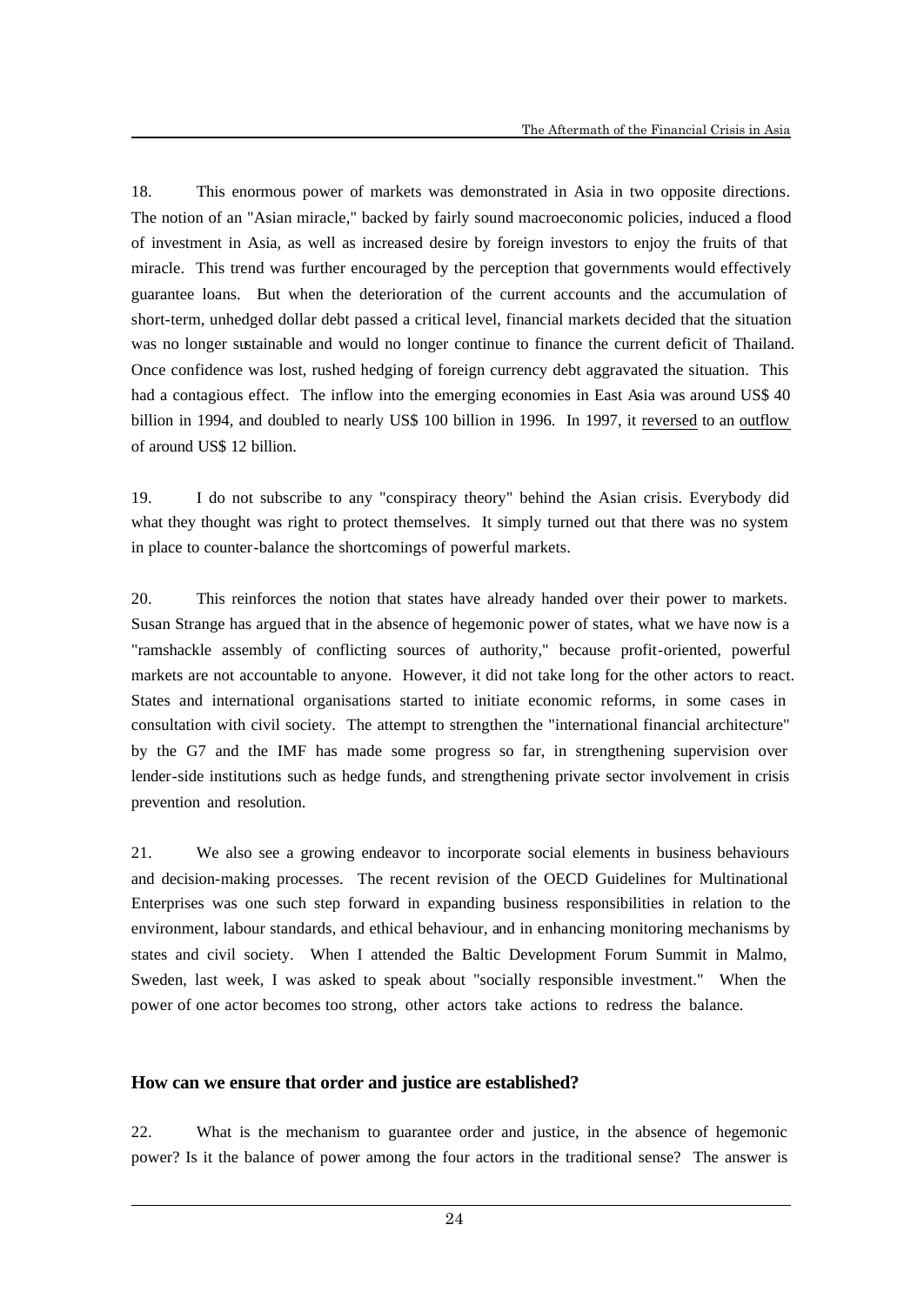18. This enormous power of markets was demonstrated in Asia in two opposite directions. The notion of an "Asian miracle," backed by fairly sound macroeconomic policies, induced a flood of investment in Asia, as well as increased desire by foreign investors to enjoy the fruits of that miracle. This trend was further encouraged by the perception that governments would effectively guarantee loans. But when the deterioration of the current accounts and the accumulation of short-term, unhedged dollar debt passed a critical level, financial markets decided that the situation was no longer sustainable and would no longer continue to finance the current deficit of Thailand. Once confidence was lost, rushed hedging of foreign currency debt aggravated the situation. This had a contagious effect. The inflow into the emerging economies in East Asia was around US$ 40 billion in 1994, and doubled to nearly US$ 100 billion in 1996. In 1997, it <u>reversed</u> to an <u>outflow</u> of around US$ 12 billion.

19. I do not subscribe to any "conspiracy theory" behind the Asian crisis. Everybody did what they thought was right to protect themselves. It simply turned out that there was no system in place to counter-balance the shortcomings of powerful markets.

20. This reinforces the notion that states have already handed over their power to markets. Susan Strange has argued that in the absence of hegemonic power of states, what we have now is a "ramshackle assembly of conflicting sources of authority," because profit-oriented, powerful markets are not accountable to anyone. However, it did not take long for the other actors to react. States and international organisations started to initiate economic reforms, in some cases in consultation with civil society. The attempt to strengthen the "international financial architecture" by the G7 and the IMF has made some progress so far, in strengthening supervision over lender-side institutions such as hedge funds, and strengthening private sector involvement in crisis prevention and resolution.

21. We also see a growing endeavor to incorporate social elements in business behaviours and decision-making processes. The recent revision of the OECD Guidelines for Multinational Enterprises was one such step forward in expanding business responsibilities in relation to the environment, labour standards, and ethical behaviour, and in enhancing monitoring mechanisms by states and civil society. When I attended the Baltic Development Forum Summit in Malmo, Sweden, last week, I was asked to speak about "socially responsible investment." When the power of one actor becomes too strong, other actors take actions to redress the balance.

## How can we ensure that order and justice are established?

22. What is the mechanism to guarantee order and justice, in the absence of hegemonic power? Is it the balance of power among the four actors in the traditional sense? The answer is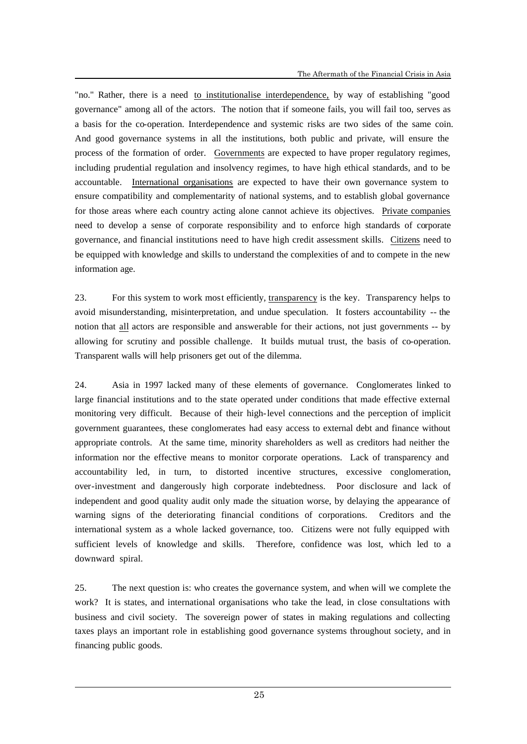"no." Rather, there is a need <u>to institutionalise interdependence,</u> by way of establishing "good governance" among all of the actors. The notion that if someone fails, you will fail too, serves as a basis for the co-operation. Interdependence and systemic risks are two sides of the same coin. And good governance systems in all the institutions, both public and private, will ensure the process of the formation of order. <u>Governments</u> are expected to have proper regulatory regimes, including prudential regulation and insolvency regimes, to have high ethical standards, and to be accountable. <u>International organisations</u> are expected to have their own governance system to ensure compatibility and complementarity of national systems, and to establish global governance for those areas where each country acting alone cannot achieve its objectives. <u>Private companies</u> need to develop a sense of corporate responsibility and to enforce high standards of corporate governance, and financial institutions need to have high credit assessment skills. <u>Citizens</u> need to be equipped with knowledge and skills to understand the complexities of and to compete in the new information age.

23. For this system to work most efficiently, <u>transparency</u> is the key. Transparency helps to avoid misunderstanding, misinterpretation, and undue speculation. It fosters accountability -- the notion that <u>all</u> actors are responsible and answerable for their actions, not just governments -- by allowing for scrutiny and possible challenge. It builds mutual trust, the basis of co-operation. Transparent walls will help prisoners get out of the dilemma.

24. Asia in 1997 lacked many of these elements of governance. Conglomerates linked to large financial institutions and to the state operated under conditions that made effective external monitoring very difficult. Because of their high-level connections and the perception of implicit government guarantees, these conglomerates had easy access to external debt and finance without appropriate controls. At the same time, minority shareholders as well as creditors had neither the information nor the effective means to monitor corporate operations. Lack of transparency and accountability led, in turn, to distorted incentive structures, excessive conglomeration, over-investment and dangerously high corporate indebtedness. Poor disclosure and lack of independent and good quality audit only made the situation worse, by delaying the appearance of warning signs of the deteriorating financial conditions of corporations. Creditors and the international system as a whole lacked governance, too. Citizens were not fully equipped with sufficient levels of knowledge and skills. Therefore, confidence was lost, which led to a downward spiral.

25. The next question is: who creates the governance system, and when will we complete the work? It is states, and international organisations who take the lead, in close consultations with business and civil society. The sovereign power of states in making regulations and collecting taxes plays an important role in establishing good governance systems throughout society, and in financing public goods.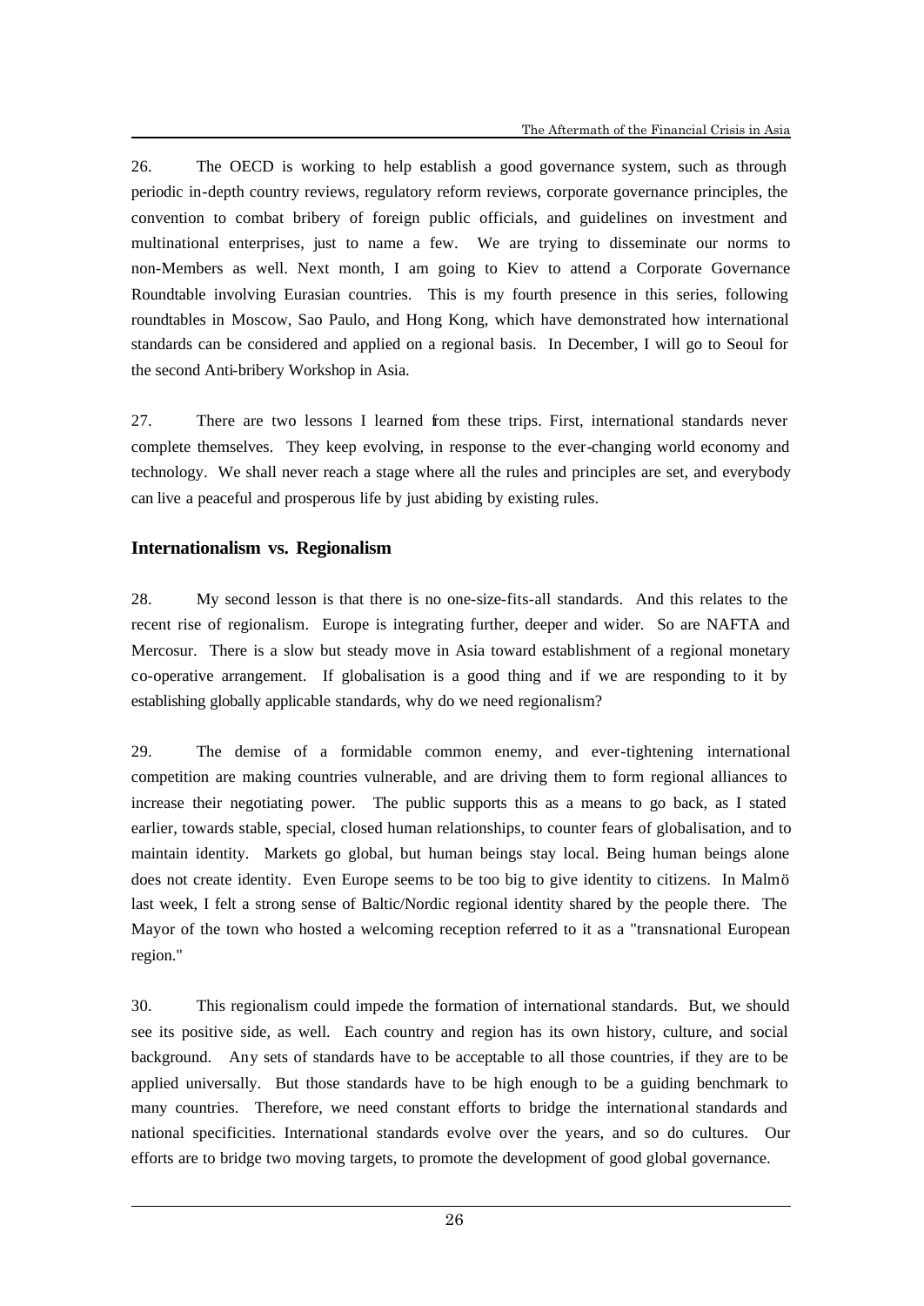26. The OECD is working to help establish a good governance system, such as through periodic in-depth country reviews, regulatory reform reviews, corporate governance principles, the convention to combat bribery of foreign public officials, and guidelines on investment and multinational enterprises, just to name a few. We are trying to disseminate our norms to non-Members as well. Next month, I am going to Kiev to attend a Corporate Governance Roundtable involving Eurasian countries. This is my fourth presence in this series, following roundtables in Moscow, Sao Paulo, and Hong Kong, which have demonstrated how international standards can be considered and applied on a regional basis. In December, I will go to Seoul for the second Anti-bribery Workshop in Asia.

27. There are two lessons I learned from these trips. First, international standards never complete themselves. They keep evolving, in response to the ever-changing world economy and technology. We shall never reach a stage where all the rules and principles are set, and everybody can live a peaceful and prosperous life by just abiding by existing rules.

## Internationalism vs. Regionalism

28. My second lesson is that there is no one-size-fits-all standards. And this relates to the recent rise of regionalism. Europe is integrating further, deeper and wider. So are NAFTA and Mercosur. There is a slow but steady move in Asia toward establishment of a regional monetary co-operative arrangement. If globalisation is a good thing and if we are responding to it by establishing globally applicable standards, why do we need regionalism?

29. The demise of a formidable common enemy, and ever-tightening international competition are making countries vulnerable, and are driving them to form regional alliances to increase their negotiating power. The public supports this as a means to go back, as I stated earlier, towards stable, special, closed human relationships, to counter fears of globalisation, and to maintain identity. Markets go global, but human beings stay local. Being human beings alone does not create identity. Even Europe seems to be too big to give identity to citizens. In Malmö last week, I felt a strong sense of Baltic/Nordic regional identity shared by the people there. The Mayor of the town who hosted a welcoming reception referred to it as a "transnational European region."

30. This regionalism could impede the formation of international standards. But, we should see its positive side, as well. Each country and region has its own history, culture, and social background. Any sets of standards have to be acceptable to all those countries, if they are to be applied universally. But those standards have to be high enough to be a guiding benchmark to many countries. Therefore, we need constant efforts to bridge the international standards and national specificities. International standards evolve over the years, and so do cultures. Our efforts are to bridge two moving targets, to promote the development of good global governance.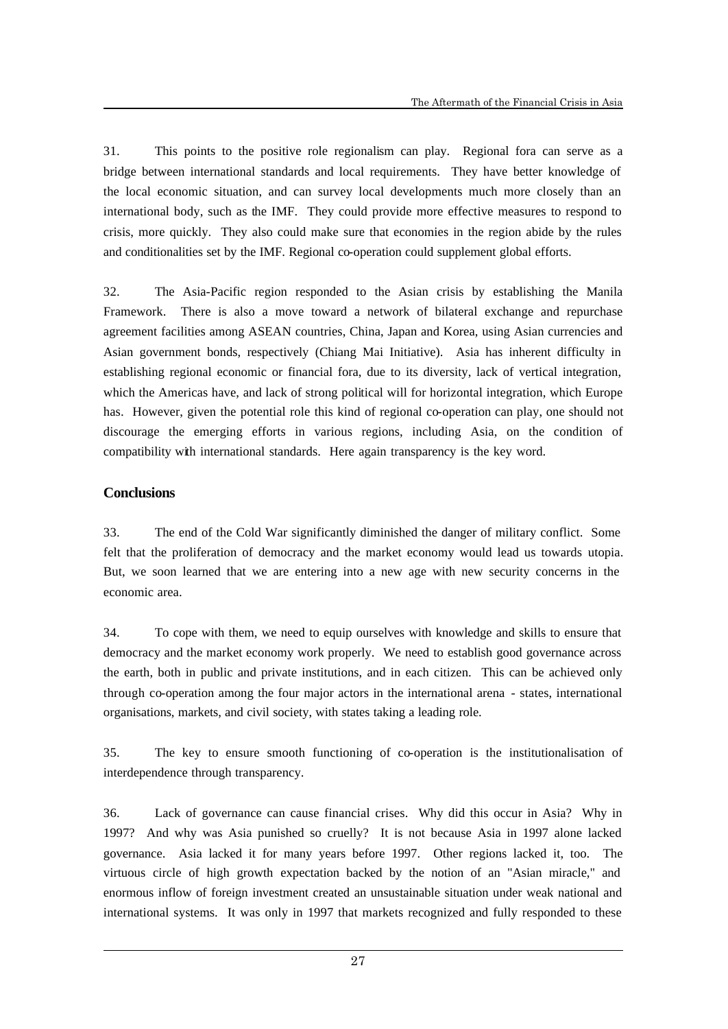31. This points to the positive role regionalism can play. Regional fora can serve as a bridge between international standards and local requirements. They have better knowledge of the local economic situation, and can survey local developments much more closely than an international body, such as the IMF. They could provide more effective measures to respond to crisis, more quickly. They also could make sure that economies in the region abide by the rules and conditionalities set by the IMF. Regional co-operation could supplement global efforts.

32. The Asia-Pacific region responded to the Asian crisis by establishing the Manila Framework. There is also a move toward a network of bilateral exchange and repurchase agreement facilities among ASEAN countries, China, Japan and Korea, using Asian currencies and Asian government bonds, respectively (Chiang Mai Initiative). Asia has inherent difficulty in establishing regional economic or financial fora, due to its diversity, lack of vertical integration, which the Americas have, and lack of strong political will for horizontal integration, which Europe has. However, given the potential role this kind of regional co-operation can play, one should not discourage the emerging efforts in various regions, including Asia, on the condition of compatibility with international standards. Here again transparency is the key word.

## Conclusions

33. The end of the Cold War significantly diminished the danger of military conflict. Some felt that the proliferation of democracy and the market economy would lead us towards utopia. But, we soon learned that we are entering into a new age with new security concerns in the economic area.

34. To cope with them, we need to equip ourselves with knowledge and skills to ensure that democracy and the market economy work properly. We need to establish good governance across the earth, both in public and private institutions, and in each citizen. This can be achieved only through co-operation among the four major actors in the international arena - states, international organisations, markets, and civil society, with states taking a leading role.

35. The key to ensure smooth functioning of co-operation is the institutionalisation of interdependence through transparency.

36. Lack of governance can cause financial crises. Why did this occur in Asia? Why in 1997? And why was Asia punished so cruelly? It is not because Asia in 1997 alone lacked governance. Asia lacked it for many years before 1997. Other regions lacked it, too. The virtuous circle of high growth expectation backed by the notion of an "Asian miracle," and enormous inflow of foreign investment created an unsustainable situation under weak national and international systems. It was only in 1997 that markets recognized and fully responded to these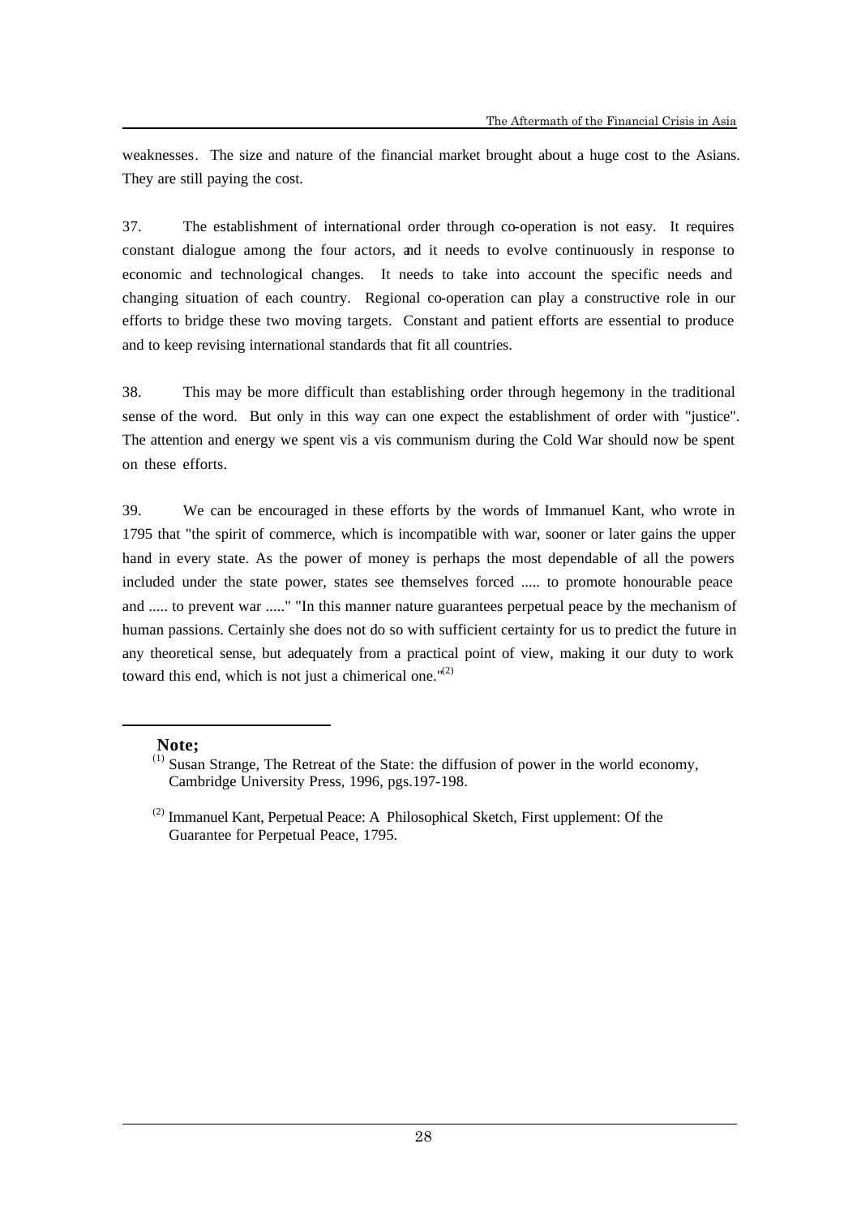weaknesses. The size and nature of the financial market brought about a huge cost to the Asians. They are still paying the cost.

37. The establishment of international order through co-operation is not easy. It requires constant dialogue among the four actors, and it needs to evolve continuously in response to economic and technological changes. It needs to take into account the specific needs and changing situation of each country. Regional co-operation can play a constructive role in our efforts to bridge these two moving targets. Constant and patient efforts are essential to produce and to keep revising international standards that fit all countries.

38. This may be more difficult than establishing order through hegemony in the traditional sense of the word. But only in this way can one expect the establishment of order with "justice". The attention and energy we spent vis a vis communism during the Cold War should now be spent on these efforts.

39. We can be encouraged in these efforts by the words of Immanuel Kant, who wrote in 1795 that "the spirit of commerce, which is incompatible with war, sooner or later gains the upper hand in every state. As the power of money is perhaps the most dependable of all the powers included under the state power, states see themselves forced ..... to promote honourable peace and ..... to prevent war ....." "In this manner nature guarantees perpetual peace by the mechanism of human passions. Certainly she does not do so with sufficient certainty for us to predict the future in any theoretical sense, but adequately from a practical point of view, making it our duty to work toward this end, which is not just a chimerical one."[2]

---

**Note;**

[1] Susan Strange, The Retreat of the State: the diffusion of power in the world economy, Cambridge University Press, 1996, pgs.197-198.

[2] Immanuel Kant, Perpetual Peace: A Philosophical Sketch, First upplement: Of the Guarantee for Perpetual Peace, 1795.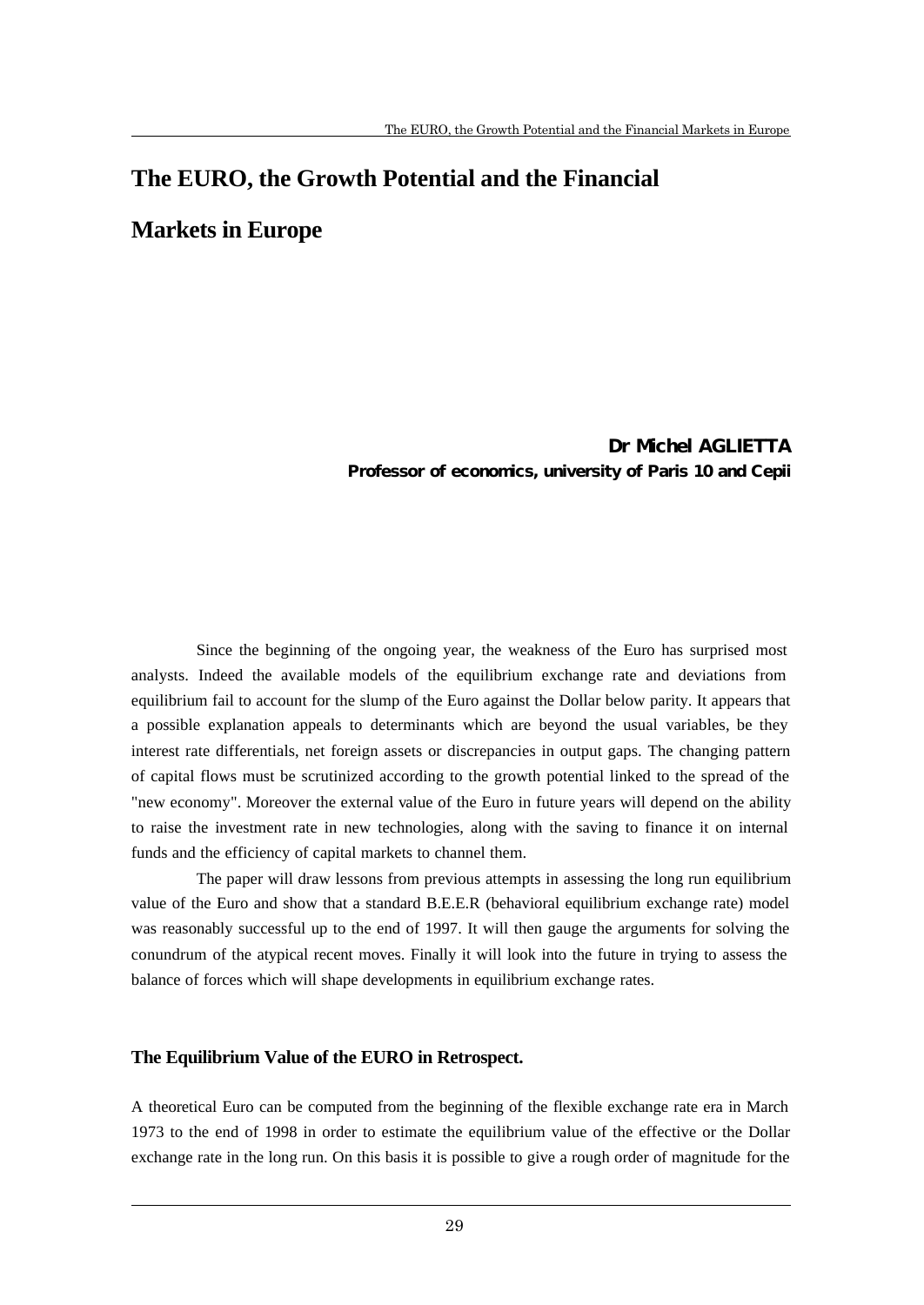# The EURO, the Growth Potential and the Financial Markets in Europe

**Dr Michel AGLIETTA**
**Professor of economics, university of Paris 10 and Cepii**

Since the beginning of the ongoing year, the weakness of the Euro has surprised most analysts. Indeed the available models of the equilibrium exchange rate and deviations from equilibrium fail to account for the slump of the Euro against the Dollar below parity. It appears that a possible explanation appeals to determinants which are beyond the usual variables, be they interest rate differentials, net foreign assets or discrepancies in output gaps. The changing pattern of capital flows must be scrutinized according to the growth potential linked to the spread of the "new economy". Moreover the external value of the Euro in future years will depend on the ability to raise the investment rate in new technologies, along with the saving to finance it on internal funds and the efficiency of capital markets to channel them.

The paper will draw lessons from previous attempts in assessing the long run equilibrium value of the Euro and show that a standard B.E.E.R (behavioral equilibrium exchange rate) model was reasonably successful up to the end of 1997. It will then gauge the arguments for solving the conundrum of the atypical recent moves. Finally it will look into the future in trying to assess the balance of forces which will shape developments in equilibrium exchange rates.

## The Equilibrium Value of the EURO in Retrospect.

A theoretical Euro can be computed from the beginning of the flexible exchange rate era in March 1973 to the end of 1998 in order to estimate the equilibrium value of the effective or the Dollar exchange rate in the long run. On this basis it is possible to give a rough order of magnitude for the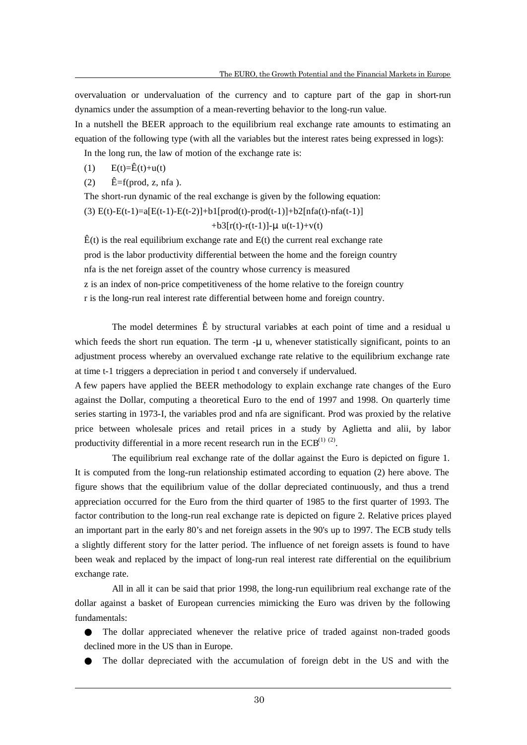overvaluation or undervaluation of the currency and to capture part of the gap in short-run dynamics under the assumption of a mean-reverting behavior to the long-run value.

In a nutshell the BEER approach to the equilibrium real exchange rate amounts to estimating an equation of the following type (with all the variables but the interest rates being expressed in logs):

In the long run, the law of motion of the exchange rate is:

(1) $E(t)=\hat{E}(t)+u(t)$

(2) $\hat{E}=f(prod, z, nfa)$.

The short-run dynamic of the real exchange is given by the following equation:

(3) $E(t)-E(t-1)=a[E(t-1)-E(t-2)]+b1[prod(t)-prod(t-1)]+b2[nfa(t)-nfa(t-1)] +b3[r(t)-r(t-1)]-\mu\, u(t-1)+v(t)$

$\hat{E}(t)$ is the real equilibrium exchange rate and $E(t)$ the current real exchange rate

prod is the labor productivity differential between the home and the foreign country

nfa is the net foreign asset of the country whose currency is measured

z is an index of non-price competitiveness of the home relative to the foreign country

r is the long-run real interest rate differential between home and foreign country.

The model determines $\hat{E}$ by structural variables at each point of time and a residual u which feeds the short run equation. The term $-\mu$ u, whenever statistically significant, points to an adjustment process whereby an overvalued exchange rate relative to the equilibrium exchange rate at time t-1 triggers a depreciation in period t and conversely if undervalued.

A few papers have applied the BEER methodology to explain exchange rate changes of the Euro against the Dollar, computing a theoretical Euro to the end of 1997 and 1998. On quarterly time series starting in 1973-I, the variables prod and nfa are significant. Prod was proxied by the relative price between wholesale prices and retail prices in a study by Aglietta and alii, by labor productivity differential in a more recent research run in the ECB[(1) (2)].

The equilibrium real exchange rate of the dollar against the Euro is depicted on figure 1. It is computed from the long-run relationship estimated according to equation (2) here above. The figure shows that the equilibrium value of the dollar depreciated continuously, and thus a trend appreciation occurred for the Euro from the third quarter of 1985 to the first quarter of 1993. The factor contribution to the long-run real exchange rate is depicted on figure 2. Relative prices played an important part in the early 80's and net foreign assets in the 90's up to 1997. The ECB study tells a slightly different story for the latter period. The influence of net foreign assets is found to have been weak and replaced by the impact of long-run real interest rate differential on the equilibrium exchange rate.

All in all it can be said that prior 1998, the long-run equilibrium real exchange rate of the dollar against a basket of European currencies mimicking the Euro was driven by the following fundamentals:

- The dollar appreciated whenever the relative price of traded against non-traded goods declined more in the US than in Europe.
- The dollar depreciated with the accumulation of foreign debt in the US and with the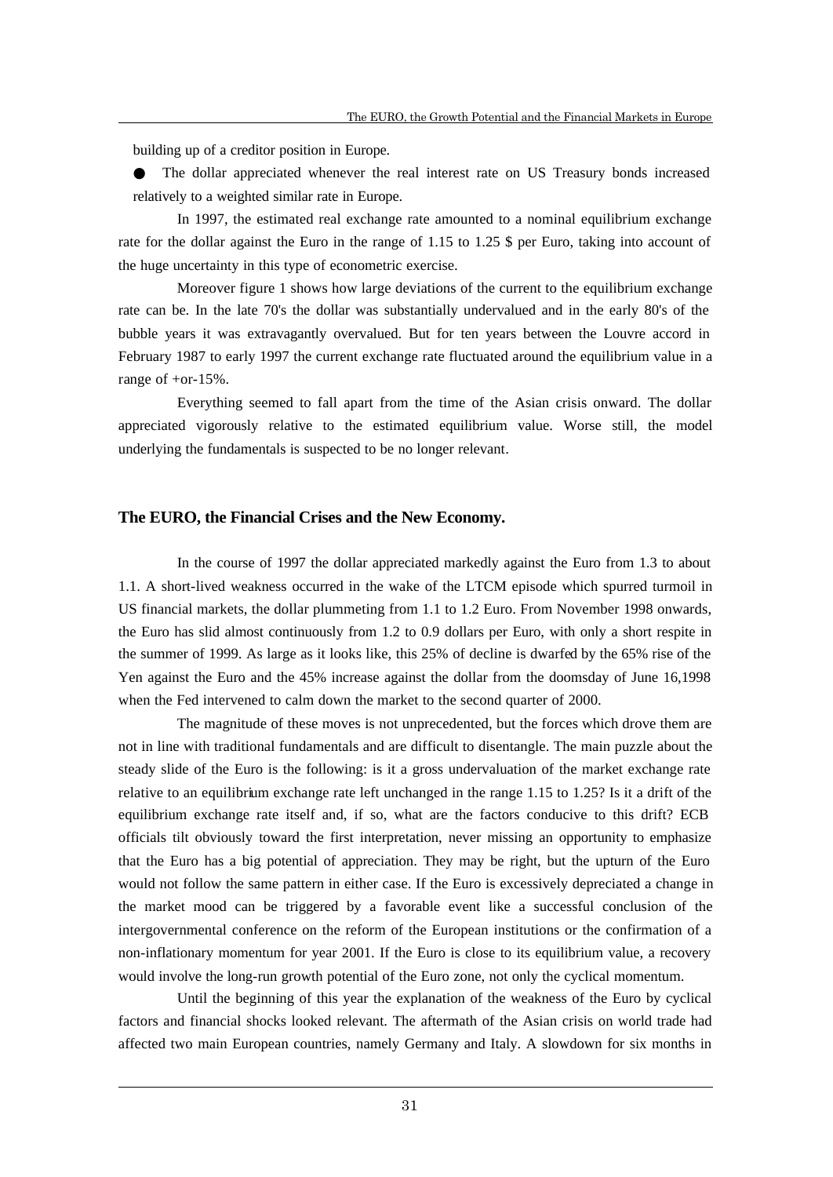building up of a creditor position in Europe.

- The dollar appreciated whenever the real interest rate on US Treasury bonds increased relatively to a weighted similar rate in Europe.

In 1997, the estimated real exchange rate amounted to a nominal equilibrium exchange rate for the dollar against the Euro in the range of 1.15 to 1.25 $ per Euro, taking into account of the huge uncertainty in this type of econometric exercise.

Moreover figure 1 shows how large deviations of the current to the equilibrium exchange rate can be. In the late 70's the dollar was substantially undervalued and in the early 80's of the bubble years it was extravagantly overvalued. But for ten years between the Louvre accord in February 1987 to early 1997 the current exchange rate fluctuated around the equilibrium value in a range of +or-15%.

Everything seemed to fall apart from the time of the Asian crisis onward. The dollar appreciated vigorously relative to the estimated equilibrium value. Worse still, the model underlying the fundamentals is suspected to be no longer relevant.

## The EURO, the Financial Crises and the New Economy.

In the course of 1997 the dollar appreciated markedly against the Euro from 1.3 to about 1.1. A short-lived weakness occurred in the wake of the LTCM episode which spurred turmoil in US financial markets, the dollar plummeting from 1.1 to 1.2 Euro. From November 1998 onwards, the Euro has slid almost continuously from 1.2 to 0.9 dollars per Euro, with only a short respite in the summer of 1999. As large as it looks like, this 25% of decline is dwarfed by the 65% rise of the Yen against the Euro and the 45% increase against the dollar from the doomsday of June 16,1998 when the Fed intervened to calm down the market to the second quarter of 2000.

The magnitude of these moves is not unprecedented, but the forces which drove them are not in line with traditional fundamentals and are difficult to disentangle. The main puzzle about the steady slide of the Euro is the following: is it a gross undervaluation of the market exchange rate relative to an equilibrium exchange rate left unchanged in the range 1.15 to 1.25? Is it a drift of the equilibrium exchange rate itself and, if so, what are the factors conducive to this drift? ECB officials tilt obviously toward the first interpretation, never missing an opportunity to emphasize that the Euro has a big potential of appreciation. They may be right, but the upturn of the Euro would not follow the same pattern in either case. If the Euro is excessively depreciated a change in the market mood can be triggered by a favorable event like a successful conclusion of the intergovernmental conference on the reform of the European institutions or the confirmation of a non-inflationary momentum for year 2001. If the Euro is close to its equilibrium value, a recovery would involve the long-run growth potential of the Euro zone, not only the cyclical momentum.

Until the beginning of this year the explanation of the weakness of the Euro by cyclical factors and financial shocks looked relevant. The aftermath of the Asian crisis on world trade had affected two main European countries, namely Germany and Italy. A slowdown for six months in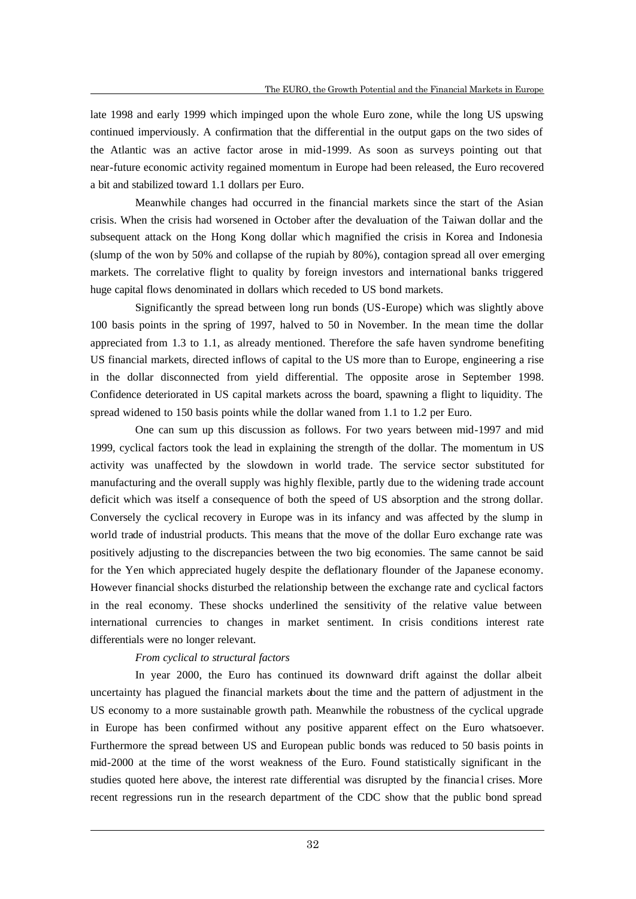late 1998 and early 1999 which impinged upon the whole Euro zone, while the long US upswing continued imperviously. A confirmation that the differential in the output gaps on the two sides of the Atlantic was an active factor arose in mid-1999. As soon as surveys pointing out that near-future economic activity regained momentum in Europe had been released, the Euro recovered a bit and stabilized toward 1.1 dollars per Euro.

Meanwhile changes had occurred in the financial markets since the start of the Asian crisis. When the crisis had worsened in October after the devaluation of the Taiwan dollar and the subsequent attack on the Hong Kong dollar which magnified the crisis in Korea and Indonesia (slump of the won by 50% and collapse of the rupiah by 80%), contagion spread all over emerging markets. The correlative flight to quality by foreign investors and international banks triggered huge capital flows denominated in dollars which receded to US bond markets.

Significantly the spread between long run bonds (US-Europe) which was slightly above 100 basis points in the spring of 1997, halved to 50 in November. In the mean time the dollar appreciated from 1.3 to 1.1, as already mentioned. Therefore the safe haven syndrome benefiting US financial markets, directed inflows of capital to the US more than to Europe, engineering a rise in the dollar disconnected from yield differential. The opposite arose in September 1998. Confidence deteriorated in US capital markets across the board, spawning a flight to liquidity. The spread widened to 150 basis points while the dollar waned from 1.1 to 1.2 per Euro.

One can sum up this discussion as follows. For two years between mid-1997 and mid 1999, cyclical factors took the lead in explaining the strength of the dollar. The momentum in US activity was unaffected by the slowdown in world trade. The service sector substituted for manufacturing and the overall supply was highly flexible, partly due to the widening trade account deficit which was itself a consequence of both the speed of US absorption and the strong dollar. Conversely the cyclical recovery in Europe was in its infancy and was affected by the slump in world trade of industrial products. This means that the move of the dollar Euro exchange rate was positively adjusting to the discrepancies between the two big economies. The same cannot be said for the Yen which appreciated hugely despite the deflationary flounder of the Japanese economy. However financial shocks disturbed the relationship between the exchange rate and cyclical factors in the real economy. These shocks underlined the sensitivity of the relative value between international currencies to changes in market sentiment. In crisis conditions interest rate differentials were no longer relevant.

*From cyclical to structural factors*

In year 2000, the Euro has continued its downward drift against the dollar albeit uncertainty has plagued the financial markets about the time and the pattern of adjustment in the US economy to a more sustainable growth path. Meanwhile the robustness of the cyclical upgrade in Europe has been confirmed without any positive apparent effect on the Euro whatsoever. Furthermore the spread between US and European public bonds was reduced to 50 basis points in mid-2000 at the time of the worst weakness of the Euro. Found statistically significant in the studies quoted here above, the interest rate differential was disrupted by the financial crises. More recent regressions run in the research department of the CDC show that the public bond spread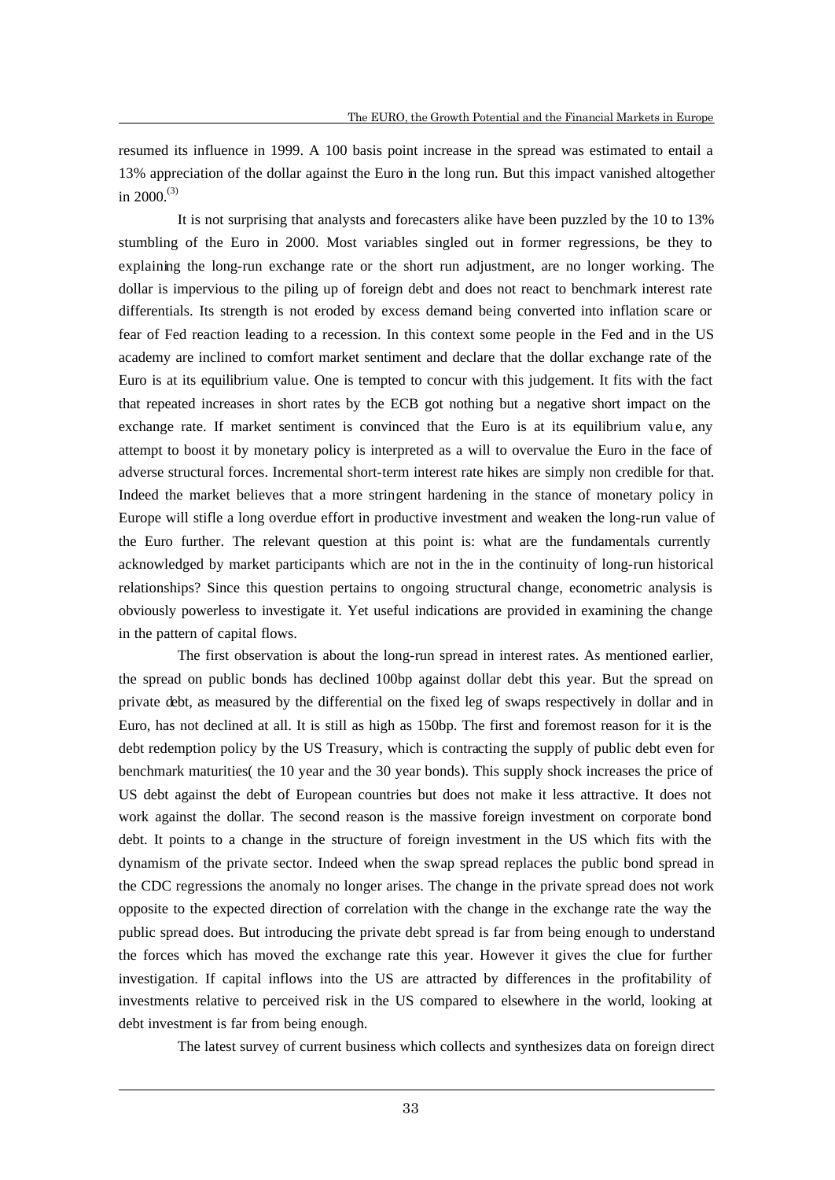resumed its influence in 1999. A 100 basis point increase in the spread was estimated to entail a 13% appreciation of the dollar against the Euro in the long run. But this impact vanished altogether in 2000.[(3)]

It is not surprising that analysts and forecasters alike have been puzzled by the 10 to 13% stumbling of the Euro in 2000. Most variables singled out in former regressions, be they to explaining the long-run exchange rate or the short run adjustment, are no longer working. The dollar is impervious to the piling up of foreign debt and does not react to benchmark interest rate differentials. Its strength is not eroded by excess demand being converted into inflation scare or fear of Fed reaction leading to a recession. In this context some people in the Fed and in the US academy are inclined to comfort market sentiment and declare that the dollar exchange rate of the Euro is at its equilibrium value. One is tempted to concur with this judgement. It fits with the fact that repeated increases in short rates by the ECB got nothing but a negative short impact on the exchange rate. If market sentiment is convinced that the Euro is at its equilibrium value, any attempt to boost it by monetary policy is interpreted as a will to overvalue the Euro in the face of adverse structural forces. Incremental short-term interest rate hikes are simply non credible for that. Indeed the market believes that a more stringent hardening in the stance of monetary policy in Europe will stifle a long overdue effort in productive investment and weaken the long-run value of the Euro further. The relevant question at this point is: what are the fundamentals currently acknowledged by market participants which are not in the in the continuity of long-run historical relationships? Since this question pertains to ongoing structural change, econometric analysis is obviously powerless to investigate it. Yet useful indications are provided in examining the change in the pattern of capital flows.

The first observation is about the long-run spread in interest rates. As mentioned earlier, the spread on public bonds has declined 100bp against dollar debt this year. But the spread on private debt, as measured by the differential on the fixed leg of swaps respectively in dollar and in Euro, has not declined at all. It is still as high as 150bp. The first and foremost reason for it is the debt redemption policy by the US Treasury, which is contracting the supply of public debt even for benchmark maturities( the 10 year and the 30 year bonds). This supply shock increases the price of US debt against the debt of European countries but does not make it less attractive. It does not work against the dollar. The second reason is the massive foreign investment on corporate bond debt. It points to a change in the structure of foreign investment in the US which fits with the dynamism of the private sector. Indeed when the swap spread replaces the public bond spread in the CDC regressions the anomaly no longer arises. The change in the private spread does not work opposite to the expected direction of correlation with the change in the exchange rate the way the public spread does. But introducing the private debt spread is far from being enough to understand the forces which has moved the exchange rate this year. However it gives the clue for further investigation. If capital inflows into the US are attracted by differences in the profitability of investments relative to perceived risk in the US compared to elsewhere in the world, looking at debt investment is far from being enough.

The latest survey of current business which collects and synthesizes data on foreign direct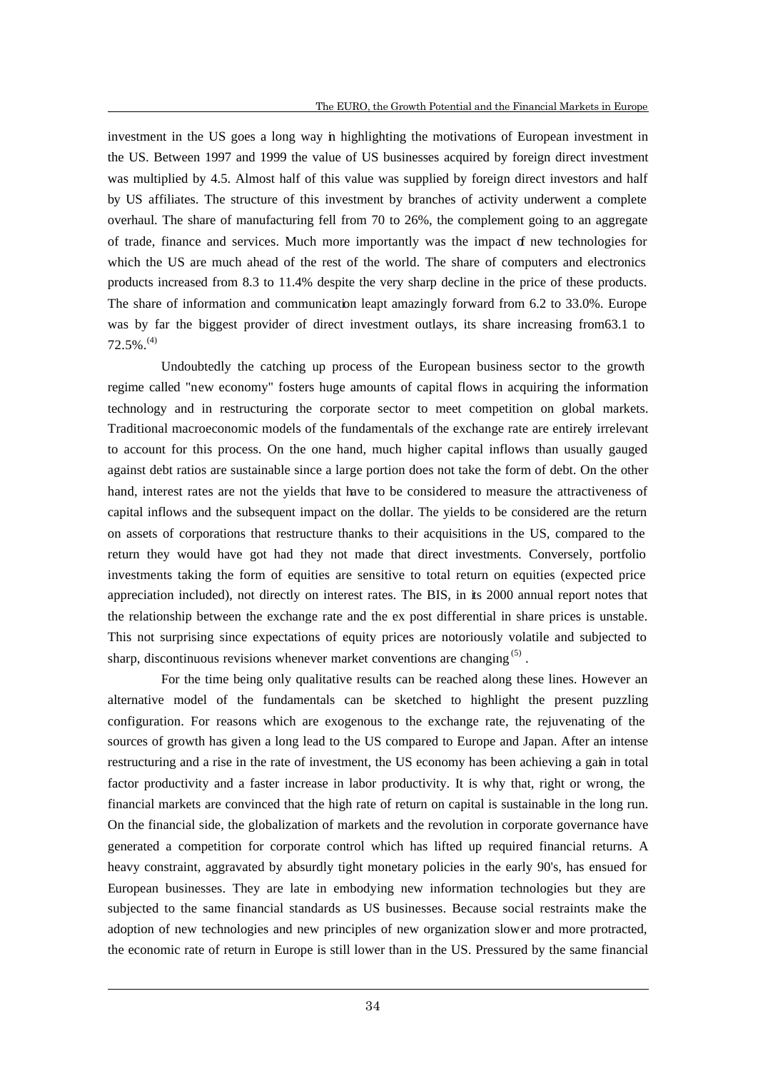investment in the US goes a long way in highlighting the motivations of European investment in the US. Between 1997 and 1999 the value of US businesses acquired by foreign direct investment was multiplied by 4.5. Almost half of this value was supplied by foreign direct investors and half by US affiliates. The structure of this investment by branches of activity underwent a complete overhaul. The share of manufacturing fell from 70 to 26%, the complement going to an aggregate of trade, finance and services. Much more importantly was the impact of new technologies for which the US are much ahead of the rest of the world. The share of computers and electronics products increased from 8.3 to 11.4% despite the very sharp decline in the price of these products. The share of information and communication leapt amazingly forward from 6.2 to 33.0%. Europe was by far the biggest provider of direct investment outlays, its share increasing from63.1 to 72.5%.[(4)]

Undoubtedly the catching up process of the European business sector to the growth regime called "new economy" fosters huge amounts of capital flows in acquiring the information technology and in restructuring the corporate sector to meet competition on global markets. Traditional macroeconomic models of the fundamentals of the exchange rate are entirely irrelevant to account for this process. On the one hand, much higher capital inflows than usually gauged against debt ratios are sustainable since a large portion does not take the form of debt. On the other hand, interest rates are not the yields that have to be considered to measure the attractiveness of capital inflows and the subsequent impact on the dollar. The yields to be considered are the return on assets of corporations that restructure thanks to their acquisitions in the US, compared to the return they would have got had they not made that direct investments. Conversely, portfolio investments taking the form of equities are sensitive to total return on equities (expected price appreciation included), not directly on interest rates. The BIS, in its 2000 annual report notes that the relationship between the exchange rate and the ex post differential in share prices is unstable. This not surprising since expectations of equity prices are notoriously volatile and subjected to sharp, discontinuous revisions whenever market conventions are changing[(5)] .

For the time being only qualitative results can be reached along these lines. However an alternative model of the fundamentals can be sketched to highlight the present puzzling configuration. For reasons which are exogenous to the exchange rate, the rejuvenating of the sources of growth has given a long lead to the US compared to Europe and Japan. After an intense restructuring and a rise in the rate of investment, the US economy has been achieving a gain in total factor productivity and a faster increase in labor productivity. It is why that, right or wrong, the financial markets are convinced that the high rate of return on capital is sustainable in the long run. On the financial side, the globalization of markets and the revolution in corporate governance have generated a competition for corporate control which has lifted up required financial returns. A heavy constraint, aggravated by absurdly tight monetary policies in the early 90's, has ensued for European businesses. They are late in embodying new information technologies but they are subjected to the same financial standards as US businesses. Because social restraints make the adoption of new technologies and new principles of new organization slower and more protracted, the economic rate of return in Europe is still lower than in the US. Pressured by the same financial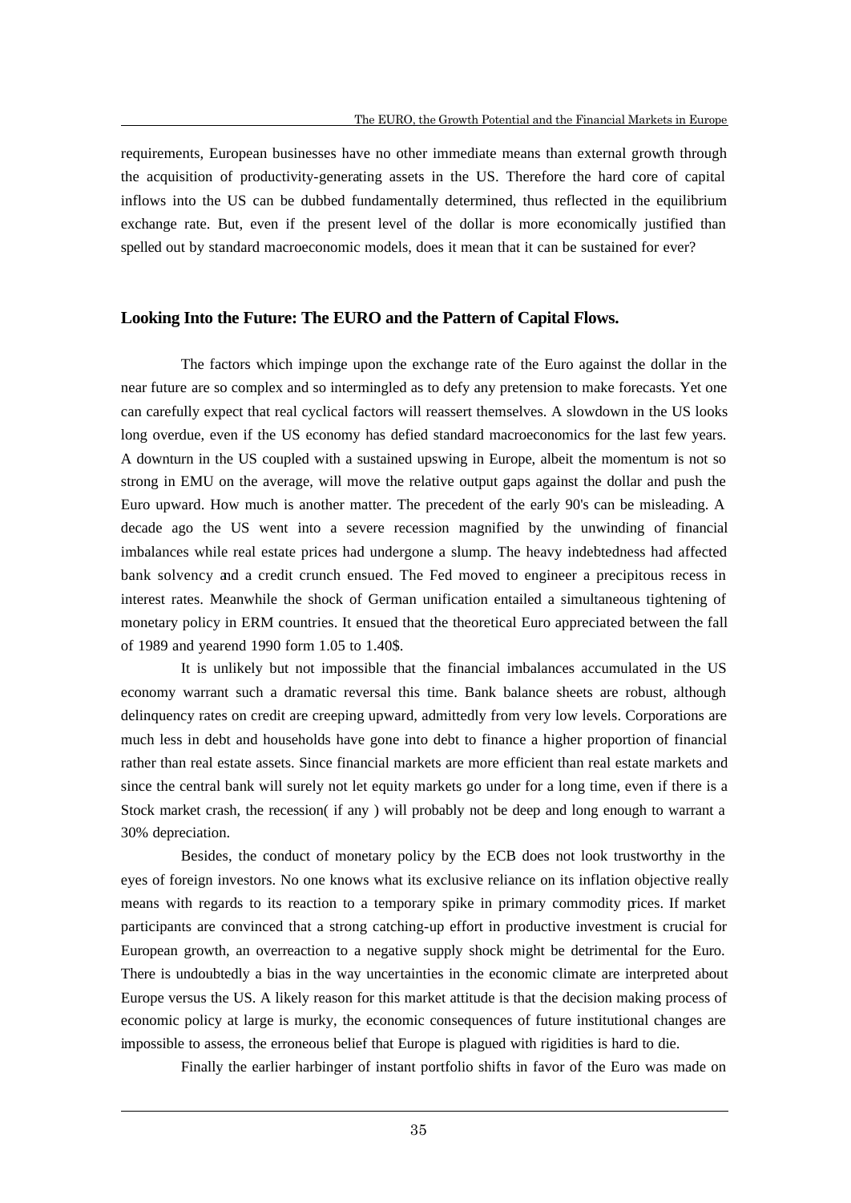requirements, European businesses have no other immediate means than external growth through the acquisition of productivity-generating assets in the US. Therefore the hard core of capital inflows into the US can be dubbed fundamentally determined, thus reflected in the equilibrium exchange rate. But, even if the present level of the dollar is more economically justified than spelled out by standard macroeconomic models, does it mean that it can be sustained for ever?

## Looking Into the Future: The EURO and the Pattern of Capital Flows.

The factors which impinge upon the exchange rate of the Euro against the dollar in the near future are so complex and so intermingled as to defy any pretension to make forecasts. Yet one can carefully expect that real cyclical factors will reassert themselves. A slowdown in the US looks long overdue, even if the US economy has defied standard macroeconomics for the last few years. A downturn in the US coupled with a sustained upswing in Europe, albeit the momentum is not so strong in EMU on the average, will move the relative output gaps against the dollar and push the Euro upward. How much is another matter. The precedent of the early 90's can be misleading. A decade ago the US went into a severe recession magnified by the unwinding of financial imbalances while real estate prices had undergone a slump. The heavy indebtedness had affected bank solvency and a credit crunch ensued. The Fed moved to engineer a precipitous recess in interest rates. Meanwhile the shock of German unification entailed a simultaneous tightening of monetary policy in ERM countries. It ensued that the theoretical Euro appreciated between the fall of 1989 and yearend 1990 form 1.05 to 1.40$.

It is unlikely but not impossible that the financial imbalances accumulated in the US economy warrant such a dramatic reversal this time. Bank balance sheets are robust, although delinquency rates on credit are creeping upward, admittedly from very low levels. Corporations are much less in debt and households have gone into debt to finance a higher proportion of financial rather than real estate assets. Since financial markets are more efficient than real estate markets and since the central bank will surely not let equity markets go under for a long time, even if there is a Stock market crash, the recession( if any ) will probably not be deep and long enough to warrant a 30% depreciation.

Besides, the conduct of monetary policy by the ECB does not look trustworthy in the eyes of foreign investors. No one knows what its exclusive reliance on its inflation objective really means with regards to its reaction to a temporary spike in primary commodity prices. If market participants are convinced that a strong catching-up effort in productive investment is crucial for European growth, an overreaction to a negative supply shock might be detrimental for the Euro. There is undoubtedly a bias in the way uncertainties in the economic climate are interpreted about Europe versus the US. A likely reason for this market attitude is that the decision making process of economic policy at large is murky, the economic consequences of future institutional changes are impossible to assess, the erroneous belief that Europe is plagued with rigidities is hard to die.

Finally the earlier harbinger of instant portfolio shifts in favor of the Euro was made on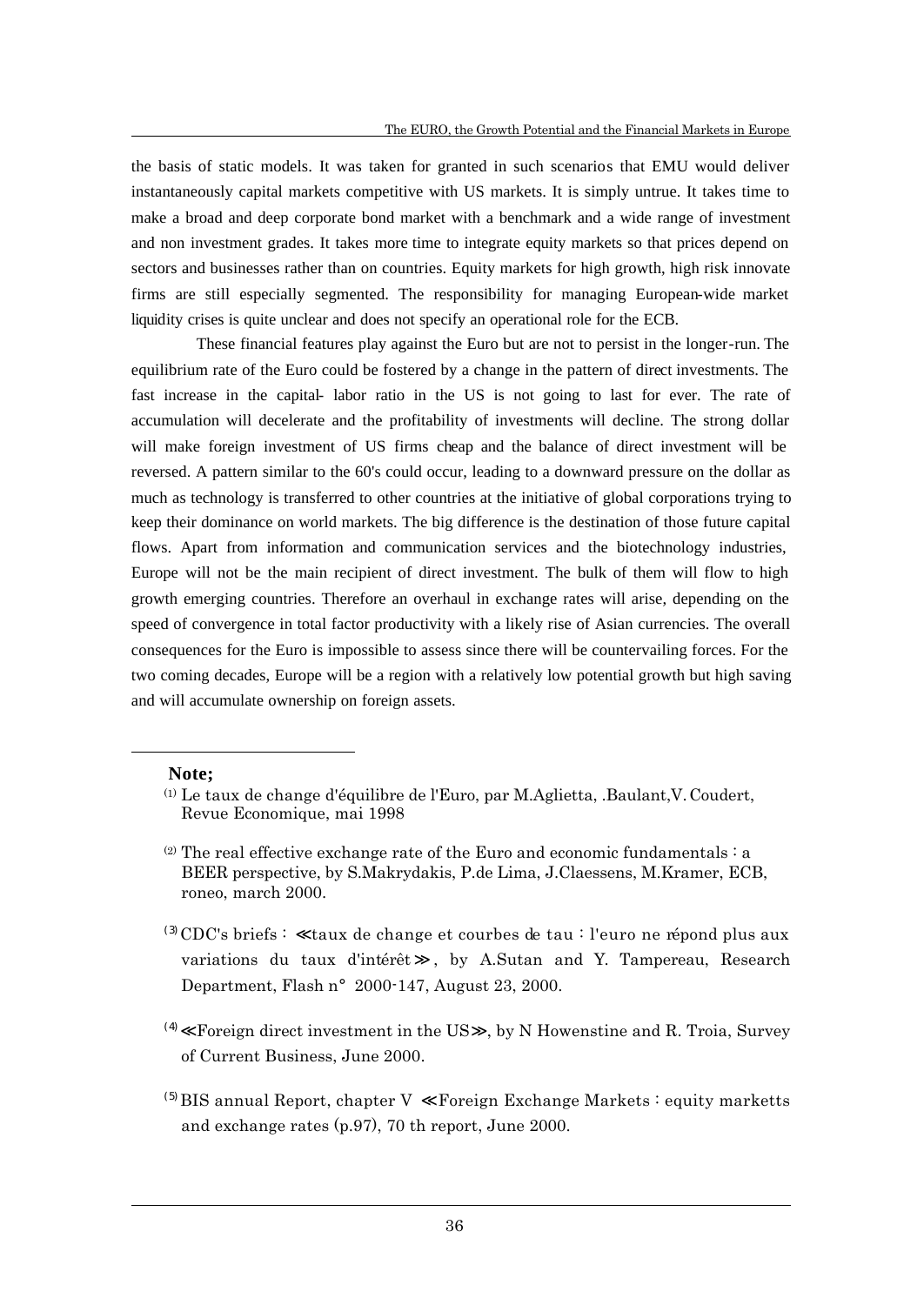the basis of static models. It was taken for granted in such scenarios that EMU would deliver instantaneously capital markets competitive with US markets. It is simply untrue. It takes time to make a broad and deep corporate bond market with a benchmark and a wide range of investment and non investment grades. It takes more time to integrate equity markets so that prices depend on sectors and businesses rather than on countries. Equity markets for high growth, high risk innovate firms are still especially segmented. The responsibility for managing European-wide market liquidity crises is quite unclear and does not specify an operational role for the ECB.

These financial features play against the Euro but are not to persist in the longer-run. The equilibrium rate of the Euro could be fostered by a change in the pattern of direct investments. The fast increase in the capital- labor ratio in the US is not going to last for ever. The rate of accumulation will decelerate and the profitability of investments will decline. The strong dollar will make foreign investment of US firms cheap and the balance of direct investment will be reversed. A pattern similar to the 60's could occur, leading to a downward pressure on the dollar as much as technology is transferred to other countries at the initiative of global corporations trying to keep their dominance on world markets. The big difference is the destination of those future capital flows. Apart from information and communication services and the biotechnology industries, Europe will not be the main recipient of direct investment. The bulk of them will flow to high growth emerging countries. Therefore an overhaul in exchange rates will arise, depending on the speed of convergence in total factor productivity with a likely rise of Asian currencies. The overall consequences for the Euro is impossible to assess since there will be countervailing forces. For the two coming decades, Europe will be a region with a relatively low potential growth but high saving and will accumulate ownership on foreign assets.

---

**Note;**

(1) Le taux de change d'équilibre de l'Euro, par M.Aglietta, .Baulant,V. Coudert, Revue Economique, mai 1998

(2) The real effective exchange rate of the Euro and economic fundamentals : a BEER perspective, by S.Makrydakis, P.de Lima, J.Claessens, M.Kramer, ECB, roneo, march 2000.

(3) CDC's briefs : ≪taux de change et courbes de tau : l'euro ne répond plus aux variations du taux d'intérêt≫, by A.Sutan and Y. Tampereau, Research Department, Flash n° 2000-147, August 23, 2000.

(4) ≪Foreign direct investment in the US≫, by N Howenstine and R. Troia, Survey of Current Business, June 2000.

(5) BIS annual Report, chapter V ≪Foreign Exchange Markets : equity marketts and exchange rates (p.97), 70 th report, June 2000.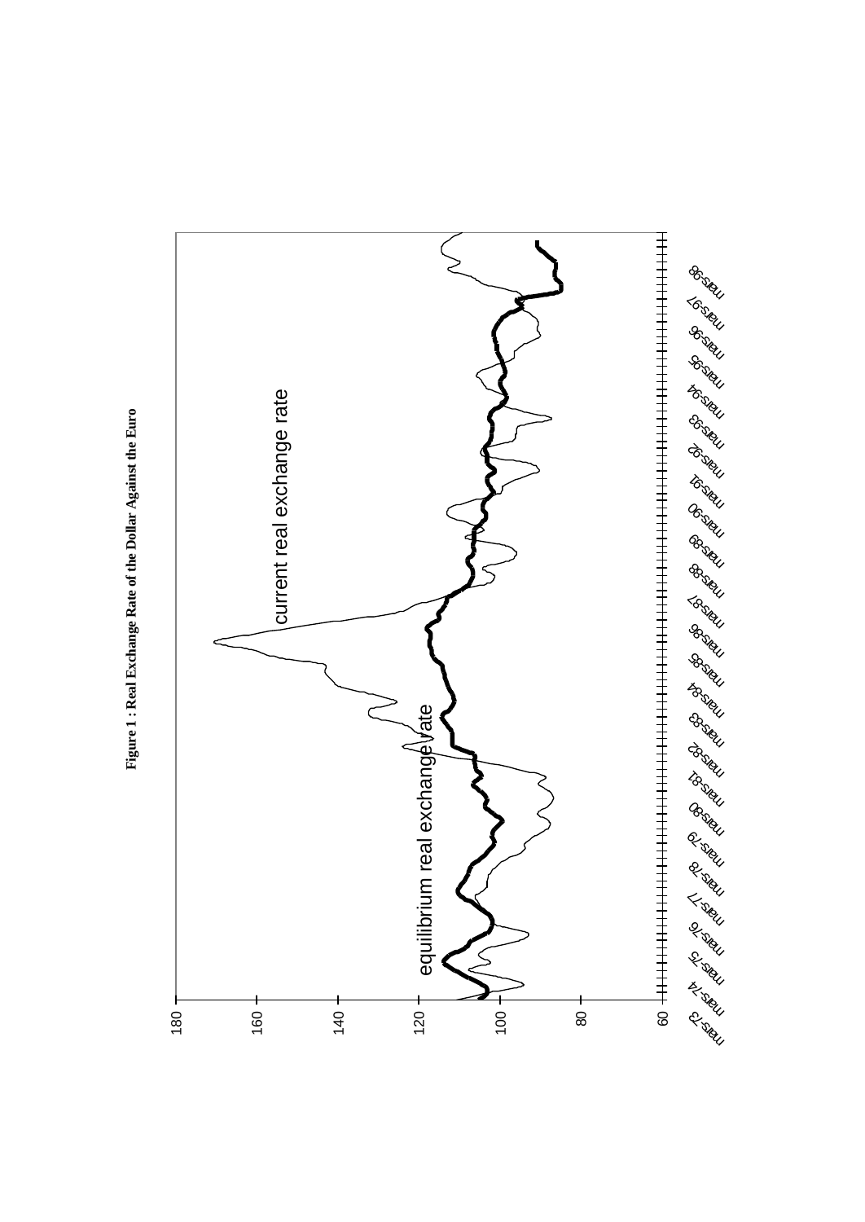**Figure 1 : Real Exchange Rate of the Dollar Against the Euro**

current real exchange rate

equilibrium real exchange rate

180
160
140
120
100
80
60

mars-73 mars-74 mars-75 mars-76 mars-77 mars-78 mars-79 mars-80 mars-81 mars-82 mars-83 mars-84 mars-85 mars-86 mars-87 mars-88 mars-89 mars-90 mars-91 mars-92 mars-93 mars-94 mars-95 mars-96 mars-97 mars-98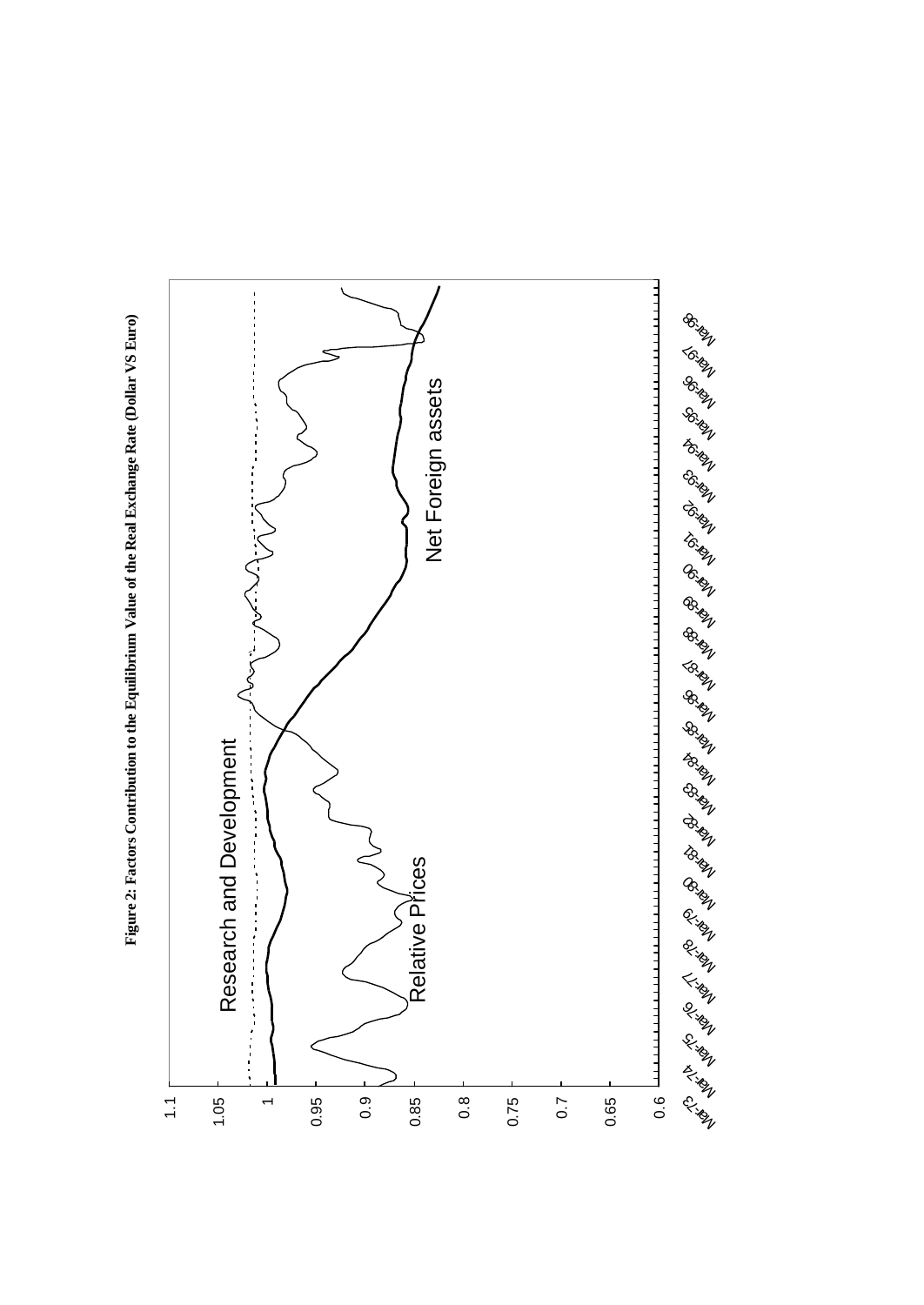**Figure 2: Factors Contribution to the Equilibrium Value of the Real Exchange Rate (Dollar VS Euro)**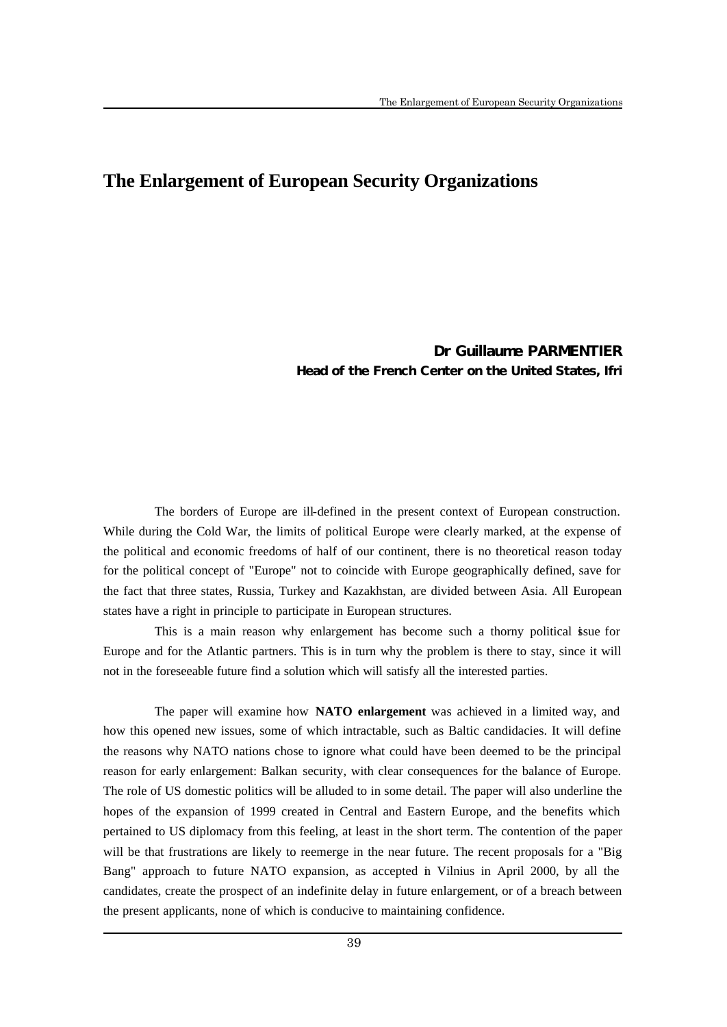# The Enlargement of European Security Organizations

**Dr Guillaume PARMENTIER**
**Head of the French Center on the United States, Ifri**

The borders of Europe are ill-defined in the present context of European construction. While during the Cold War, the limits of political Europe were clearly marked, at the expense of the political and economic freedoms of half of our continent, there is no theoretical reason today for the political concept of "Europe" not to coincide with Europe geographically defined, save for the fact that three states, Russia, Turkey and Kazakhstan, are divided between Asia. All European states have a right in principle to participate in European structures.

This is a main reason why enlargement has become such a thorny political issue for Europe and for the Atlantic partners. This is in turn why the problem is there to stay, since it will not in the foreseeable future find a solution which will satisfy all the interested parties.

The paper will examine how **NATO enlargement** was achieved in a limited way, and how this opened new issues, some of which intractable, such as Baltic candidacies. It will define the reasons why NATO nations chose to ignore what could have been deemed to be the principal reason for early enlargement: Balkan security, with clear consequences for the balance of Europe. The role of US domestic politics will be alluded to in some detail. The paper will also underline the hopes of the expansion of 1999 created in Central and Eastern Europe, and the benefits which pertained to US diplomacy from this feeling, at least in the short term. The contention of the paper will be that frustrations are likely to reemerge in the near future. The recent proposals for a "Big Bang" approach to future NATO expansion, as accepted in Vilnius in April 2000, by all the candidates, create the prospect of an indefinite delay in future enlargement, or of a breach between the present applicants, none of which is conducive to maintaining confidence.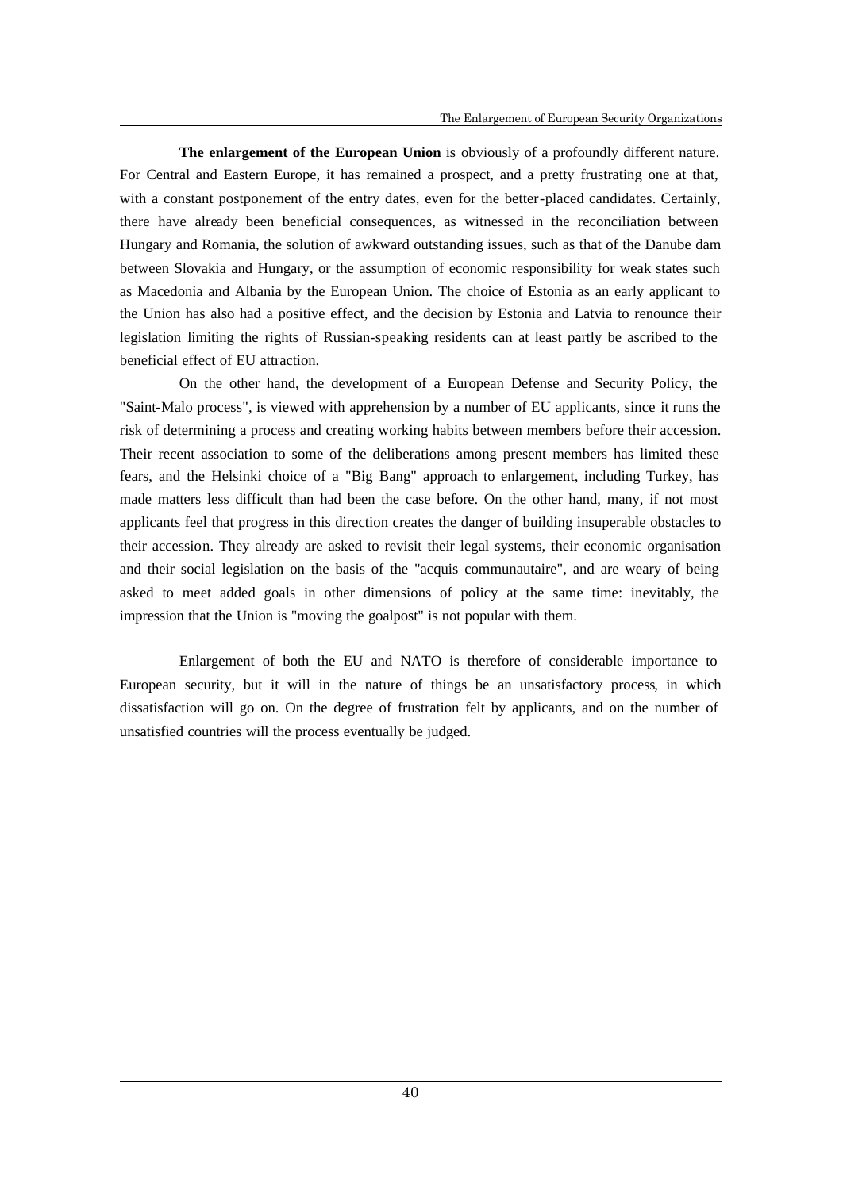**The enlargement of the European Union** is obviously of a profoundly different nature. For Central and Eastern Europe, it has remained a prospect, and a pretty frustrating one at that, with a constant postponement of the entry dates, even for the better-placed candidates. Certainly, there have already been beneficial consequences, as witnessed in the reconciliation between Hungary and Romania, the solution of awkward outstanding issues, such as that of the Danube dam between Slovakia and Hungary, or the assumption of economic responsibility for weak states such as Macedonia and Albania by the European Union. The choice of Estonia as an early applicant to the Union has also had a positive effect, and the decision by Estonia and Latvia to renounce their legislation limiting the rights of Russian-speaking residents can at least partly be ascribed to the beneficial effect of EU attraction.

On the other hand, the development of a European Defense and Security Policy, the "Saint-Malo process", is viewed with apprehension by a number of EU applicants, since it runs the risk of determining a process and creating working habits between members before their accession. Their recent association to some of the deliberations among present members has limited these fears, and the Helsinki choice of a "Big Bang" approach to enlargement, including Turkey, has made matters less difficult than had been the case before. On the other hand, many, if not most applicants feel that progress in this direction creates the danger of building insuperable obstacles to their accession. They already are asked to revisit their legal systems, their economic organisation and their social legislation on the basis of the "acquis communautaire", and are weary of being asked to meet added goals in other dimensions of policy at the same time: inevitably, the impression that the Union is "moving the goalpost" is not popular with them.

Enlargement of both the EU and NATO is therefore of considerable importance to European security, but it will in the nature of things be an unsatisfactory process, in which dissatisfaction will go on. On the degree of frustration felt by applicants, and on the number of unsatisfied countries will the process eventually be judged.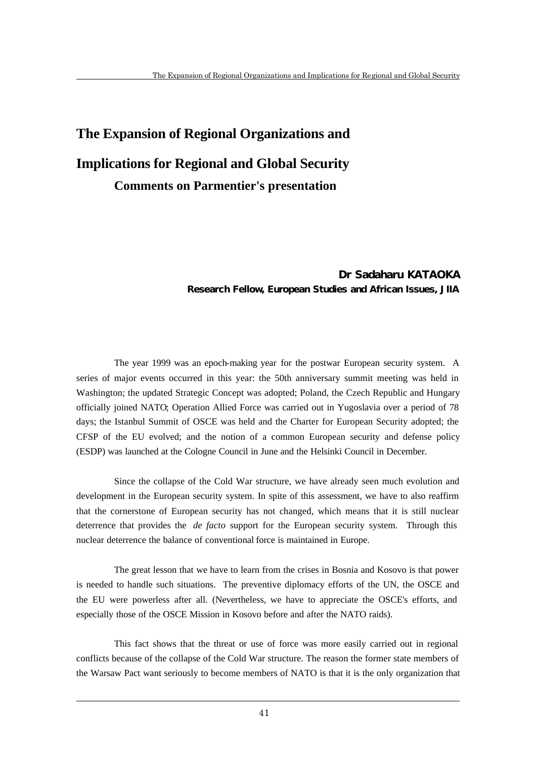# The Expansion of Regional Organizations and Implications for Regional and Global Security

## Comments on Parmentier's presentation

**Dr Sadaharu KATAOKA**
**Research Fellow, European Studies and African Issues, JIIA**

The year 1999 was an epoch-making year for the postwar European security system. A series of major events occurred in this year: the 50th anniversary summit meeting was held in Washington; the updated Strategic Concept was adopted; Poland, the Czech Republic and Hungary officially joined NATO; Operation Allied Force was carried out in Yugoslavia over a period of 78 days; the Istanbul Summit of OSCE was held and the Charter for European Security adopted; the CFSP of the EU evolved; and the notion of a common European security and defense policy (ESDP) was launched at the Cologne Council in June and the Helsinki Council in December.

Since the collapse of the Cold War structure, we have already seen much evolution and development in the European security system. In spite of this assessment, we have to also reaffirm that the cornerstone of European security has not changed, which means that it is still nuclear deterrence that provides the *de facto* support for the European security system. Through this nuclear deterrence the balance of conventional force is maintained in Europe.

The great lesson that we have to learn from the crises in Bosnia and Kosovo is that power is needed to handle such situations. The preventive diplomacy efforts of the UN, the OSCE and the EU were powerless after all. (Nevertheless, we have to appreciate the OSCE's efforts, and especially those of the OSCE Mission in Kosovo before and after the NATO raids).

This fact shows that the threat or use of force was more easily carried out in regional conflicts because of the collapse of the Cold War structure. The reason the former state members of the Warsaw Pact want seriously to become members of NATO is that it is the only organization that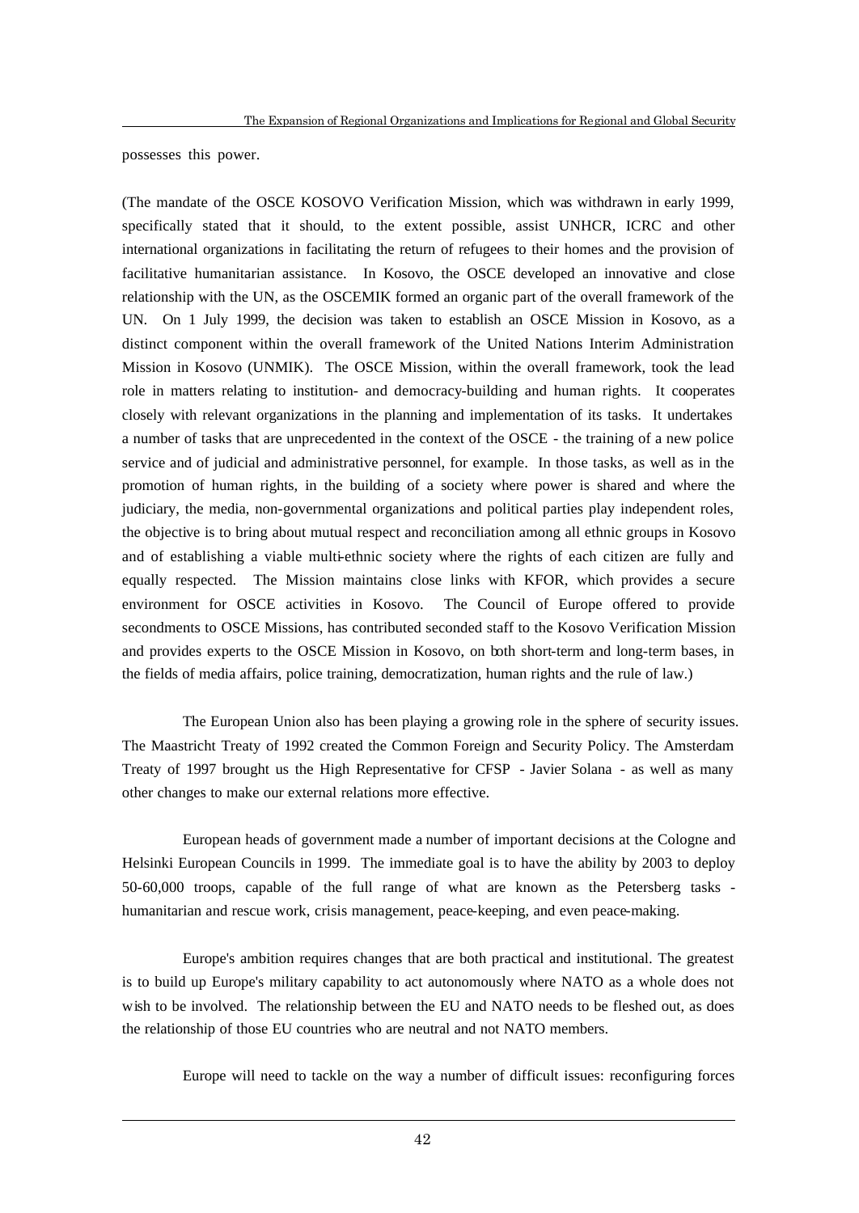possesses this power.

(The mandate of the OSCE KOSOVO Verification Mission, which was withdrawn in early 1999, specifically stated that it should, to the extent possible, assist UNHCR, ICRC and other international organizations in facilitating the return of refugees to their homes and the provision of facilitative humanitarian assistance. In Kosovo, the OSCE developed an innovative and close relationship with the UN, as the OSCEMIK formed an organic part of the overall framework of the UN. On 1 July 1999, the decision was taken to establish an OSCE Mission in Kosovo, as a distinct component within the overall framework of the United Nations Interim Administration Mission in Kosovo (UNMIK). The OSCE Mission, within the overall framework, took the lead role in matters relating to institution- and democracy-building and human rights. It cooperates closely with relevant organizations in the planning and implementation of its tasks. It undertakes a number of tasks that are unprecedented in the context of the OSCE - the training of a new police service and of judicial and administrative personnel, for example. In those tasks, as well as in the promotion of human rights, in the building of a society where power is shared and where the judiciary, the media, non-governmental organizations and political parties play independent roles, the objective is to bring about mutual respect and reconciliation among all ethnic groups in Kosovo and of establishing a viable multi-ethnic society where the rights of each citizen are fully and equally respected. The Mission maintains close links with KFOR, which provides a secure environment for OSCE activities in Kosovo. The Council of Europe offered to provide secondments to OSCE Missions, has contributed seconded staff to the Kosovo Verification Mission and provides experts to the OSCE Mission in Kosovo, on both short-term and long-term bases, in the fields of media affairs, police training, democratization, human rights and the rule of law.)

The European Union also has been playing a growing role in the sphere of security issues. The Maastricht Treaty of 1992 created the Common Foreign and Security Policy. The Amsterdam Treaty of 1997 brought us the High Representative for CFSP - Javier Solana - as well as many other changes to make our external relations more effective.

European heads of government made a number of important decisions at the Cologne and Helsinki European Councils in 1999. The immediate goal is to have the ability by 2003 to deploy 50-60,000 troops, capable of the full range of what are known as the Petersberg tasks - humanitarian and rescue work, crisis management, peace-keeping, and even peace-making.

Europe's ambition requires changes that are both practical and institutional. The greatest is to build up Europe's military capability to act autonomously where NATO as a whole does not wish to be involved. The relationship between the EU and NATO needs to be fleshed out, as does the relationship of those EU countries who are neutral and not NATO members.

Europe will need to tackle on the way a number of difficult issues: reconfiguring forces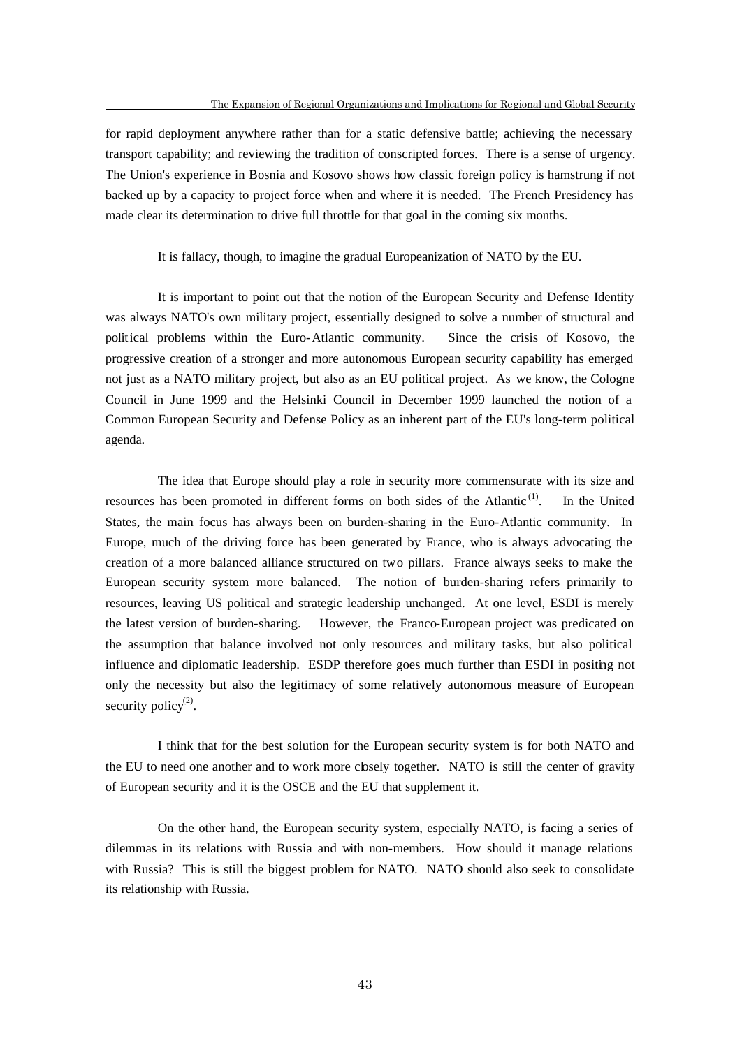for rapid deployment anywhere rather than for a static defensive battle; achieving the necessary transport capability; and reviewing the tradition of conscripted forces. There is a sense of urgency. The Union's experience in Bosnia and Kosovo shows how classic foreign policy is hamstrung if not backed up by a capacity to project force when and where it is needed. The French Presidency has made clear its determination to drive full throttle for that goal in the coming six months.

It is fallacy, though, to imagine the gradual Europeanization of NATO by the EU.

It is important to point out that the notion of the European Security and Defense Identity was always NATO's own military project, essentially designed to solve a number of structural and political problems within the Euro-Atlantic community. Since the crisis of Kosovo, the progressive creation of a stronger and more autonomous European security capability has emerged not just as a NATO military project, but also as an EU political project. As we know, the Cologne Council in June 1999 and the Helsinki Council in December 1999 launched the notion of a Common European Security and Defense Policy as an inherent part of the EU's long-term political agenda.

The idea that Europe should play a role in security more commensurate with its size and resources has been promoted in different forms on both sides of the Atlantic(1). In the United States, the main focus has always been on burden-sharing in the Euro-Atlantic community. In Europe, much of the driving force has been generated by France, who is always advocating the creation of a more balanced alliance structured on two pillars. France always seeks to make the European security system more balanced. The notion of burden-sharing refers primarily to resources, leaving US political and strategic leadership unchanged. At one level, ESDI is merely the latest version of burden-sharing. However, the Franco-European project was predicated on the assumption that balance involved not only resources and military tasks, but also political influence and diplomatic leadership. ESDP therefore goes much further than ESDI in positing not only the necessity but also the legitimacy of some relatively autonomous measure of European security policy(2).

I think that for the best solution for the European security system is for both NATO and the EU to need one another and to work more closely together. NATO is still the center of gravity of European security and it is the OSCE and the EU that supplement it.

On the other hand, the European security system, especially NATO, is facing a series of dilemmas in its relations with Russia and with non-members. How should it manage relations with Russia? This is still the biggest problem for NATO. NATO should also seek to consolidate its relationship with Russia.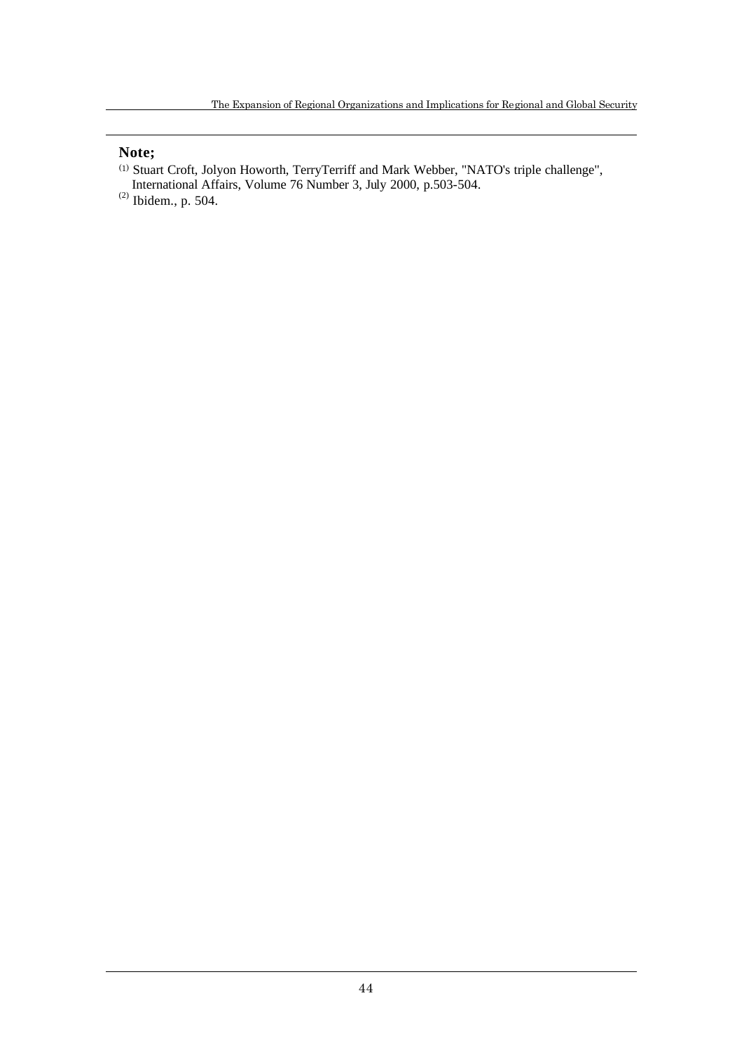**Note;**

[1] Stuart Croft, Jolyon Howorth, TerryTerriff and Mark Webber, "NATO's triple challenge", International Affairs, Volume 76 Number 3, July 2000, p.503-504.

[2] Ibidem., p. 504.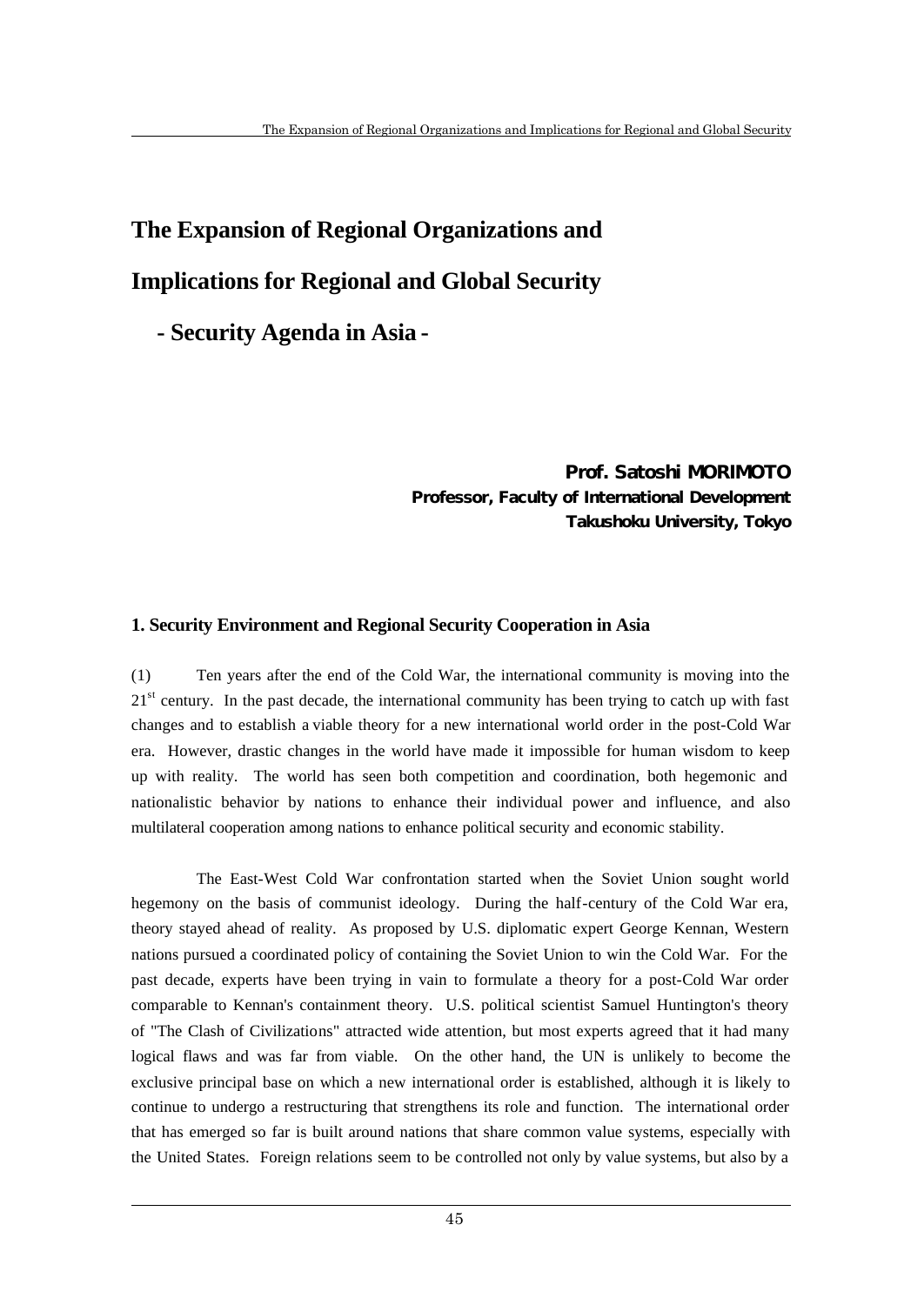# The Expansion of Regional Organizations and Implications for Regional and Global Security

## - Security Agenda in Asia -

**Prof. Satoshi MORIMOTO**
**Professor, Faculty of International Development**
**Takushoku University, Tokyo**

### 1. Security Environment and Regional Security Cooperation in Asia

(1) Ten years after the end of the Cold War, the international community is moving into the 21st century. In the past decade, the international community has been trying to catch up with fast changes and to establish a viable theory for a new international world order in the post-Cold War era. However, drastic changes in the world have made it impossible for human wisdom to keep up with reality. The world has seen both competition and coordination, both hegemonic and nationalistic behavior by nations to enhance their individual power and influence, and also multilateral cooperation among nations to enhance political security and economic stability.

The East-West Cold War confrontation started when the Soviet Union sought world hegemony on the basis of communist ideology. During the half-century of the Cold War era, theory stayed ahead of reality. As proposed by U.S. diplomatic expert George Kennan, Western nations pursued a coordinated policy of containing the Soviet Union to win the Cold War. For the past decade, experts have been trying in vain to formulate a theory for a post-Cold War order comparable to Kennan's containment theory. U.S. political scientist Samuel Huntington's theory of "The Clash of Civilizations" attracted wide attention, but most experts agreed that it had many logical flaws and was far from viable. On the other hand, the UN is unlikely to become the exclusive principal base on which a new international order is established, although it is likely to continue to undergo a restructuring that strengthens its role and function. The international order that has emerged so far is built around nations that share common value systems, especially with the United States. Foreign relations seem to be controlled not only by value systems, but also by a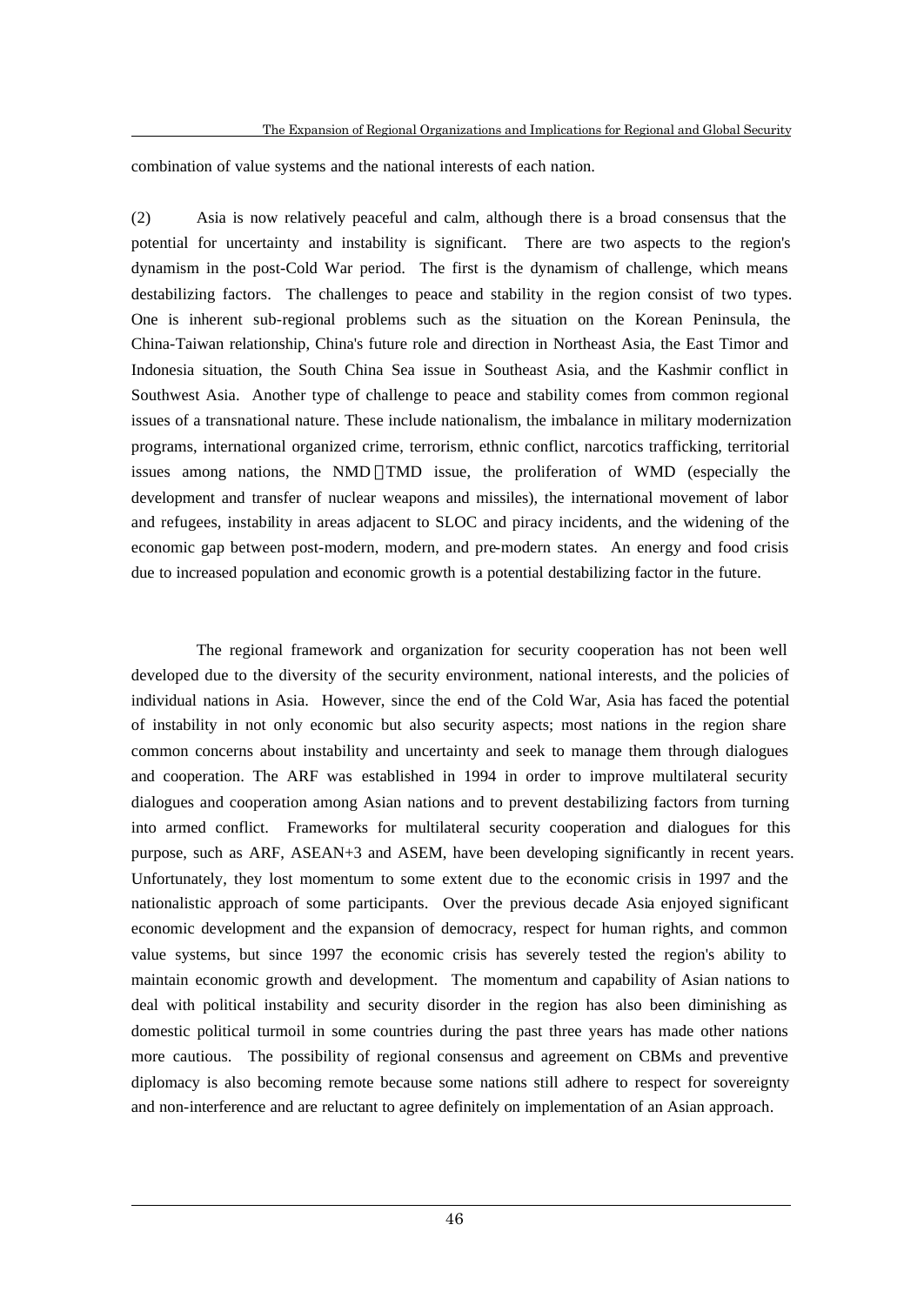combination of value systems and the national interests of each nation.

(2) Asia is now relatively peaceful and calm, although there is a broad consensus that the potential for uncertainty and instability is significant. There are two aspects to the region's dynamism in the post-Cold War period. The first is the dynamism of challenge, which means destabilizing factors. The challenges to peace and stability in the region consist of two types. One is inherent sub-regional problems such as the situation on the Korean Peninsula, the China-Taiwan relationship, China's future role and direction in Northeast Asia, the East Timor and Indonesia situation, the South China Sea issue in Southeast Asia, and the Kashmir conflict in Southwest Asia. Another type of challenge to peace and stability comes from common regional issues of a transnational nature. These include nationalism, the imbalance in military modernization programs, international organized crime, terrorism, ethnic conflict, narcotics trafficking, territorial issues among nations, the NMD・TMD issue, the proliferation of WMD (especially the development and transfer of nuclear weapons and missiles), the international movement of labor and refugees, instability in areas adjacent to SLOC and piracy incidents, and the widening of the economic gap between post-modern, modern, and pre-modern states. An energy and food crisis due to increased population and economic growth is a potential destabilizing factor in the future.

The regional framework and organization for security cooperation has not been well developed due to the diversity of the security environment, national interests, and the policies of individual nations in Asia. However, since the end of the Cold War, Asia has faced the potential of instability in not only economic but also security aspects; most nations in the region share common concerns about instability and uncertainty and seek to manage them through dialogues and cooperation. The ARF was established in 1994 in order to improve multilateral security dialogues and cooperation among Asian nations and to prevent destabilizing factors from turning into armed conflict. Frameworks for multilateral security cooperation and dialogues for this purpose, such as ARF, ASEAN+3 and ASEM, have been developing significantly in recent years. Unfortunately, they lost momentum to some extent due to the economic crisis in 1997 and the nationalistic approach of some participants. Over the previous decade Asia enjoyed significant economic development and the expansion of democracy, respect for human rights, and common value systems, but since 1997 the economic crisis has severely tested the region's ability to maintain economic growth and development. The momentum and capability of Asian nations to deal with political instability and security disorder in the region has also been diminishing as domestic political turmoil in some countries during the past three years has made other nations more cautious. The possibility of regional consensus and agreement on CBMs and preventive diplomacy is also becoming remote because some nations still adhere to respect for sovereignty and non-interference and are reluctant to agree definitely on implementation of an Asian approach.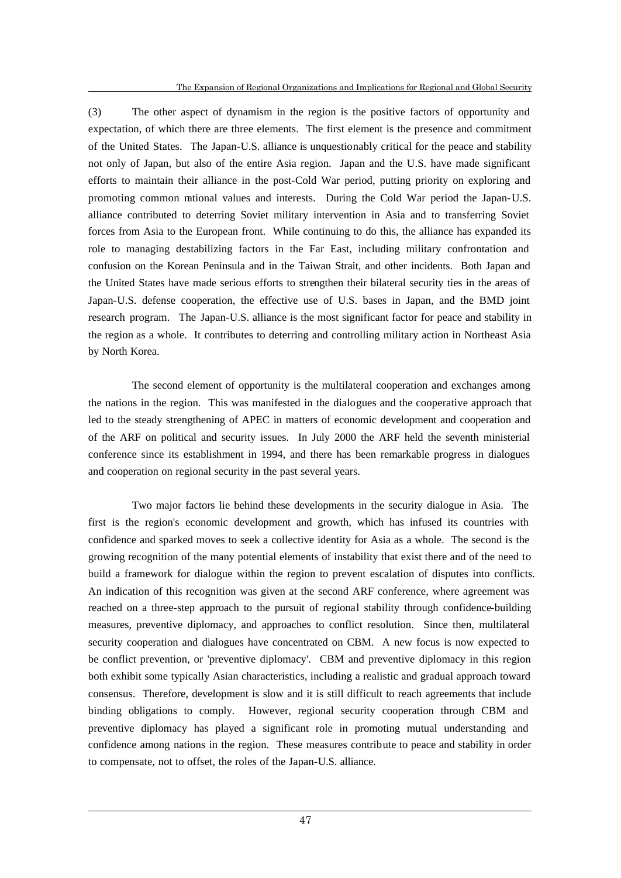(3) The other aspect of dynamism in the region is the positive factors of opportunity and expectation, of which there are three elements. The first element is the presence and commitment of the United States. The Japan-U.S. alliance is unquestionably critical for the peace and stability not only of Japan, but also of the entire Asia region. Japan and the U.S. have made significant efforts to maintain their alliance in the post-Cold War period, putting priority on exploring and promoting common national values and interests. During the Cold War period the Japan-U.S. alliance contributed to deterring Soviet military intervention in Asia and to transferring Soviet forces from Asia to the European front. While continuing to do this, the alliance has expanded its role to managing destabilizing factors in the Far East, including military confrontation and confusion on the Korean Peninsula and in the Taiwan Strait, and other incidents. Both Japan and the United States have made serious efforts to strengthen their bilateral security ties in the areas of Japan-U.S. defense cooperation, the effective use of U.S. bases in Japan, and the BMD joint research program. The Japan-U.S. alliance is the most significant factor for peace and stability in the region as a whole. It contributes to deterring and controlling military action in Northeast Asia by North Korea.

The second element of opportunity is the multilateral cooperation and exchanges among the nations in the region. This was manifested in the dialogues and the cooperative approach that led to the steady strengthening of APEC in matters of economic development and cooperation and of the ARF on political and security issues. In July 2000 the ARF held the seventh ministerial conference since its establishment in 1994, and there has been remarkable progress in dialogues and cooperation on regional security in the past several years.

Two major factors lie behind these developments in the security dialogue in Asia. The first is the region's economic development and growth, which has infused its countries with confidence and sparked moves to seek a collective identity for Asia as a whole. The second is the growing recognition of the many potential elements of instability that exist there and of the need to build a framework for dialogue within the region to prevent escalation of disputes into conflicts. An indication of this recognition was given at the second ARF conference, where agreement was reached on a three-step approach to the pursuit of regional stability through confidence-building measures, preventive diplomacy, and approaches to conflict resolution. Since then, multilateral security cooperation and dialogues have concentrated on CBM. A new focus is now expected to be conflict prevention, or 'preventive diplomacy'. CBM and preventive diplomacy in this region both exhibit some typically Asian characteristics, including a realistic and gradual approach toward consensus. Therefore, development is slow and it is still difficult to reach agreements that include binding obligations to comply. However, regional security cooperation through CBM and preventive diplomacy has played a significant role in promoting mutual understanding and confidence among nations in the region. These measures contribute to peace and stability in order to compensate, not to offset, the roles of the Japan-U.S. alliance.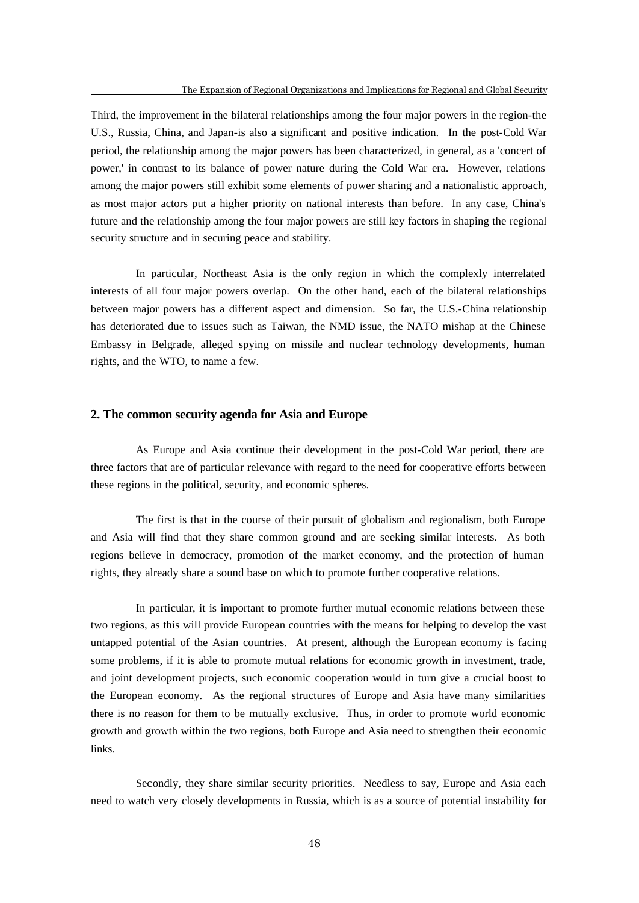Third, the improvement in the bilateral relationships among the four major powers in the region-the U.S., Russia, China, and Japan-is also a significant and positive indication. In the post-Cold War period, the relationship among the major powers has been characterized, in general, as a 'concert of power,' in contrast to its balance of power nature during the Cold War era. However, relations among the major powers still exhibit some elements of power sharing and a nationalistic approach, as most major actors put a higher priority on national interests than before. In any case, China's future and the relationship among the four major powers are still key factors in shaping the regional security structure and in securing peace and stability.

In particular, Northeast Asia is the only region in which the complexly interrelated interests of all four major powers overlap. On the other hand, each of the bilateral relationships between major powers has a different aspect and dimension. So far, the U.S.-China relationship has deteriorated due to issues such as Taiwan, the NMD issue, the NATO mishap at the Chinese Embassy in Belgrade, alleged spying on missile and nuclear technology developments, human rights, and the WTO, to name a few.

## 2. The common security agenda for Asia and Europe

As Europe and Asia continue their development in the post-Cold War period, there are three factors that are of particular relevance with regard to the need for cooperative efforts between these regions in the political, security, and economic spheres.

The first is that in the course of their pursuit of globalism and regionalism, both Europe and Asia will find that they share common ground and are seeking similar interests. As both regions believe in democracy, promotion of the market economy, and the protection of human rights, they already share a sound base on which to promote further cooperative relations.

In particular, it is important to promote further mutual economic relations between these two regions, as this will provide European countries with the means for helping to develop the vast untapped potential of the Asian countries. At present, although the European economy is facing some problems, if it is able to promote mutual relations for economic growth in investment, trade, and joint development projects, such economic cooperation would in turn give a crucial boost to the European economy. As the regional structures of Europe and Asia have many similarities there is no reason for them to be mutually exclusive. Thus, in order to promote world economic growth and growth within the two regions, both Europe and Asia need to strengthen their economic links.

Secondly, they share similar security priorities. Needless to say, Europe and Asia each need to watch very closely developments in Russia, which is as a source of potential instability for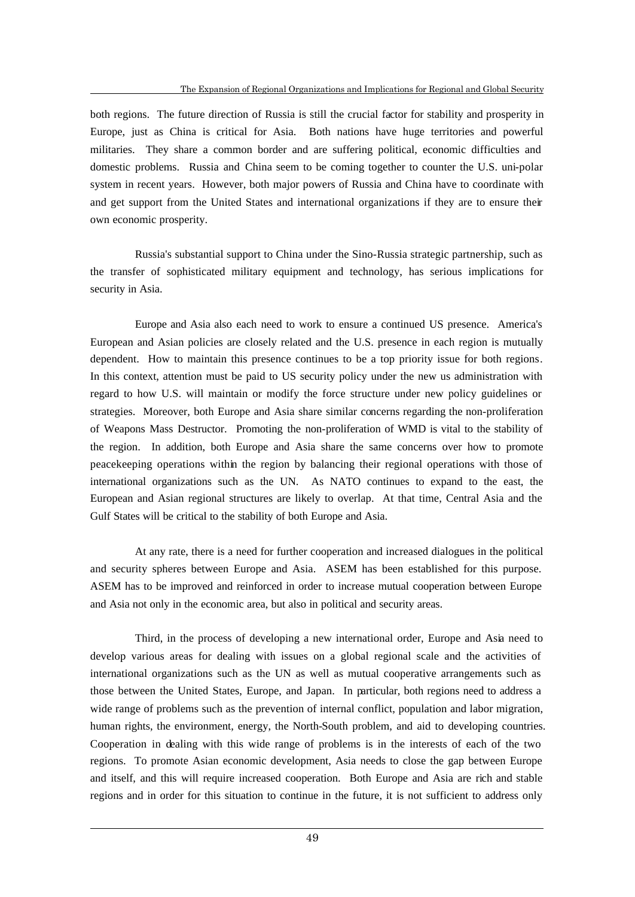both regions. The future direction of Russia is still the crucial factor for stability and prosperity in Europe, just as China is critical for Asia. Both nations have huge territories and powerful militaries. They share a common border and are suffering political, economic difficulties and domestic problems. Russia and China seem to be coming together to counter the U.S. uni-polar system in recent years. However, both major powers of Russia and China have to coordinate with and get support from the United States and international organizations if they are to ensure their own economic prosperity.

Russia's substantial support to China under the Sino-Russia strategic partnership, such as the transfer of sophisticated military equipment and technology, has serious implications for security in Asia.

Europe and Asia also each need to work to ensure a continued US presence. America's European and Asian policies are closely related and the U.S. presence in each region is mutually dependent. How to maintain this presence continues to be a top priority issue for both regions. In this context, attention must be paid to US security policy under the new us administration with regard to how U.S. will maintain or modify the force structure under new policy guidelines or strategies. Moreover, both Europe and Asia share similar concerns regarding the non-proliferation of Weapons Mass Destructor. Promoting the non-proliferation of WMD is vital to the stability of the region. In addition, both Europe and Asia share the same concerns over how to promote peacekeeping operations within the region by balancing their regional operations with those of international organizations such as the UN. As NATO continues to expand to the east, the European and Asian regional structures are likely to overlap. At that time, Central Asia and the Gulf States will be critical to the stability of both Europe and Asia.

At any rate, there is a need for further cooperation and increased dialogues in the political and security spheres between Europe and Asia. ASEM has been established for this purpose. ASEM has to be improved and reinforced in order to increase mutual cooperation between Europe and Asia not only in the economic area, but also in political and security areas.

Third, in the process of developing a new international order, Europe and Asia need to develop various areas for dealing with issues on a global regional scale and the activities of international organizations such as the UN as well as mutual cooperative arrangements such as those between the United States, Europe, and Japan. In particular, both regions need to address a wide range of problems such as the prevention of internal conflict, population and labor migration, human rights, the environment, energy, the North-South problem, and aid to developing countries. Cooperation in dealing with this wide range of problems is in the interests of each of the two regions. To promote Asian economic development, Asia needs to close the gap between Europe and itself, and this will require increased cooperation. Both Europe and Asia are rich and stable regions and in order for this situation to continue in the future, it is not sufficient to address only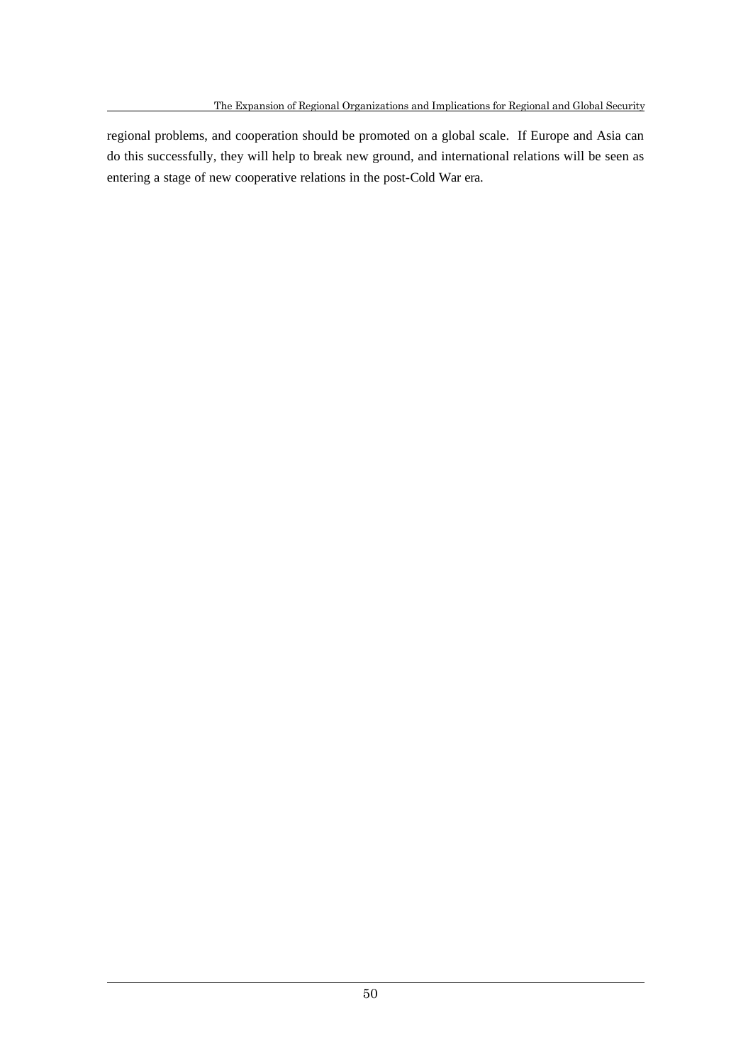regional problems, and cooperation should be promoted on a global scale. If Europe and Asia can do this successfully, they will help to break new ground, and international relations will be seen as entering a stage of new cooperative relations in the post-Cold War era.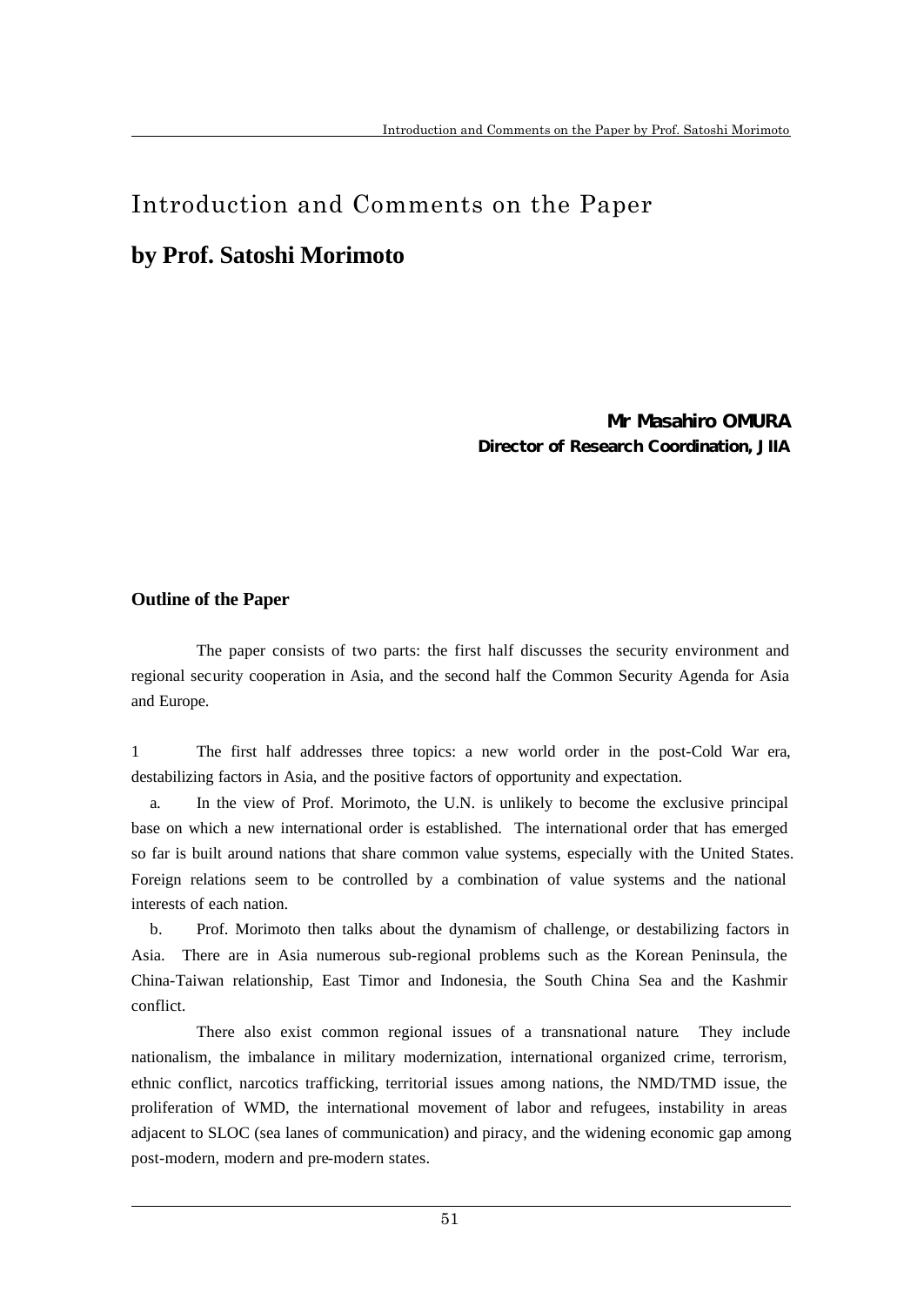# Introduction and Comments on the Paper

## by Prof. Satoshi Morimoto

**Mr Masahiro OMURA**
**Director of Research Coordination, JIIA**

### Outline of the Paper

The paper consists of two parts: the first half discusses the security environment and regional security cooperation in Asia, and the second half the Common Security Agenda for Asia and Europe.

1 The first half addresses three topics: a new world order in the post-Cold War era, destabilizing factors in Asia, and the positive factors of opportunity and expectation.

a. In the view of Prof. Morimoto, the U.N. is unlikely to become the exclusive principal base on which a new international order is established. The international order that has emerged so far is built around nations that share common value systems, especially with the United States. Foreign relations seem to be controlled by a combination of value systems and the national interests of each nation.

b. Prof. Morimoto then talks about the dynamism of challenge, or destabilizing factors in Asia. There are in Asia numerous sub-regional problems such as the Korean Peninsula, the China-Taiwan relationship, East Timor and Indonesia, the South China Sea and the Kashmir conflict.

There also exist common regional issues of a transnational nature. They include nationalism, the imbalance in military modernization, international organized crime, terrorism, ethnic conflict, narcotics trafficking, territorial issues among nations, the NMD/TMD issue, the proliferation of WMD, the international movement of labor and refugees, instability in areas adjacent to SLOC (sea lanes of communication) and piracy, and the widening economic gap among post-modern, modern and pre-modern states.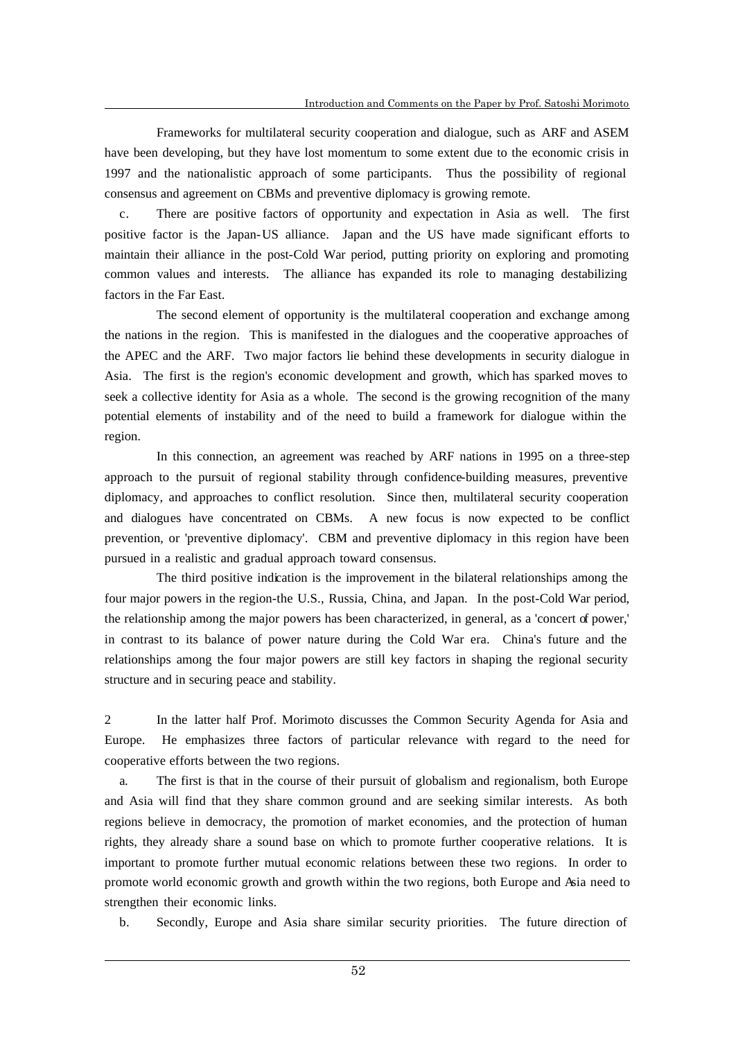Frameworks for multilateral security cooperation and dialogue, such as ARF and ASEM have been developing, but they have lost momentum to some extent due to the economic crisis in 1997 and the nationalistic approach of some participants. Thus the possibility of regional consensus and agreement on CBMs and preventive diplomacy is growing remote.

c. There are positive factors of opportunity and expectation in Asia as well. The first positive factor is the Japan-US alliance. Japan and the US have made significant efforts to maintain their alliance in the post-Cold War period, putting priority on exploring and promoting common values and interests. The alliance has expanded its role to managing destabilizing factors in the Far East.

The second element of opportunity is the multilateral cooperation and exchange among the nations in the region. This is manifested in the dialogues and the cooperative approaches of the APEC and the ARF. Two major factors lie behind these developments in security dialogue in Asia. The first is the region's economic development and growth, which has sparked moves to seek a collective identity for Asia as a whole. The second is the growing recognition of the many potential elements of instability and of the need to build a framework for dialogue within the region.

In this connection, an agreement was reached by ARF nations in 1995 on a three-step approach to the pursuit of regional stability through confidence-building measures, preventive diplomacy, and approaches to conflict resolution. Since then, multilateral security cooperation and dialogues have concentrated on CBMs. A new focus is now expected to be conflict prevention, or 'preventive diplomacy'. CBM and preventive diplomacy in this region have been pursued in a realistic and gradual approach toward consensus.

The third positive indication is the improvement in the bilateral relationships among the four major powers in the region-the U.S., Russia, China, and Japan. In the post-Cold War period, the relationship among the major powers has been characterized, in general, as a 'concert of power,' in contrast to its balance of power nature during the Cold War era. China's future and the relationships among the four major powers are still key factors in shaping the regional security structure and in securing peace and stability.

2 In the latter half Prof. Morimoto discusses the Common Security Agenda for Asia and Europe. He emphasizes three factors of particular relevance with regard to the need for cooperative efforts between the two regions.

a. The first is that in the course of their pursuit of globalism and regionalism, both Europe and Asia will find that they share common ground and are seeking similar interests. As both regions believe in democracy, the promotion of market economies, and the protection of human rights, they already share a sound base on which to promote further cooperative relations. It is important to promote further mutual economic relations between these two regions. In order to promote world economic growth and growth within the two regions, both Europe and Asia need to strengthen their economic links.

b. Secondly, Europe and Asia share similar security priorities. The future direction of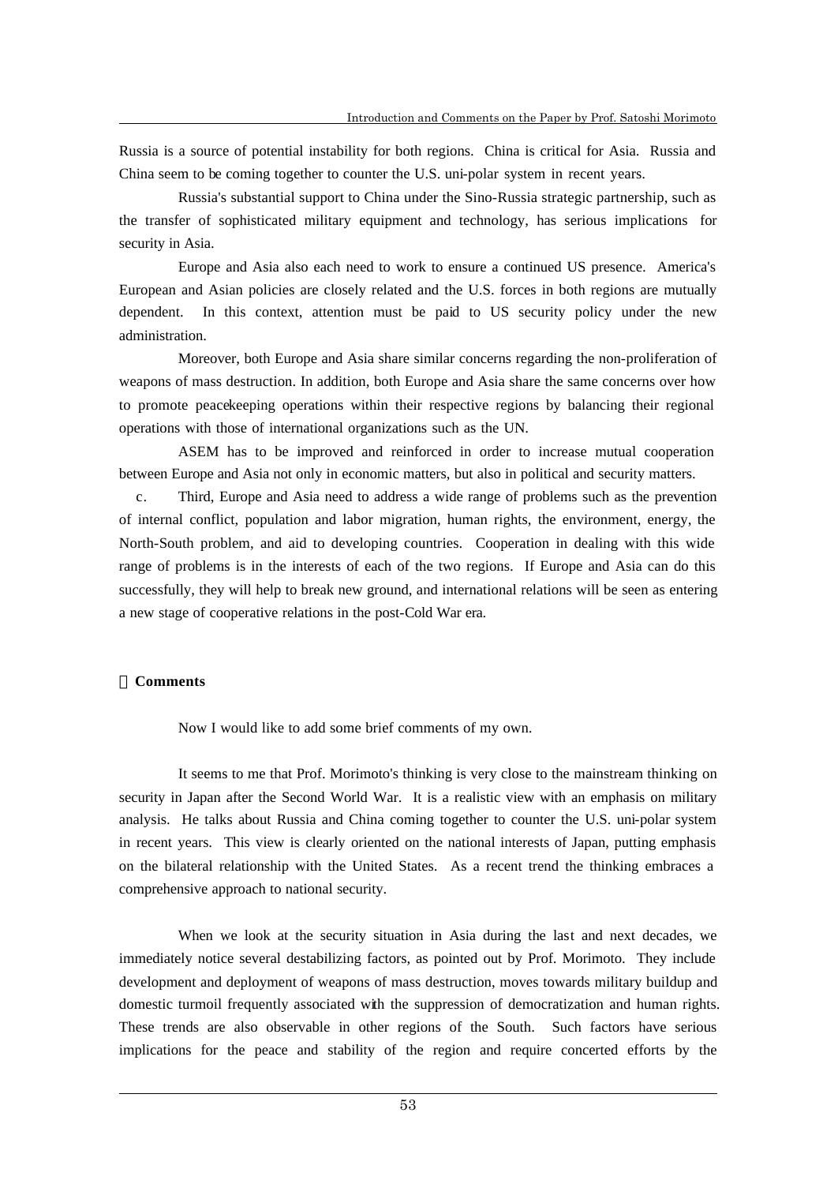Russia is a source of potential instability for both regions. China is critical for Asia. Russia and China seem to be coming together to counter the U.S. uni-polar system in recent years.

Russia's substantial support to China under the Sino-Russia strategic partnership, such as the transfer of sophisticated military equipment and technology, has serious implications for security in Asia.

Europe and Asia also each need to work to ensure a continued US presence. America's European and Asian policies are closely related and the U.S. forces in both regions are mutually dependent. In this context, attention must be paid to US security policy under the new administration.

Moreover, both Europe and Asia share similar concerns regarding the non-proliferation of weapons of mass destruction. In addition, both Europe and Asia share the same concerns over how to promote peacekeeping operations within their respective regions by balancing their regional operations with those of international organizations such as the UN.

ASEM has to be improved and reinforced in order to increase mutual cooperation between Europe and Asia not only in economic matters, but also in political and security matters.

c. Third, Europe and Asia need to address a wide range of problems such as the prevention of internal conflict, population and labor migration, human rights, the environment, energy, the North-South problem, and aid to developing countries. Cooperation in dealing with this wide range of problems is in the interests of each of the two regions. If Europe and Asia can do this successfully, they will help to break new ground, and international relations will be seen as entering a new stage of cooperative relations in the post-Cold War era.

**Comments**

Now I would like to add some brief comments of my own.

It seems to me that Prof. Morimoto's thinking is very close to the mainstream thinking on security in Japan after the Second World War. It is a realistic view with an emphasis on military analysis. He talks about Russia and China coming together to counter the U.S. uni-polar system in recent years. This view is clearly oriented on the national interests of Japan, putting emphasis on the bilateral relationship with the United States. As a recent trend the thinking embraces a comprehensive approach to national security.

When we look at the security situation in Asia during the last and next decades, we immediately notice several destabilizing factors, as pointed out by Prof. Morimoto. They include development and deployment of weapons of mass destruction, moves towards military buildup and domestic turmoil frequently associated with the suppression of democratization and human rights. These trends are also observable in other regions of the South. Such factors have serious implications for the peace and stability of the region and require concerted efforts by the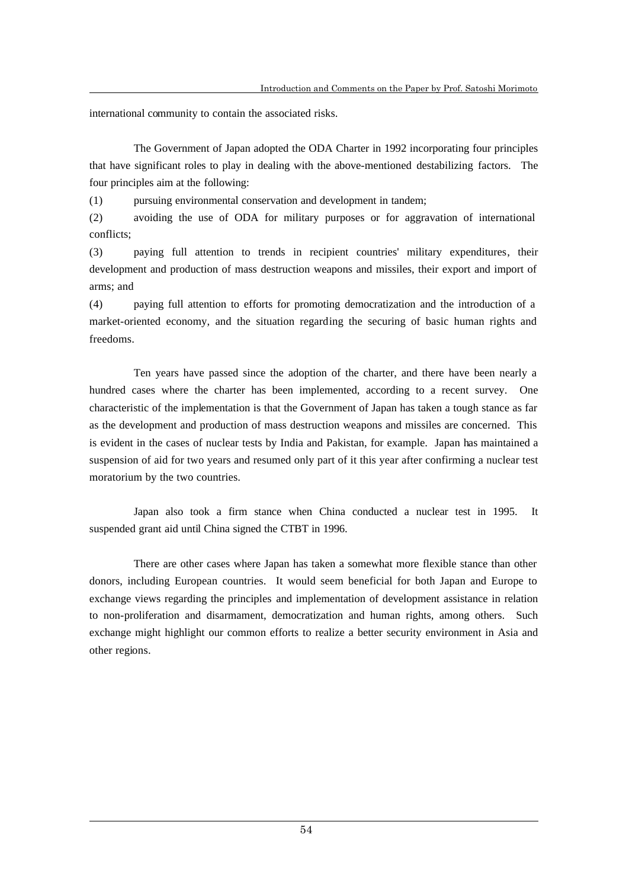international community to contain the associated risks.

The Government of Japan adopted the ODA Charter in 1992 incorporating four principles that have significant roles to play in dealing with the above-mentioned destabilizing factors. The four principles aim at the following:

(1) pursuing environmental conservation and development in tandem;

(2) avoiding the use of ODA for military purposes or for aggravation of international conflicts;

(3) paying full attention to trends in recipient countries' military expenditures, their development and production of mass destruction weapons and missiles, their export and import of arms; and

(4) paying full attention to efforts for promoting democratization and the introduction of a market-oriented economy, and the situation regarding the securing of basic human rights and freedoms.

Ten years have passed since the adoption of the charter, and there have been nearly a hundred cases where the charter has been implemented, according to a recent survey. One characteristic of the implementation is that the Government of Japan has taken a tough stance as far as the development and production of mass destruction weapons and missiles are concerned. This is evident in the cases of nuclear tests by India and Pakistan, for example. Japan has maintained a suspension of aid for two years and resumed only part of it this year after confirming a nuclear test moratorium by the two countries.

Japan also took a firm stance when China conducted a nuclear test in 1995. It suspended grant aid until China signed the CTBT in 1996.

There are other cases where Japan has taken a somewhat more flexible stance than other donors, including European countries. It would seem beneficial for both Japan and Europe to exchange views regarding the principles and implementation of development assistance in relation to non-proliferation and disarmament, democratization and human rights, among others. Such exchange might highlight our common efforts to realize a better security environment in Asia and other regions.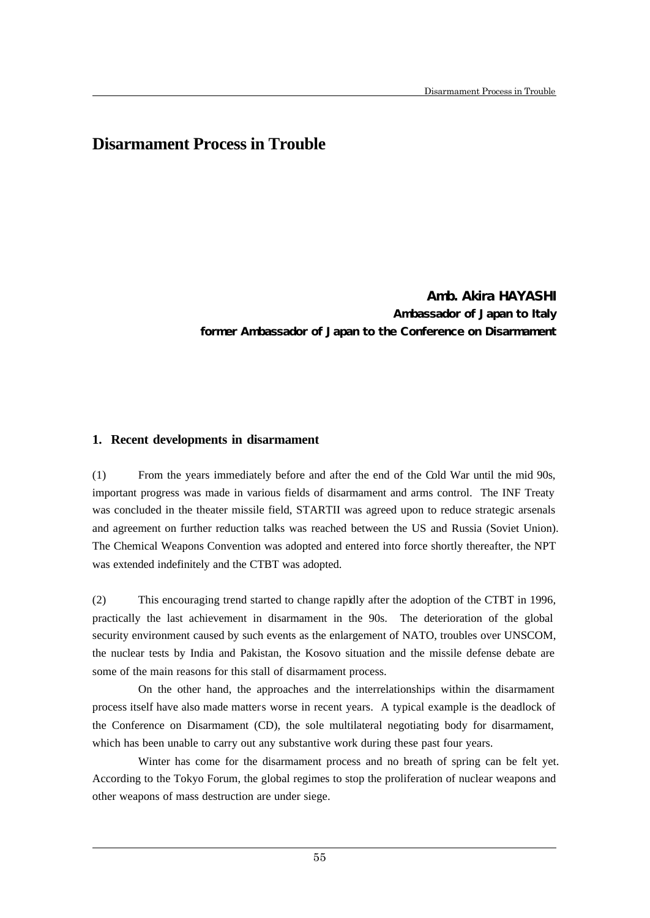# Disarmament Process in Trouble

**Amb. Akira HAYASHI**
**Ambassador of Japan to Italy**
**former Ambassador of Japan to the Conference on Disarmament**

## 1. Recent developments in disarmament

(1) From the years immediately before and after the end of the Cold War until the mid 90s, important progress was made in various fields of disarmament and arms control. The INF Treaty was concluded in the theater missile field, STARTII was agreed upon to reduce strategic arsenals and agreement on further reduction talks was reached between the US and Russia (Soviet Union). The Chemical Weapons Convention was adopted and entered into force shortly thereafter, the NPT was extended indefinitely and the CTBT was adopted.

(2) This encouraging trend started to change rapidly after the adoption of the CTBT in 1996, practically the last achievement in disarmament in the 90s. The deterioration of the global security environment caused by such events as the enlargement of NATO, troubles over UNSCOM, the nuclear tests by India and Pakistan, the Kosovo situation and the missile defense debate are some of the main reasons for this stall of disarmament process.

On the other hand, the approaches and the interrelationships within the disarmament process itself have also made matters worse in recent years. A typical example is the deadlock of the Conference on Disarmament (CD), the sole multilateral negotiating body for disarmament, which has been unable to carry out any substantive work during these past four years.

Winter has come for the disarmament process and no breath of spring can be felt yet. According to the Tokyo Forum, the global regimes to stop the proliferation of nuclear weapons and other weapons of mass destruction are under siege.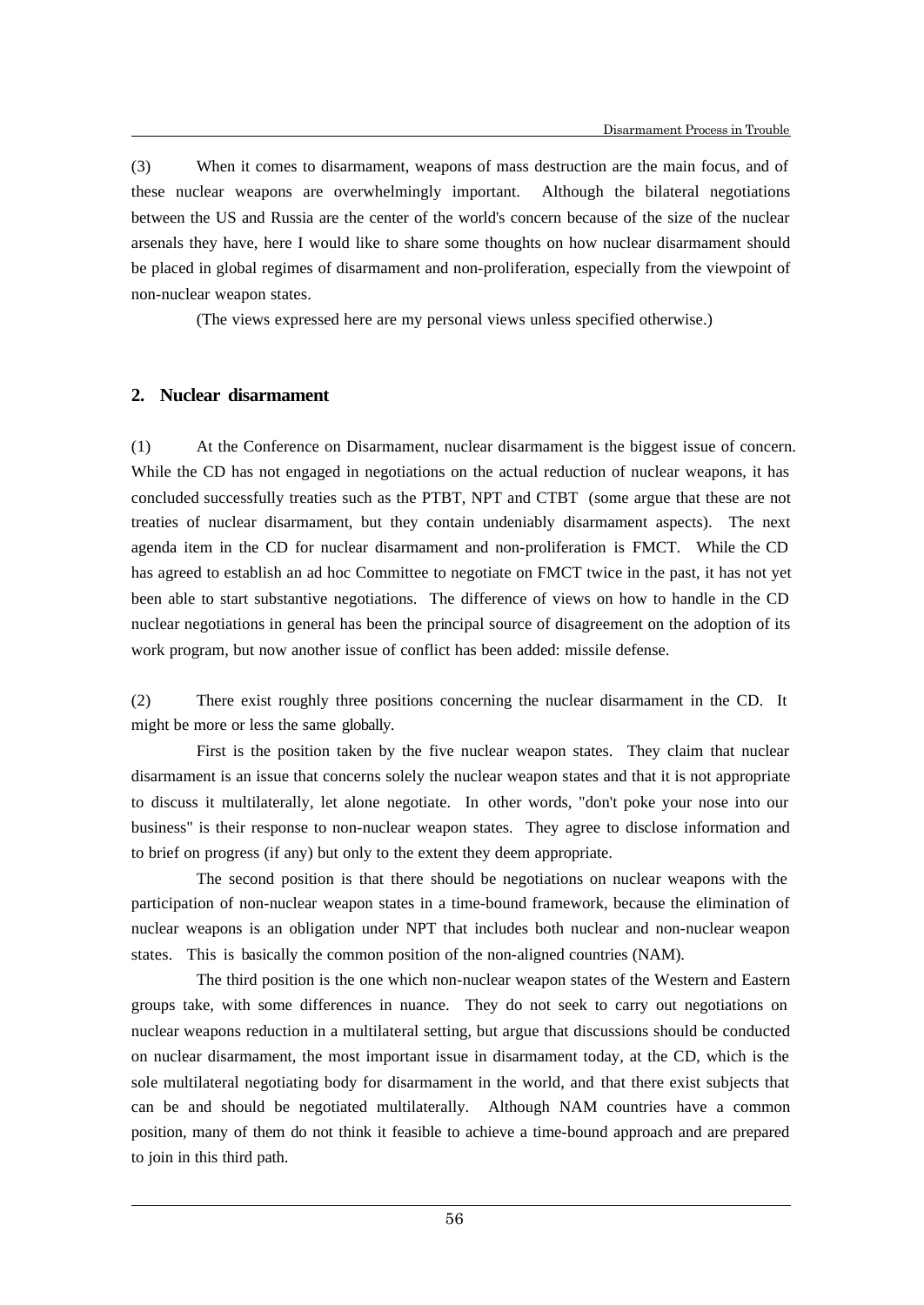(3) When it comes to disarmament, weapons of mass destruction are the main focus, and of these nuclear weapons are overwhelmingly important. Although the bilateral negotiations between the US and Russia are the center of the world's concern because of the size of the nuclear arsenals they have, here I would like to share some thoughts on how nuclear disarmament should be placed in global regimes of disarmament and non-proliferation, especially from the viewpoint of non-nuclear weapon states.

(The views expressed here are my personal views unless specified otherwise.)

## 2. Nuclear disarmament

(1) At the Conference on Disarmament, nuclear disarmament is the biggest issue of concern. While the CD has not engaged in negotiations on the actual reduction of nuclear weapons, it has concluded successfully treaties such as the PTBT, NPT and CTBT (some argue that these are not treaties of nuclear disarmament, but they contain undeniably disarmament aspects). The next agenda item in the CD for nuclear disarmament and non-proliferation is FMCT. While the CD has agreed to establish an ad hoc Committee to negotiate on FMCT twice in the past, it has not yet been able to start substantive negotiations. The difference of views on how to handle in the CD nuclear negotiations in general has been the principal source of disagreement on the adoption of its work program, but now another issue of conflict has been added: missile defense.

(2) There exist roughly three positions concerning the nuclear disarmament in the CD. It might be more or less the same globally.

First is the position taken by the five nuclear weapon states. They claim that nuclear disarmament is an issue that concerns solely the nuclear weapon states and that it is not appropriate to discuss it multilaterally, let alone negotiate. In other words, "don't poke your nose into our business" is their response to non-nuclear weapon states. They agree to disclose information and to brief on progress (if any) but only to the extent they deem appropriate.

The second position is that there should be negotiations on nuclear weapons with the participation of non-nuclear weapon states in a time-bound framework, because the elimination of nuclear weapons is an obligation under NPT that includes both nuclear and non-nuclear weapon states. This is basically the common position of the non-aligned countries (NAM).

The third position is the one which non-nuclear weapon states of the Western and Eastern groups take, with some differences in nuance. They do not seek to carry out negotiations on nuclear weapons reduction in a multilateral setting, but argue that discussions should be conducted on nuclear disarmament, the most important issue in disarmament today, at the CD, which is the sole multilateral negotiating body for disarmament in the world, and that there exist subjects that can be and should be negotiated multilaterally. Although NAM countries have a common position, many of them do not think it feasible to achieve a time-bound approach and are prepared to join in this third path.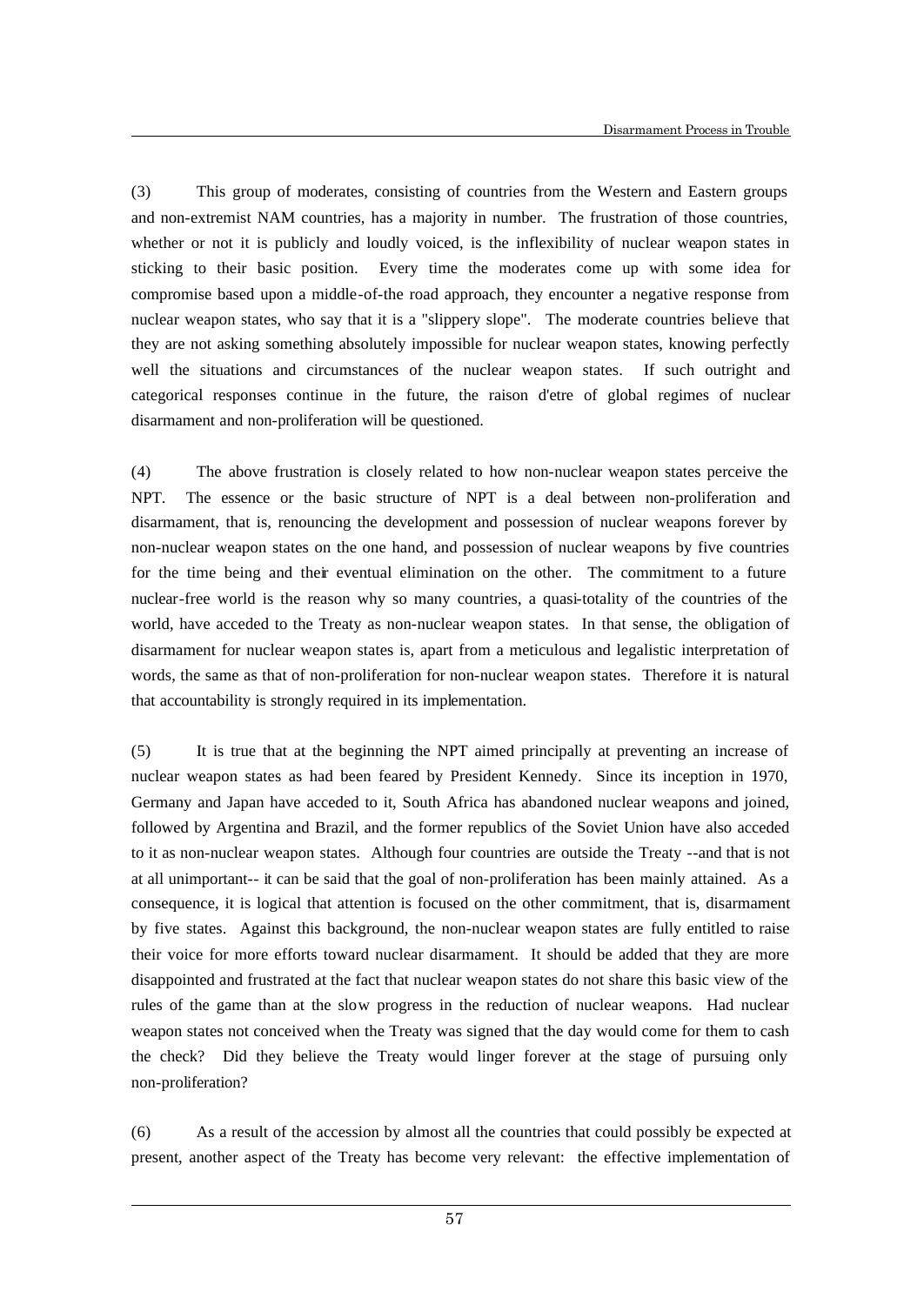(3) This group of moderates, consisting of countries from the Western and Eastern groups and non-extremist NAM countries, has a majority in number. The frustration of those countries, whether or not it is publicly and loudly voiced, is the inflexibility of nuclear weapon states in sticking to their basic position. Every time the moderates come up with some idea for compromise based upon a middle-of-the road approach, they encounter a negative response from nuclear weapon states, who say that it is a "slippery slope". The moderate countries believe that they are not asking something absolutely impossible for nuclear weapon states, knowing perfectly well the situations and circumstances of the nuclear weapon states. If such outright and categorical responses continue in the future, the raison d'etre of global regimes of nuclear disarmament and non-proliferation will be questioned.

(4) The above frustration is closely related to how non-nuclear weapon states perceive the NPT. The essence or the basic structure of NPT is a deal between non-proliferation and disarmament, that is, renouncing the development and possession of nuclear weapons forever by non-nuclear weapon states on the one hand, and possession of nuclear weapons by five countries for the time being and their eventual elimination on the other. The commitment to a future nuclear-free world is the reason why so many countries, a quasi-totality of the countries of the world, have acceded to the Treaty as non-nuclear weapon states. In that sense, the obligation of disarmament for nuclear weapon states is, apart from a meticulous and legalistic interpretation of words, the same as that of non-proliferation for non-nuclear weapon states. Therefore it is natural that accountability is strongly required in its implementation.

(5) It is true that at the beginning the NPT aimed principally at preventing an increase of nuclear weapon states as had been feared by President Kennedy. Since its inception in 1970, Germany and Japan have acceded to it, South Africa has abandoned nuclear weapons and joined, followed by Argentina and Brazil, and the former republics of the Soviet Union have also acceded to it as non-nuclear weapon states. Although four countries are outside the Treaty --and that is not at all unimportant-- it can be said that the goal of non-proliferation has been mainly attained. As a consequence, it is logical that attention is focused on the other commitment, that is, disarmament by five states. Against this background, the non-nuclear weapon states are fully entitled to raise their voice for more efforts toward nuclear disarmament. It should be added that they are more disappointed and frustrated at the fact that nuclear weapon states do not share this basic view of the rules of the game than at the slow progress in the reduction of nuclear weapons. Had nuclear weapon states not conceived when the Treaty was signed that the day would come for them to cash the check? Did they believe the Treaty would linger forever at the stage of pursuing only non-proliferation?

(6) As a result of the accession by almost all the countries that could possibly be expected at present, another aspect of the Treaty has become very relevant: the effective implementation of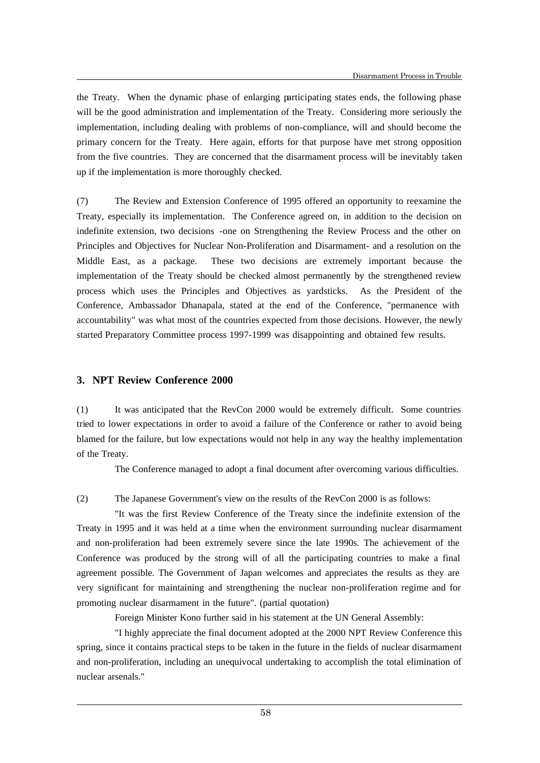the Treaty. When the dynamic phase of enlarging participating states ends, the following phase will be the good administration and implementation of the Treaty. Considering more seriously the implementation, including dealing with problems of non-compliance, will and should become the primary concern for the Treaty. Here again, efforts for that purpose have met strong opposition from the five countries. They are concerned that the disarmament process will be inevitably taken up if the implementation is more thoroughly checked.

(7) The Review and Extension Conference of 1995 offered an opportunity to reexamine the Treaty, especially its implementation. The Conference agreed on, in addition to the decision on indefinite extension, two decisions -one on Strengthening the Review Process and the other on Principles and Objectives for Nuclear Non-Proliferation and Disarmament- and a resolution on the Middle East, as a package. These two decisions are extremely important because the implementation of the Treaty should be checked almost permanently by the strengthened review process which uses the Principles and Objectives as yardsticks. As the President of the Conference, Ambassador Dhanapala, stated at the end of the Conference, "permanence with accountability" was what most of the countries expected from those decisions. However, the newly started Preparatory Committee process 1997-1999 was disappointing and obtained few results.

## 3. NPT Review Conference 2000

(1) It was anticipated that the RevCon 2000 would be extremely difficult. Some countries tried to lower expectations in order to avoid a failure of the Conference or rather to avoid being blamed for the failure, but low expectations would not help in any way the healthy implementation of the Treaty.

The Conference managed to adopt a final document after overcoming various difficulties.

(2) The Japanese Government's view on the results of the RevCon 2000 is as follows:

"It was the first Review Conference of the Treaty since the indefinite extension of the Treaty in 1995 and it was held at a time when the environment surrounding nuclear disarmament and non-proliferation had been extremely severe since the late 1990s. The achievement of the Conference was produced by the strong will of all the participating countries to make a final agreement possible. The Government of Japan welcomes and appreciates the results as they are very significant for maintaining and strengthening the nuclear non-proliferation regime and for promoting nuclear disarmament in the future". (partial quotation)

Foreign Minister Kono further said in his statement at the UN General Assembly:

"I highly appreciate the final document adopted at the 2000 NPT Review Conference this spring, since it contains practical steps to be taken in the future in the fields of nuclear disarmament and non-proliferation, including an unequivocal undertaking to accomplish the total elimination of nuclear arsenals."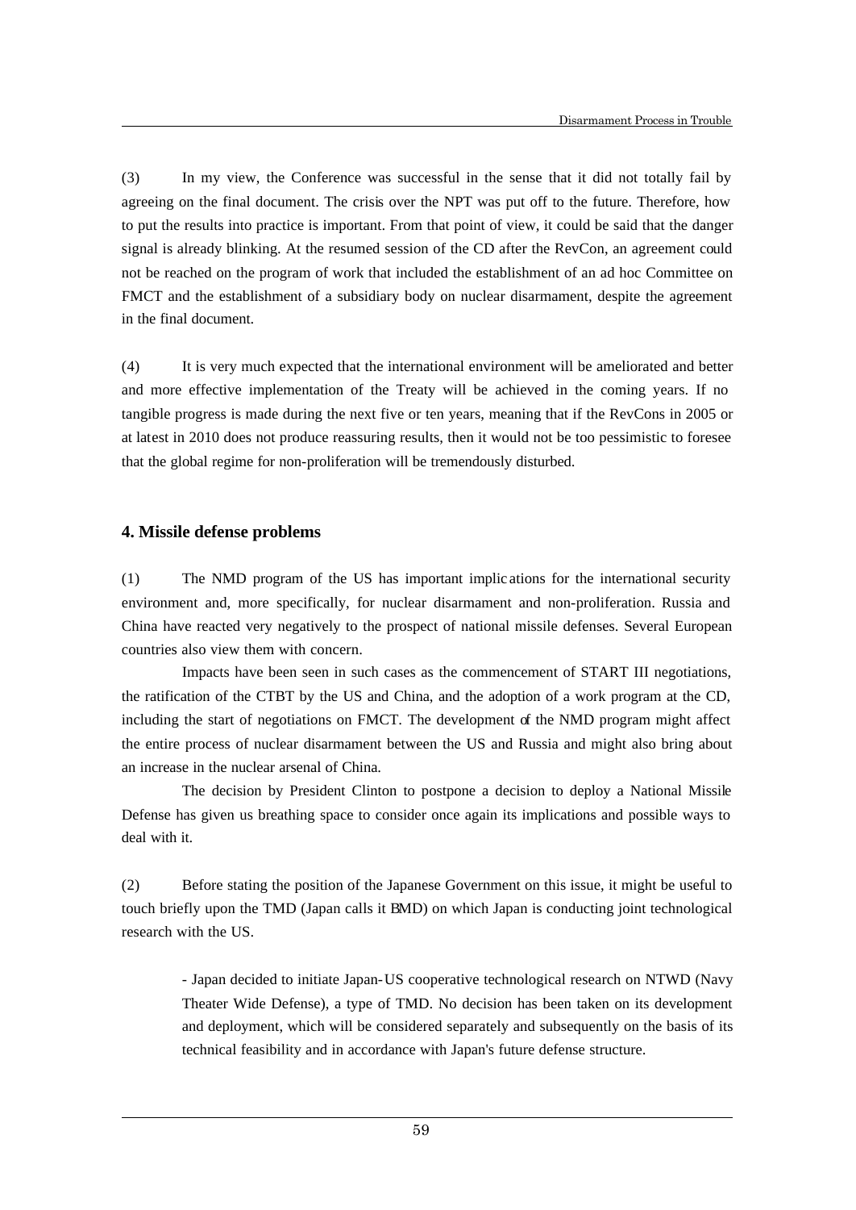(3) In my view, the Conference was successful in the sense that it did not totally fail by agreeing on the final document. The crisis over the NPT was put off to the future. Therefore, how to put the results into practice is important. From that point of view, it could be said that the danger signal is already blinking. At the resumed session of the CD after the RevCon, an agreement could not be reached on the program of work that included the establishment of an ad hoc Committee on FMCT and the establishment of a subsidiary body on nuclear disarmament, despite the agreement in the final document.

(4) It is very much expected that the international environment will be ameliorated and better and more effective implementation of the Treaty will be achieved in the coming years. If no tangible progress is made during the next five or ten years, meaning that if the RevCons in 2005 or at latest in 2010 does not produce reassuring results, then it would not be too pessimistic to foresee that the global regime for non-proliferation will be tremendously disturbed.

### 4. Missile defense problems

(1) The NMD program of the US has important implications for the international security environment and, more specifically, for nuclear disarmament and non-proliferation. Russia and China have reacted very negatively to the prospect of national missile defenses. Several European countries also view them with concern.

Impacts have been seen in such cases as the commencement of START III negotiations, the ratification of the CTBT by the US and China, and the adoption of a work program at the CD, including the start of negotiations on FMCT. The development of the NMD program might affect the entire process of nuclear disarmament between the US and Russia and might also bring about an increase in the nuclear arsenal of China.

The decision by President Clinton to postpone a decision to deploy a National Missile Defense has given us breathing space to consider once again its implications and possible ways to deal with it.

(2) Before stating the position of the Japanese Government on this issue, it might be useful to touch briefly upon the TMD (Japan calls it BMD) on which Japan is conducting joint technological research with the US.

> - Japan decided to initiate Japan-US cooperative technological research on NTWD (Navy Theater Wide Defense), a type of TMD. No decision has been taken on its development and deployment, which will be considered separately and subsequently on the basis of its technical feasibility and in accordance with Japan's future defense structure.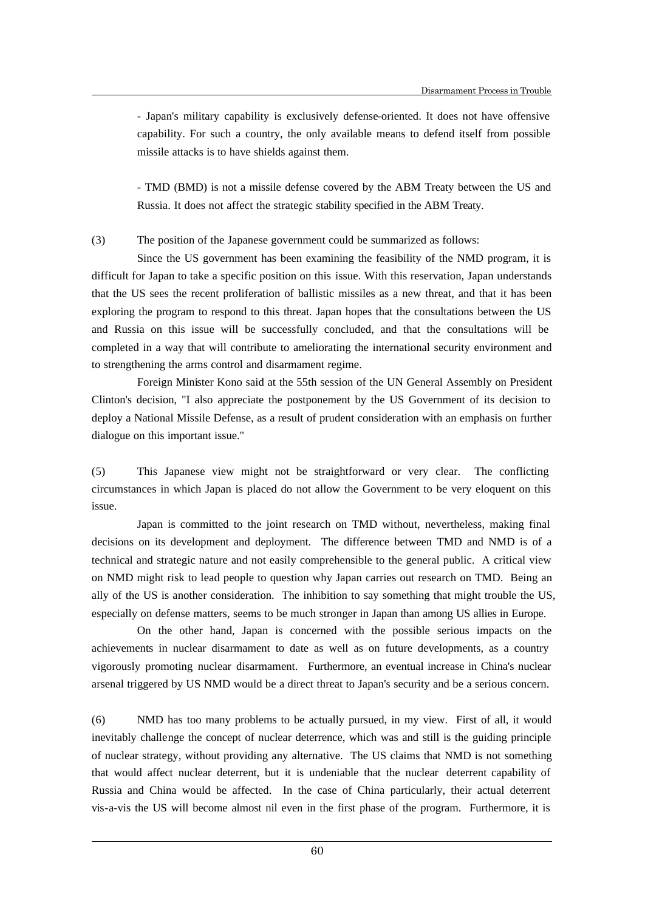- Japan's military capability is exclusively defense-oriented. It does not have offensive capability. For such a country, the only available means to defend itself from possible missile attacks is to have shields against them.

- TMD (BMD) is not a missile defense covered by the ABM Treaty between the US and Russia. It does not affect the strategic stability specified in the ABM Treaty.

(3) The position of the Japanese government could be summarized as follows:

Since the US government has been examining the feasibility of the NMD program, it is difficult for Japan to take a specific position on this issue. With this reservation, Japan understands that the US sees the recent proliferation of ballistic missiles as a new threat, and that it has been exploring the program to respond to this threat. Japan hopes that the consultations between the US and Russia on this issue will be successfully concluded, and that the consultations will be completed in a way that will contribute to ameliorating the international security environment and to strengthening the arms control and disarmament regime.

Foreign Minister Kono said at the 55th session of the UN General Assembly on President Clinton's decision, "I also appreciate the postponement by the US Government of its decision to deploy a National Missile Defense, as a result of prudent consideration with an emphasis on further dialogue on this important issue."

(5) This Japanese view might not be straightforward or very clear. The conflicting circumstances in which Japan is placed do not allow the Government to be very eloquent on this issue.

Japan is committed to the joint research on TMD without, nevertheless, making final decisions on its development and deployment. The difference between TMD and NMD is of a technical and strategic nature and not easily comprehensible to the general public. A critical view on NMD might risk to lead people to question why Japan carries out research on TMD. Being an ally of the US is another consideration. The inhibition to say something that might trouble the US, especially on defense matters, seems to be much stronger in Japan than among US allies in Europe.

On the other hand, Japan is concerned with the possible serious impacts on the achievements in nuclear disarmament to date as well as on future developments, as a country vigorously promoting nuclear disarmament. Furthermore, an eventual increase in China's nuclear arsenal triggered by US NMD would be a direct threat to Japan's security and be a serious concern.

(6) NMD has too many problems to be actually pursued, in my view. First of all, it would inevitably challenge the concept of nuclear deterrence, which was and still is the guiding principle of nuclear strategy, without providing any alternative. The US claims that NMD is not something that would affect nuclear deterrent, but it is undeniable that the nuclear deterrent capability of Russia and China would be affected. In the case of China particularly, their actual deterrent vis-a-vis the US will become almost nil even in the first phase of the program. Furthermore, it is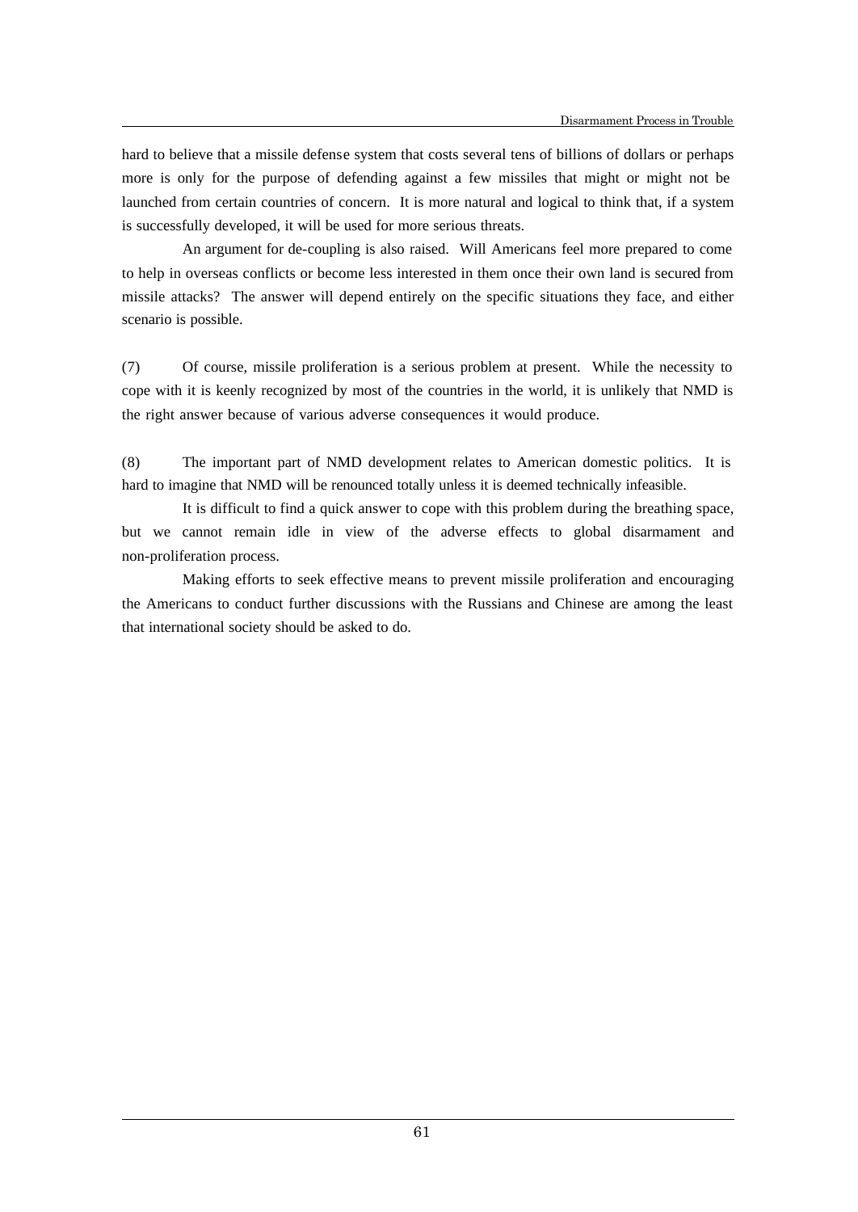hard to believe that a missile defense system that costs several tens of billions of dollars or perhaps more is only for the purpose of defending against a few missiles that might or might not be launched from certain countries of concern. It is more natural and logical to think that, if a system is successfully developed, it will be used for more serious threats.

An argument for de-coupling is also raised. Will Americans feel more prepared to come to help in overseas conflicts or become less interested in them once their own land is secured from missile attacks? The answer will depend entirely on the specific situations they face, and either scenario is possible.

(7) Of course, missile proliferation is a serious problem at present. While the necessity to cope with it is keenly recognized by most of the countries in the world, it is unlikely that NMD is the right answer because of various adverse consequences it would produce.

(8) The important part of NMD development relates to American domestic politics. It is hard to imagine that NMD will be renounced totally unless it is deemed technically infeasible.

It is difficult to find a quick answer to cope with this problem during the breathing space, but we cannot remain idle in view of the adverse effects to global disarmament and non-proliferation process.

Making efforts to seek effective means to prevent missile proliferation and encouraging the Americans to conduct further discussions with the Russians and Chinese are among the least that international society should be asked to do.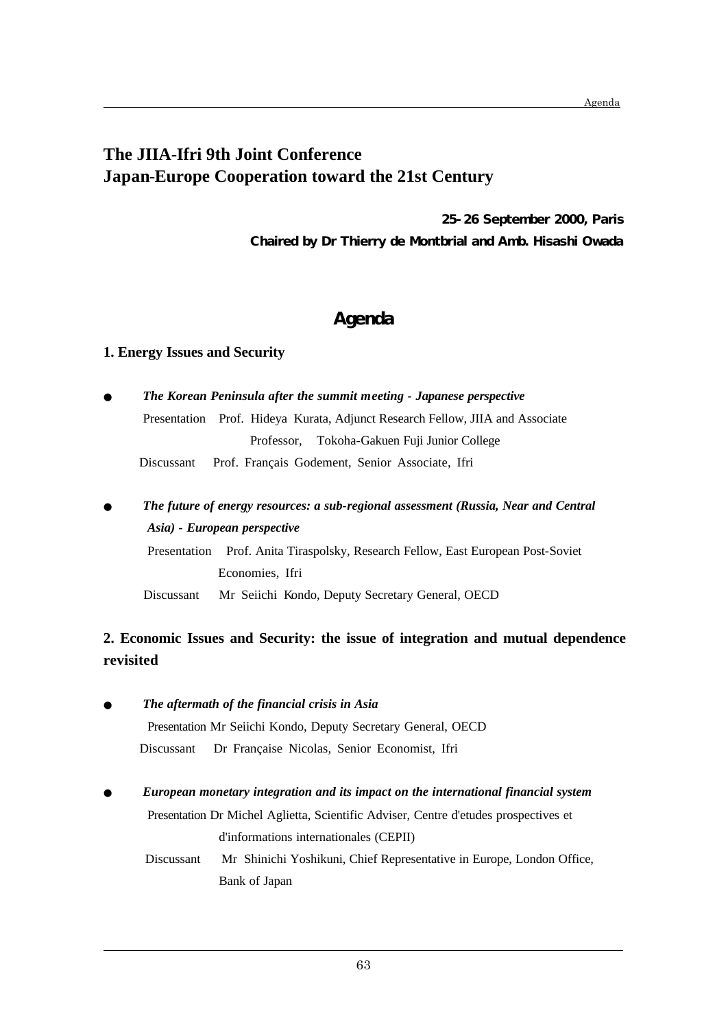# The JIIA-Ifri 9th Joint Conference
# Japan-Europe Cooperation toward the 21st Century

**25-26 September 2000, Paris**

**Chaired by Dr Thierry de Montbrial and Amb. Hisashi Owada**

## Agenda

### 1. Energy Issues and Security

- ***The Korean Peninsula after the summit meeting - Japanese perspective***

  Presentation Prof. Hideya Kurata, Adjunct Research Fellow, JIIA and Associate Professor, Tokoha-Gakuen Fuji Junior College

  Discussant Prof. Français Godement, Senior Associate, Ifri

- ***The future of energy resources: a sub-regional assessment (Russia, Near and Central Asia) - European perspective***

  Presentation Prof. Anita Tiraspolsky, Research Fellow, East European Post-Soviet Economies, Ifri

  Discussant Mr Seiichi Kondo, Deputy Secretary General, OECD

### 2. Economic Issues and Security: the issue of integration and mutual dependence revisited

- ***The aftermath of the financial crisis in Asia***

  Presentation Mr Seiichi Kondo, Deputy Secretary General, OECD

  Discussant Dr Française Nicolas, Senior Economist, Ifri

- ***European monetary integration and its impact on the international financial system***

  Presentation Dr Michel Aglietta, Scientific Adviser, Centre d'etudes prospectives et d'informations internationales (CEPII)

  Discussant Mr Shinichi Yoshikuni, Chief Representative in Europe, London Office, Bank of Japan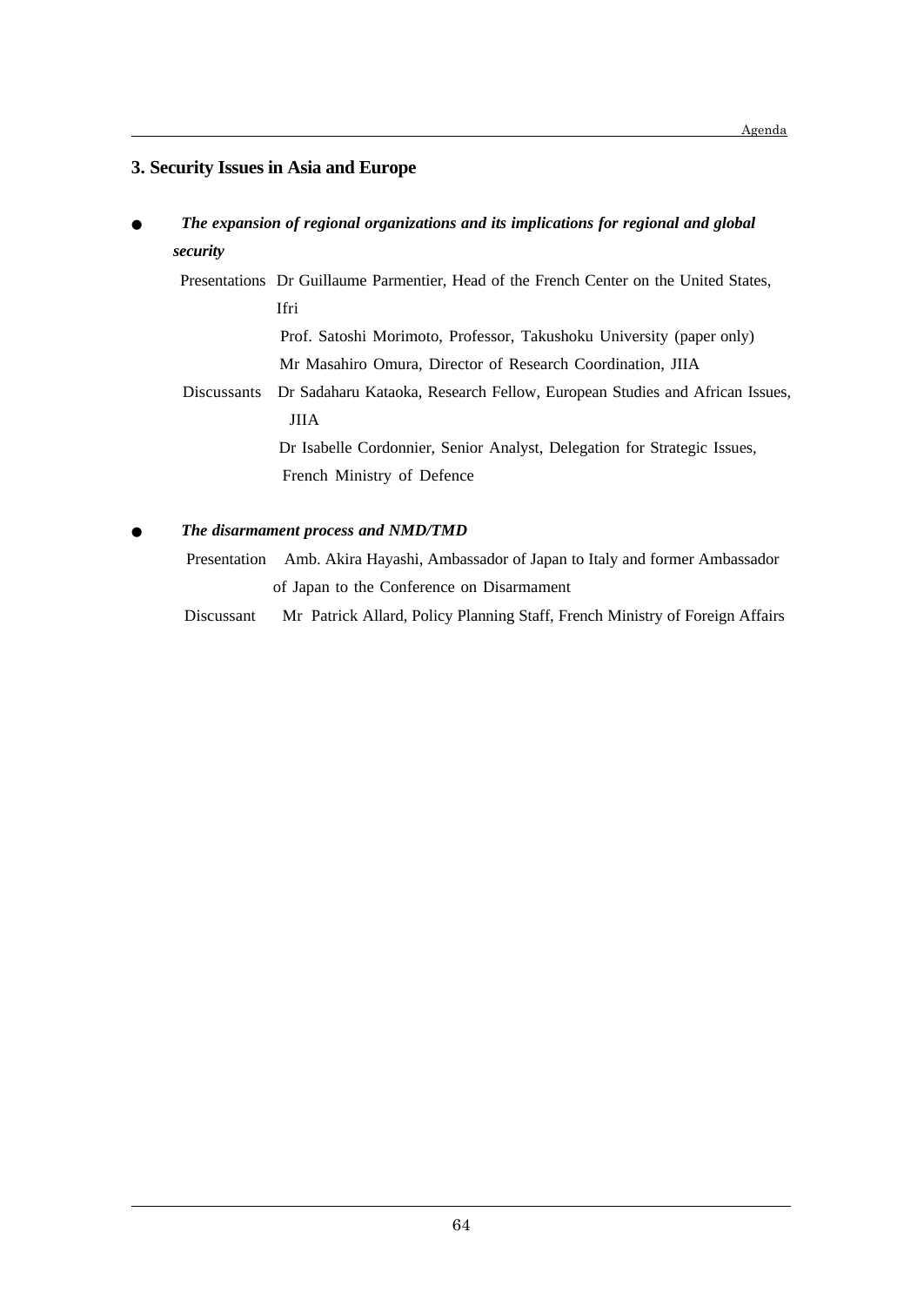### 3. Security Issues in Asia and Europe

- ***The expansion of regional organizations and its implications for regional and global security***

  Presentations Dr Guillaume Parmentier, Head of the French Center on the United States, Ifri

  Prof. Satoshi Morimoto, Professor, Takushoku University (paper only)

  Mr Masahiro Omura, Director of Research Coordination, JIIA

  Discussants Dr Sadaharu Kataoka, Research Fellow, European Studies and African Issues, JIIA

  Dr Isabelle Cordonnier, Senior Analyst, Delegation for Strategic Issues, French Ministry of Defence

- ***The disarmament process and NMD/TMD***

  Presentation Amb. Akira Hayashi, Ambassador of Japan to Italy and former Ambassador of Japan to the Conference on Disarmament

  Discussant Mr Patrick Allard, Policy Planning Staff, French Ministry of Foreign Affairs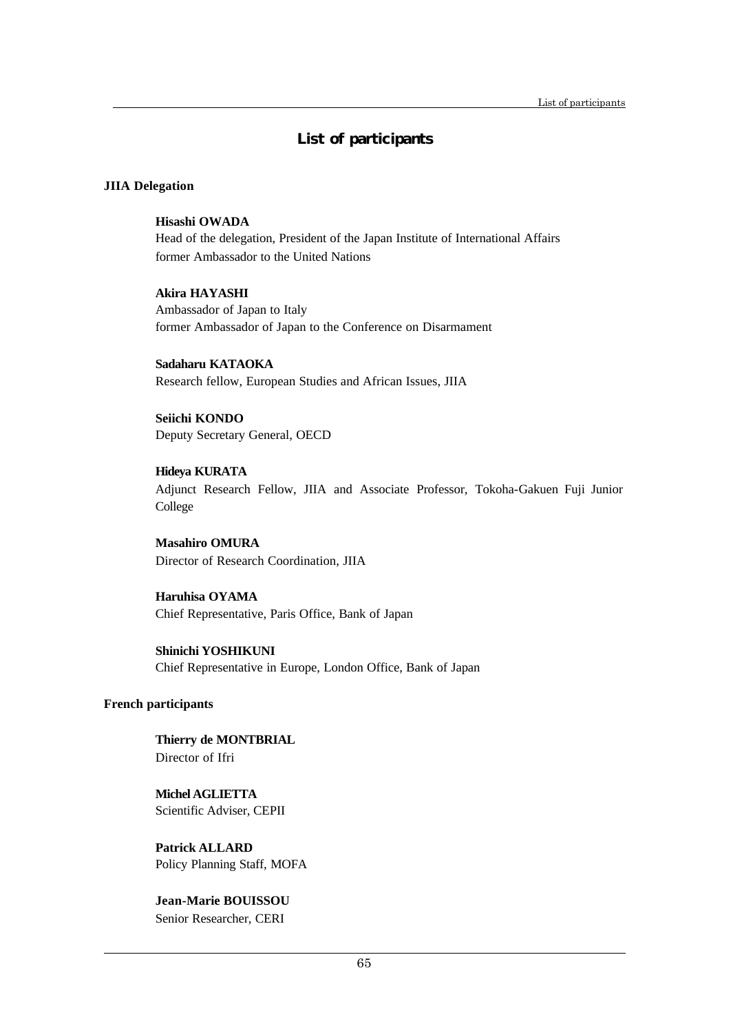# List of participants

## JIIA Delegation

**Hisashi OWADA**
Head of the delegation, President of the Japan Institute of International Affairs
former Ambassador to the United Nations

**Akira HAYASHI**
Ambassador of Japan to Italy
former Ambassador of Japan to the Conference on Disarmament

**Sadaharu KATAOKA**
Research fellow, European Studies and African Issues, JIIA

**Seiichi KONDO**
Deputy Secretary General, OECD

**Hideya KURATA**
Adjunct Research Fellow, JIIA and Associate Professor, Tokoha-Gakuen Fuji Junior College

**Masahiro OMURA**
Director of Research Coordination, JIIA

**Haruhisa OYAMA**
Chief Representative, Paris Office, Bank of Japan

**Shinichi YOSHIKUNI**
Chief Representative in Europe, London Office, Bank of Japan

## French participants

**Thierry de MONTBRIAL**
Director of Ifri

**Michel AGLIETTA**
Scientific Adviser, CEPII

**Patrick ALLARD**
Policy Planning Staff, MOFA

**Jean-Marie BOUISSOU**
Senior Researcher, CERI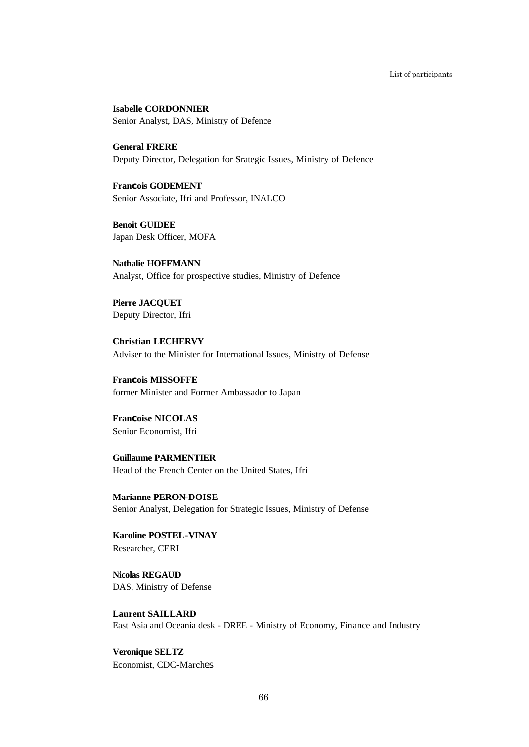**Isabelle CORDONNIER**
Senior Analyst, DAS, Ministry of Defence

**General FRERE**
Deputy Director, Delegation for Srategic Issues, Ministry of Defence

**François GODEMENT**
Senior Associate, Ifri and Professor, INALCO

**Benoit GUIDEE**
Japan Desk Officer, MOFA

**Nathalie HOFFMANN**
Analyst, Office for prospective studies, Ministry of Defence

**Pierre JACQUET**
Deputy Director, Ifri

**Christian LECHERVY**
Adviser to the Minister for International Issues, Ministry of Defense

**François MISSOFFE**
former Minister and Former Ambassador to Japan

**Françoise NICOLAS**
Senior Economist, Ifri

**Guillaume PARMENTIER**
Head of the French Center on the United States, Ifri

**Marianne PERON-DOISE**
Senior Analyst, Delegation for Strategic Issues, Ministry of Defense

**Karoline POSTEL-VINAY**
Researcher, CERI

**Nicolas REGAUD**
DAS, Ministry of Defense

**Laurent SAILLARD**
East Asia and Oceania desk - DREE - Ministry of Economy, Finance and Industry

**Veronique SELTZ**
Economist, CDC-Marchés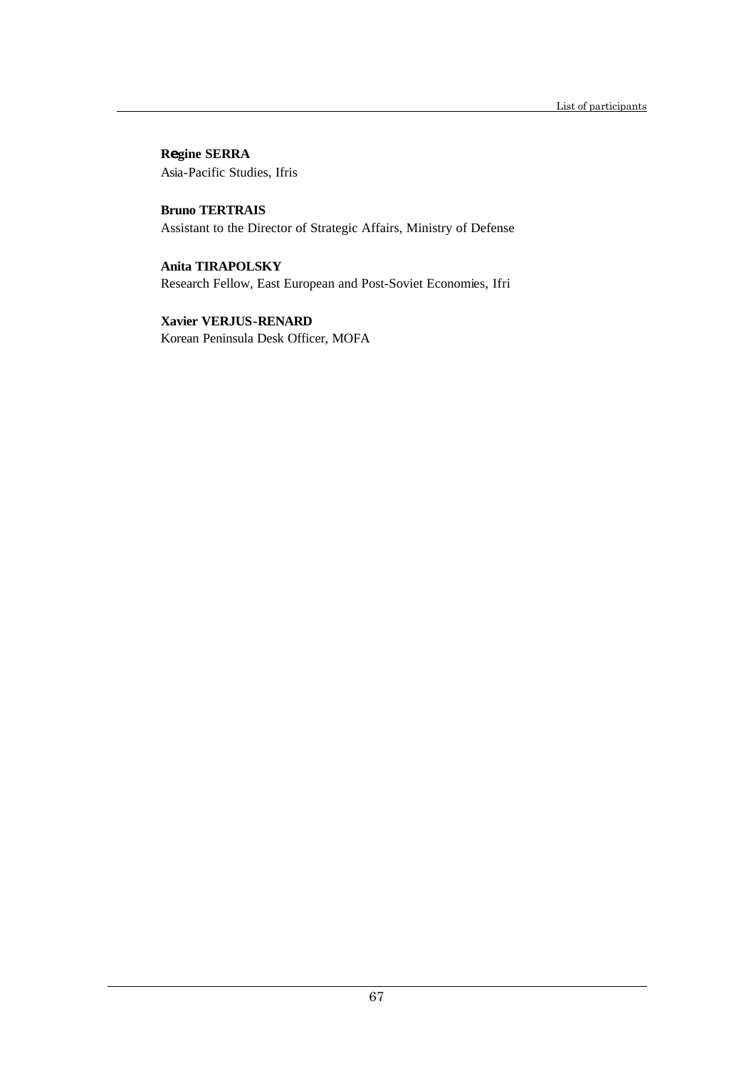**Regine SERRA**
Asia-Pacific Studies, Ifris

**Bruno TERTRAIS**
Assistant to the Director of Strategic Affairs, Ministry of Defense

**Anita TIRAPOLSKY**
Research Fellow, East European and Post-Soviet Economies, Ifri

**Xavier VERJUS-RENARD**
Korean Peninsula Desk Officer, MOFA